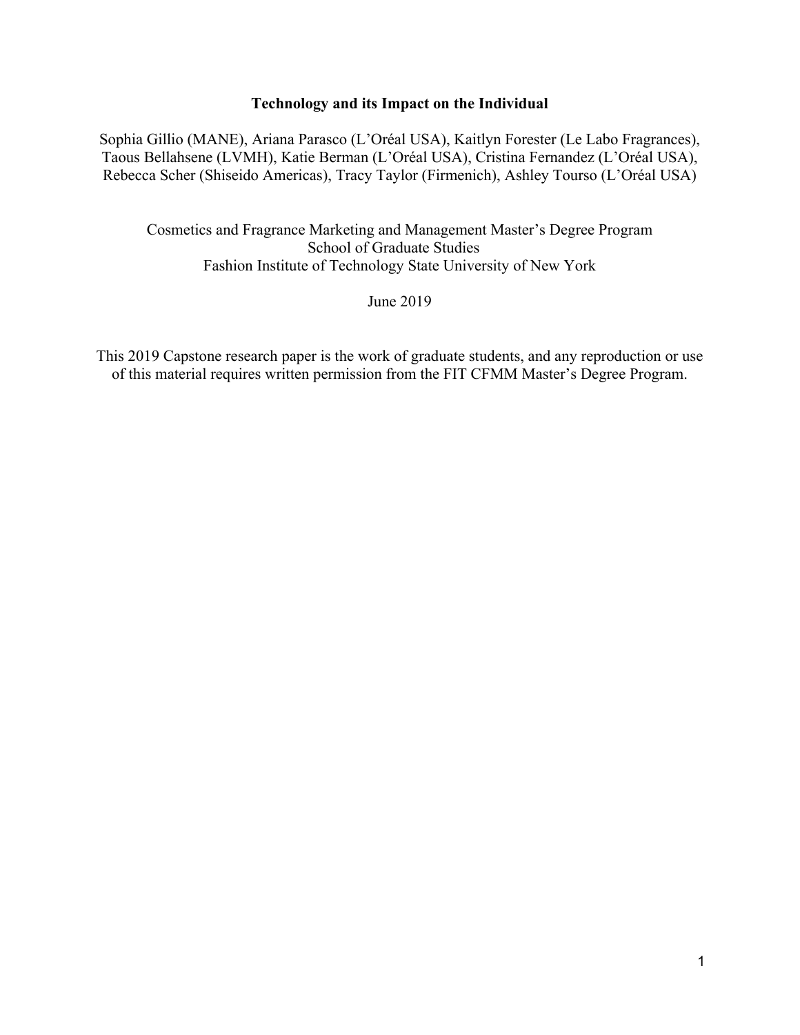# Technology and its Impact on the Individual

Sophia Gillio (MANE), Ariana Parasco (L'Oréal USA), Kaitlyn Forester (Le Labo Fragrances), Taous Bellahsene (LVMH), Katie Berman (L'Oréal USA), Cristina Fernandez (L'Oréal USA), Rebecca Scher (Shiseido Americas), Tracy Taylor (Firmenich), Ashley Tourso (L'Oréal USA)

Cosmetics and Fragrance Marketing and Management Master's Degree Program
School of Graduate Studies
Fashion Institute of Technology State University of New York

June 2019

This 2019 Capstone research paper is the work of graduate students, and any reproduction or use of this material requires written permission from the FIT CFMM Master's Degree Program.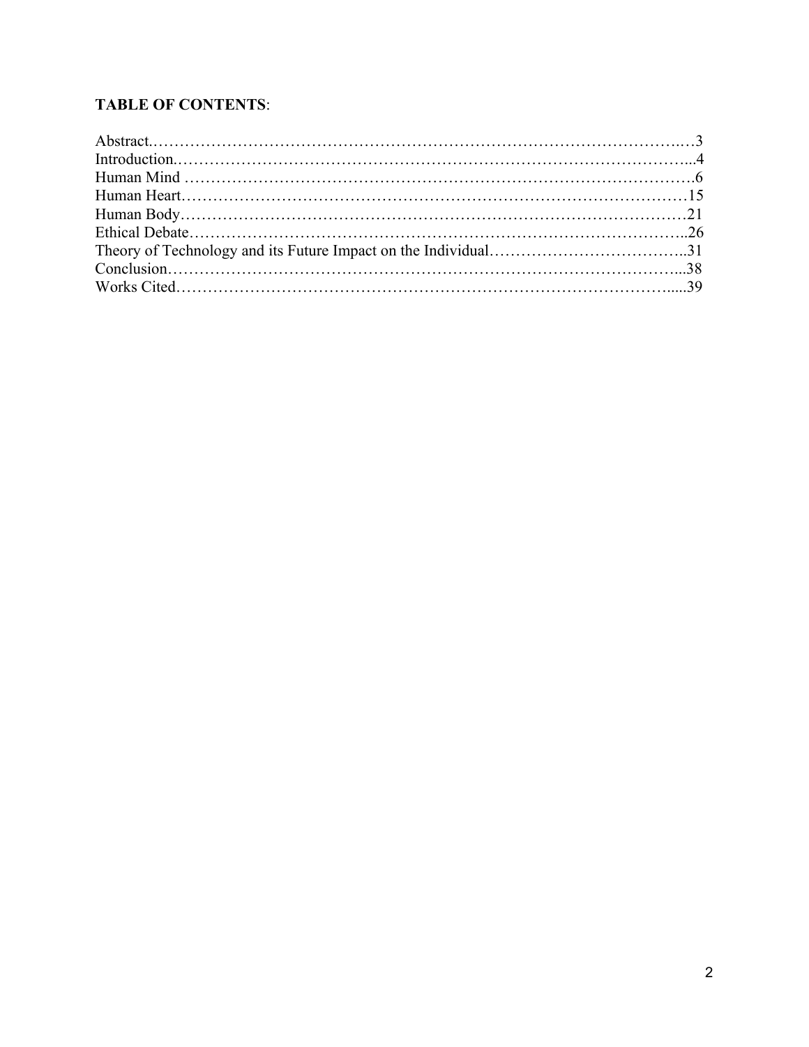**TABLE OF CONTENTS**:

Abstract……………………………………………………………………………………….…3
Introduction.…………………………………………………………………………………...4
Human Mind ………………………………………………………………………………….6
Human Heart…………………………………………………………………………………15
Human Body…………………………………………………………………………………21
Ethical Debate………………………………………………………………………………..26
Theory of Technology and its Future Impact on the Individual………………………………..31
Conclusion…………………………………………………………………………………...38
Works Cited…………………………………………………………………………….....39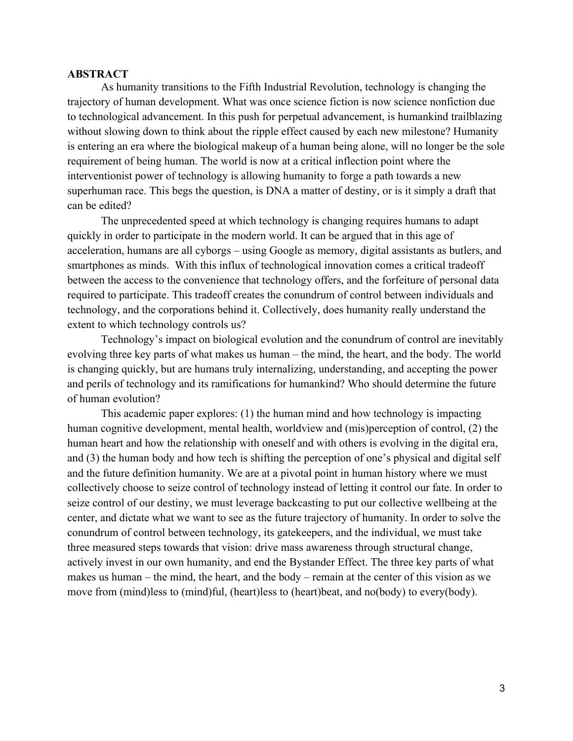**ABSTRACT**

As humanity transitions to the Fifth Industrial Revolution, technology is changing the trajectory of human development. What was once science fiction is now science nonfiction due to technological advancement. In this push for perpetual advancement, is humankind trailblazing without slowing down to think about the ripple effect caused by each new milestone? Humanity is entering an era where the biological makeup of a human being alone, will no longer be the sole requirement of being human. The world is now at a critical inflection point where the interventionist power of technology is allowing humanity to forge a path towards a new superhuman race. This begs the question, is DNA a matter of destiny, or is it simply a draft that can be edited?

The unprecedented speed at which technology is changing requires humans to adapt quickly in order to participate in the modern world. It can be argued that in this age of acceleration, humans are all cyborgs – using Google as memory, digital assistants as butlers, and smartphones as minds. With this influx of technological innovation comes a critical tradeoff between the access to the convenience that technology offers, and the forfeiture of personal data required to participate. This tradeoff creates the conundrum of control between individuals and technology, and the corporations behind it. Collectively, does humanity really understand the extent to which technology controls us?

Technology's impact on biological evolution and the conundrum of control are inevitably evolving three key parts of what makes us human – the mind, the heart, and the body. The world is changing quickly, but are humans truly internalizing, understanding, and accepting the power and perils of technology and its ramifications for humankind? Who should determine the future of human evolution?

This academic paper explores: (1) the human mind and how technology is impacting human cognitive development, mental health, worldview and (mis)perception of control, (2) the human heart and how the relationship with oneself and with others is evolving in the digital era, and (3) the human body and how tech is shifting the perception of one's physical and digital self and the future definition humanity. We are at a pivotal point in human history where we must collectively choose to seize control of technology instead of letting it control our fate. In order to seize control of our destiny, we must leverage backcasting to put our collective wellbeing at the center, and dictate what we want to see as the future trajectory of humanity. In order to solve the conundrum of control between technology, its gatekeepers, and the individual, we must take three measured steps towards that vision: drive mass awareness through structural change, actively invest in our own humanity, and end the Bystander Effect. The three key parts of what makes us human – the mind, the heart, and the body – remain at the center of this vision as we move from (mind)less to (mind)ful, (heart)less to (heart)beat, and no(body) to every(body).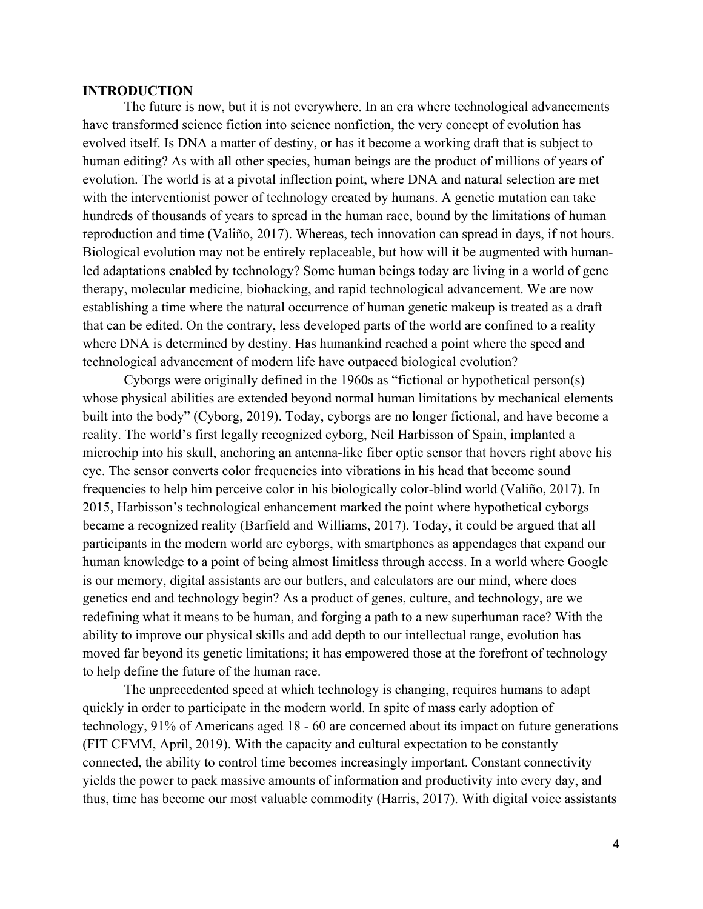## INTRODUCTION

The future is now, but it is not everywhere. In an era where technological advancements have transformed science fiction into science nonfiction, the very concept of evolution has evolved itself. Is DNA a matter of destiny, or has it become a working draft that is subject to human editing? As with all other species, human beings are the product of millions of years of evolution. The world is at a pivotal inflection point, where DNA and natural selection are met with the interventionist power of technology created by humans. A genetic mutation can take hundreds of thousands of years to spread in the human race, bound by the limitations of human reproduction and time (Valiño, 2017). Whereas, tech innovation can spread in days, if not hours. Biological evolution may not be entirely replaceable, but how will it be augmented with human-led adaptations enabled by technology? Some human beings today are living in a world of gene therapy, molecular medicine, biohacking, and rapid technological advancement. We are now establishing a time where the natural occurrence of human genetic makeup is treated as a draft that can be edited. On the contrary, less developed parts of the world are confined to a reality where DNA is determined by destiny. Has humankind reached a point where the speed and technological advancement of modern life have outpaced biological evolution?

Cyborgs were originally defined in the 1960s as "fictional or hypothetical person(s) whose physical abilities are extended beyond normal human limitations by mechanical elements built into the body" (Cyborg, 2019). Today, cyborgs are no longer fictional, and have become a reality. The world's first legally recognized cyborg, Neil Harbisson of Spain, implanted a microchip into his skull, anchoring an antenna-like fiber optic sensor that hovers right above his eye. The sensor converts color frequencies into vibrations in his head that become sound frequencies to help him perceive color in his biologically color-blind world (Valiño, 2017). In 2015, Harbisson's technological enhancement marked the point where hypothetical cyborgs became a recognized reality (Barfield and Williams, 2017). Today, it could be argued that all participants in the modern world are cyborgs, with smartphones as appendages that expand our human knowledge to a point of being almost limitless through access. In a world where Google is our memory, digital assistants are our butlers, and calculators are our mind, where does genetics end and technology begin? As a product of genes, culture, and technology, are we redefining what it means to be human, and forging a path to a new superhuman race? With the ability to improve our physical skills and add depth to our intellectual range, evolution has moved far beyond its genetic limitations; it has empowered those at the forefront of technology to help define the future of the human race.

The unprecedented speed at which technology is changing, requires humans to adapt quickly in order to participate in the modern world. In spite of mass early adoption of technology, 91% of Americans aged 18 - 60 are concerned about its impact on future generations (FIT CFMM, April, 2019). With the capacity and cultural expectation to be constantly connected, the ability to control time becomes increasingly important. Constant connectivity yields the power to pack massive amounts of information and productivity into every day, and thus, time has become our most valuable commodity (Harris, 2017). With digital voice assistants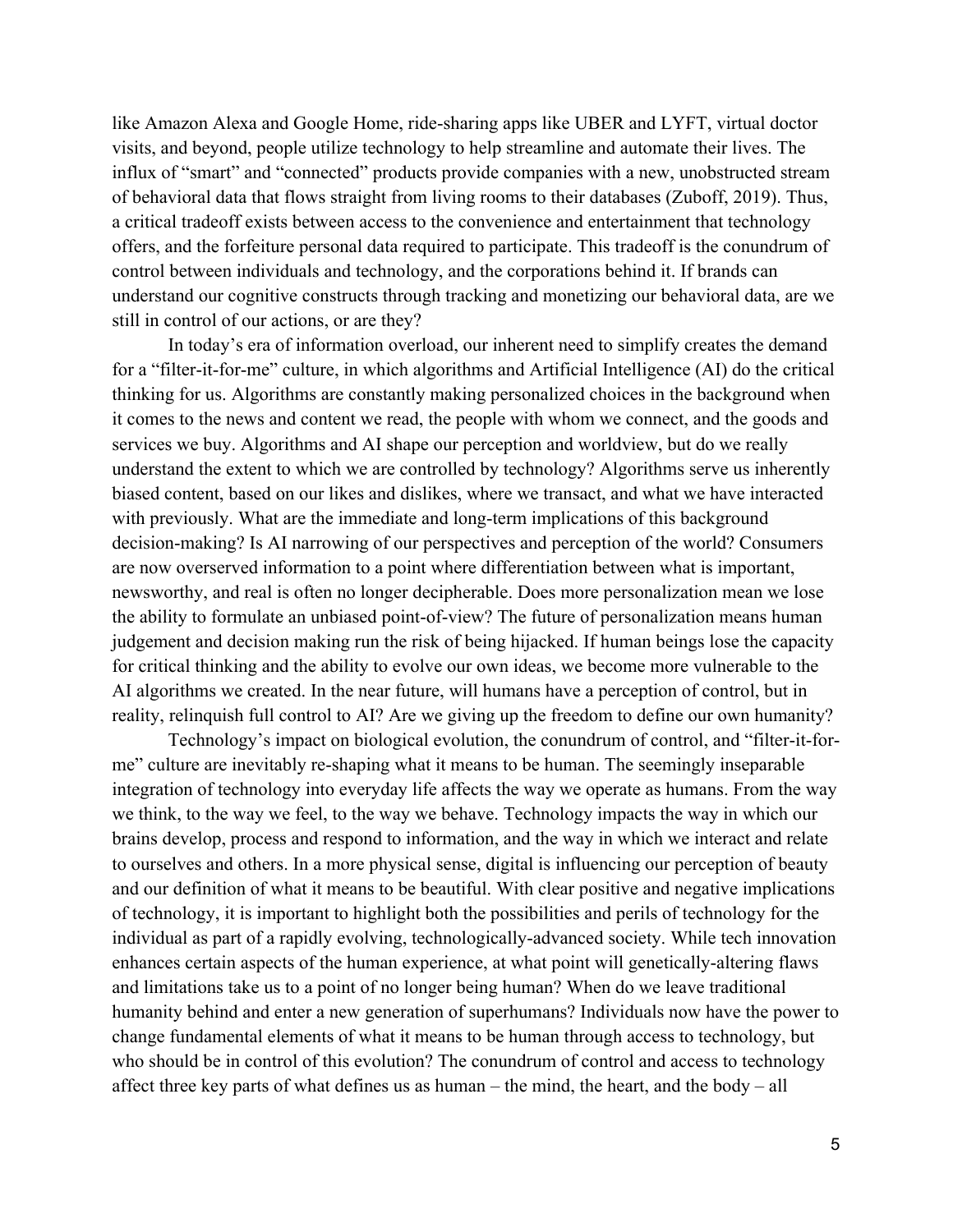like Amazon Alexa and Google Home, ride-sharing apps like UBER and LYFT, virtual doctor visits, and beyond, people utilize technology to help streamline and automate their lives. The influx of "smart" and "connected" products provide companies with a new, unobstructed stream of behavioral data that flows straight from living rooms to their databases (Zuboff, 2019). Thus, a critical tradeoff exists between access to the convenience and entertainment that technology offers, and the forfeiture personal data required to participate. This tradeoff is the conundrum of control between individuals and technology, and the corporations behind it. If brands can understand our cognitive constructs through tracking and monetizing our behavioral data, are we still in control of our actions, or are they?

In today's era of information overload, our inherent need to simplify creates the demand for a "filter-it-for-me" culture, in which algorithms and Artificial Intelligence (AI) do the critical thinking for us. Algorithms are constantly making personalized choices in the background when it comes to the news and content we read, the people with whom we connect, and the goods and services we buy. Algorithms and AI shape our perception and worldview, but do we really understand the extent to which we are controlled by technology? Algorithms serve us inherently biased content, based on our likes and dislikes, where we transact, and what we have interacted with previously. What are the immediate and long-term implications of this background decision-making? Is AI narrowing of our perspectives and perception of the world? Consumers are now overserved information to a point where differentiation between what is important, newsworthy, and real is often no longer decipherable. Does more personalization mean we lose the ability to formulate an unbiased point-of-view? The future of personalization means human judgement and decision making run the risk of being hijacked. If human beings lose the capacity for critical thinking and the ability to evolve our own ideas, we become more vulnerable to the AI algorithms we created. In the near future, will humans have a perception of control, but in reality, relinquish full control to AI? Are we giving up the freedom to define our own humanity?

Technology's impact on biological evolution, the conundrum of control, and "filter-it-for-me" culture are inevitably re-shaping what it means to be human. The seemingly inseparable integration of technology into everyday life affects the way we operate as humans. From the way we think, to the way we feel, to the way we behave. Technology impacts the way in which our brains develop, process and respond to information, and the way in which we interact and relate to ourselves and others. In a more physical sense, digital is influencing our perception of beauty and our definition of what it means to be beautiful. With clear positive and negative implications of technology, it is important to highlight both the possibilities and perils of technology for the individual as part of a rapidly evolving, technologically-advanced society. While tech innovation enhances certain aspects of the human experience, at what point will genetically-altering flaws and limitations take us to a point of no longer being human? When do we leave traditional humanity behind and enter a new generation of superhumans? Individuals now have the power to change fundamental elements of what it means to be human through access to technology, but who should be in control of this evolution? The conundrum of control and access to technology affect three key parts of what defines us as human – the mind, the heart, and the body – all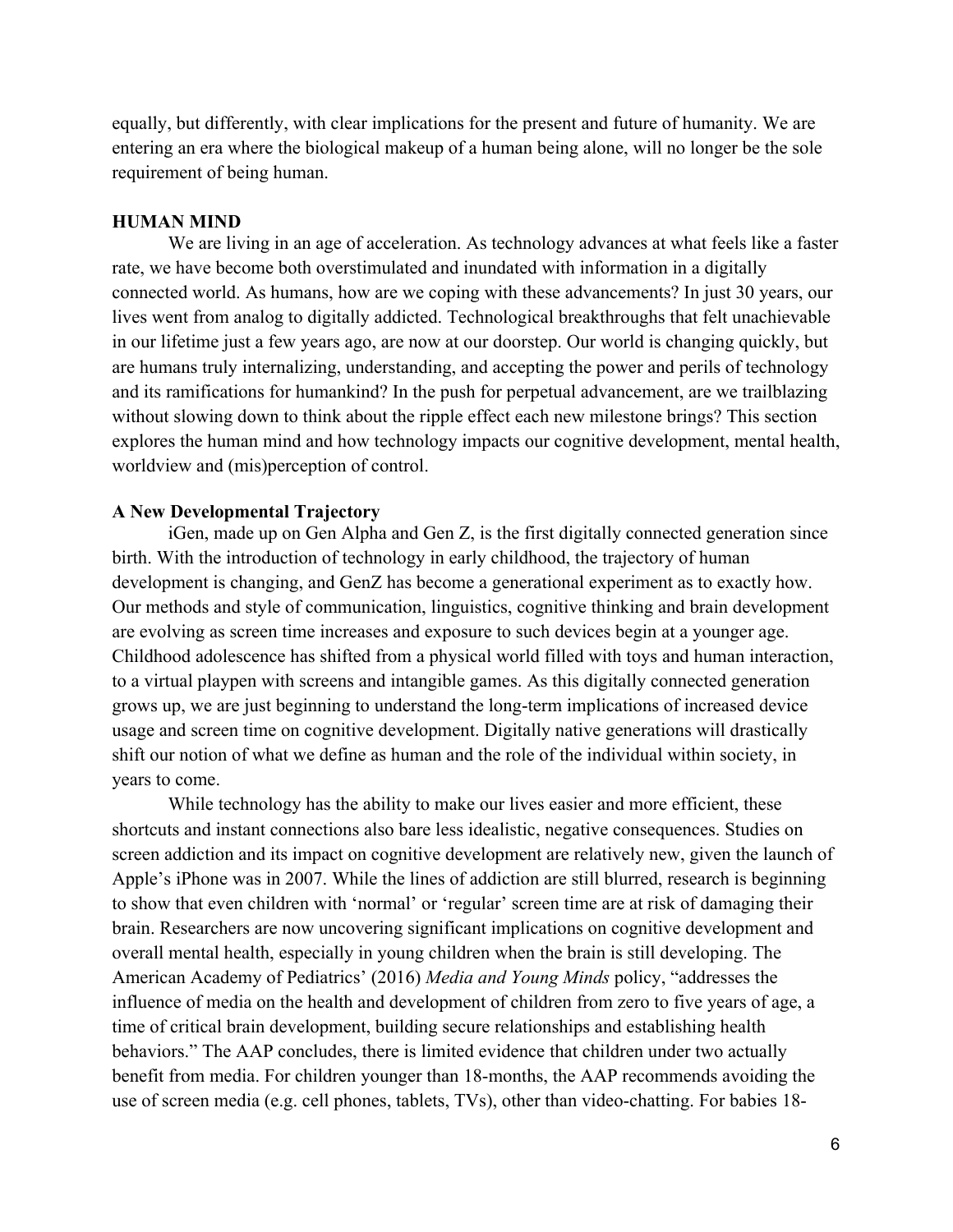equally, but differently, with clear implications for the present and future of humanity. We are entering an era where the biological makeup of a human being alone, will no longer be the sole requirement of being human.

## HUMAN MIND

We are living in an age of acceleration. As technology advances at what feels like a faster rate, we have become both overstimulated and inundated with information in a digitally connected world. As humans, how are we coping with these advancements? In just 30 years, our lives went from analog to digitally addicted. Technological breakthroughs that felt unachievable in our lifetime just a few years ago, are now at our doorstep. Our world is changing quickly, but are humans truly internalizing, understanding, and accepting the power and perils of technology and its ramifications for humankind? In the push for perpetual advancement, are we trailblazing without slowing down to think about the ripple effect each new milestone brings? This section explores the human mind and how technology impacts our cognitive development, mental health, worldview and (mis)perception of control.

### A New Developmental Trajectory

iGen, made up on Gen Alpha and Gen Z, is the first digitally connected generation since birth. With the introduction of technology in early childhood, the trajectory of human development is changing, and GenZ has become a generational experiment as to exactly how. Our methods and style of communication, linguistics, cognitive thinking and brain development are evolving as screen time increases and exposure to such devices begin at a younger age. Childhood adolescence has shifted from a physical world filled with toys and human interaction, to a virtual playpen with screens and intangible games. As this digitally connected generation grows up, we are just beginning to understand the long-term implications of increased device usage and screen time on cognitive development. Digitally native generations will drastically shift our notion of what we define as human and the role of the individual within society, in years to come.

While technology has the ability to make our lives easier and more efficient, these shortcuts and instant connections also bare less idealistic, negative consequences. Studies on screen addiction and its impact on cognitive development are relatively new, given the launch of Apple's iPhone was in 2007. While the lines of addiction are still blurred, research is beginning to show that even children with 'normal' or 'regular' screen time are at risk of damaging their brain. Researchers are now uncovering significant implications on cognitive development and overall mental health, especially in young children when the brain is still developing. The American Academy of Pediatrics' (2016) *Media and Young Minds* policy, "addresses the influence of media on the health and development of children from zero to five years of age, a time of critical brain development, building secure relationships and establishing health behaviors." The AAP concludes, there is limited evidence that children under two actually benefit from media. For children younger than 18-months, the AAP recommends avoiding the use of screen media (e.g. cell phones, tablets, TVs), other than video-chatting. For babies 18-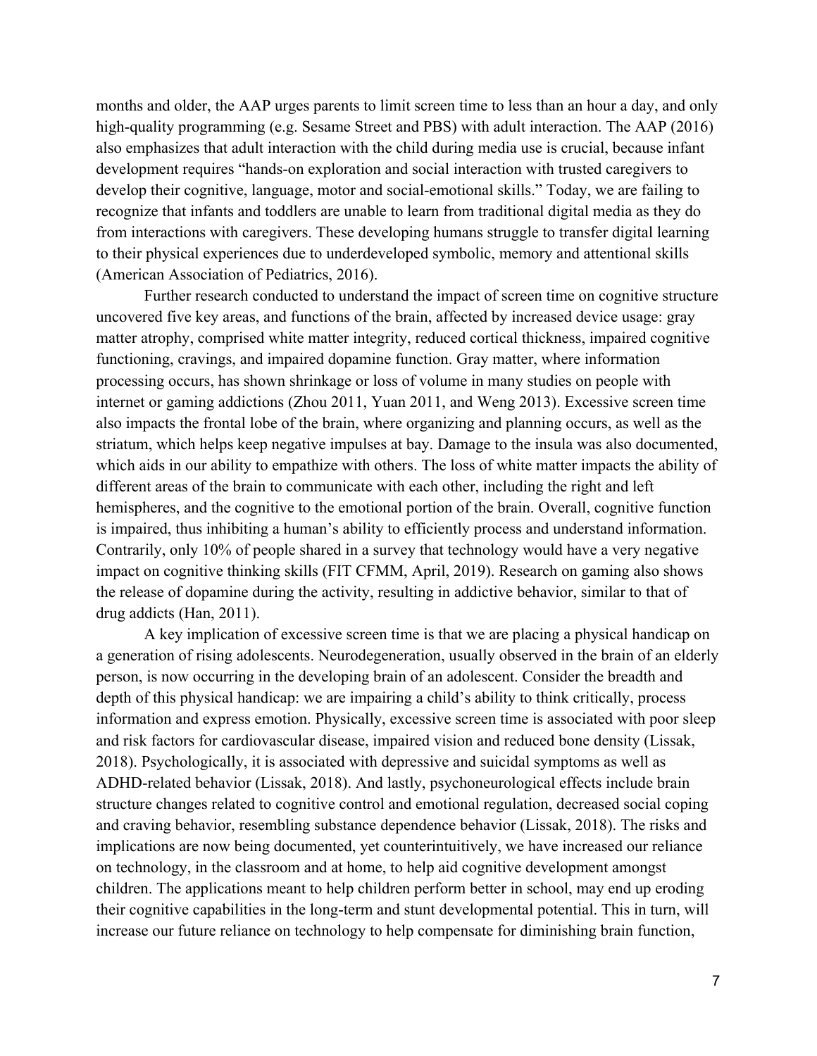months and older, the AAP urges parents to limit screen time to less than an hour a day, and only high-quality programming (e.g. Sesame Street and PBS) with adult interaction. The AAP (2016) also emphasizes that adult interaction with the child during media use is crucial, because infant development requires "hands-on exploration and social interaction with trusted caregivers to develop their cognitive, language, motor and social-emotional skills." Today, we are failing to recognize that infants and toddlers are unable to learn from traditional digital media as they do from interactions with caregivers. These developing humans struggle to transfer digital learning to their physical experiences due to underdeveloped symbolic, memory and attentional skills (American Association of Pediatrics, 2016).

Further research conducted to understand the impact of screen time on cognitive structure uncovered five key areas, and functions of the brain, affected by increased device usage: gray matter atrophy, comprised white matter integrity, reduced cortical thickness, impaired cognitive functioning, cravings, and impaired dopamine function. Gray matter, where information processing occurs, has shown shrinkage or loss of volume in many studies on people with internet or gaming addictions (Zhou 2011, Yuan 2011, and Weng 2013). Excessive screen time also impacts the frontal lobe of the brain, where organizing and planning occurs, as well as the striatum, which helps keep negative impulses at bay. Damage to the insula was also documented, which aids in our ability to empathize with others. The loss of white matter impacts the ability of different areas of the brain to communicate with each other, including the right and left hemispheres, and the cognitive to the emotional portion of the brain. Overall, cognitive function is impaired, thus inhibiting a human's ability to efficiently process and understand information. Contrarily, only 10% of people shared in a survey that technology would have a very negative impact on cognitive thinking skills (FIT CFMM, April, 2019). Research on gaming also shows the release of dopamine during the activity, resulting in addictive behavior, similar to that of drug addicts (Han, 2011).

A key implication of excessive screen time is that we are placing a physical handicap on a generation of rising adolescents. Neurodegeneration, usually observed in the brain of an elderly person, is now occurring in the developing brain of an adolescent. Consider the breadth and depth of this physical handicap: we are impairing a child's ability to think critically, process information and express emotion. Physically, excessive screen time is associated with poor sleep and risk factors for cardiovascular disease, impaired vision and reduced bone density (Lissak, 2018). Psychologically, it is associated with depressive and suicidal symptoms as well as ADHD-related behavior (Lissak, 2018). And lastly, psychoneurological effects include brain structure changes related to cognitive control and emotional regulation, decreased social coping and craving behavior, resembling substance dependence behavior (Lissak, 2018). The risks and implications are now being documented, yet counterintuitively, we have increased our reliance on technology, in the classroom and at home, to help aid cognitive development amongst children. The applications meant to help children perform better in school, may end up eroding their cognitive capabilities in the long-term and stunt developmental potential. This in turn, will increase our future reliance on technology to help compensate for diminishing brain function,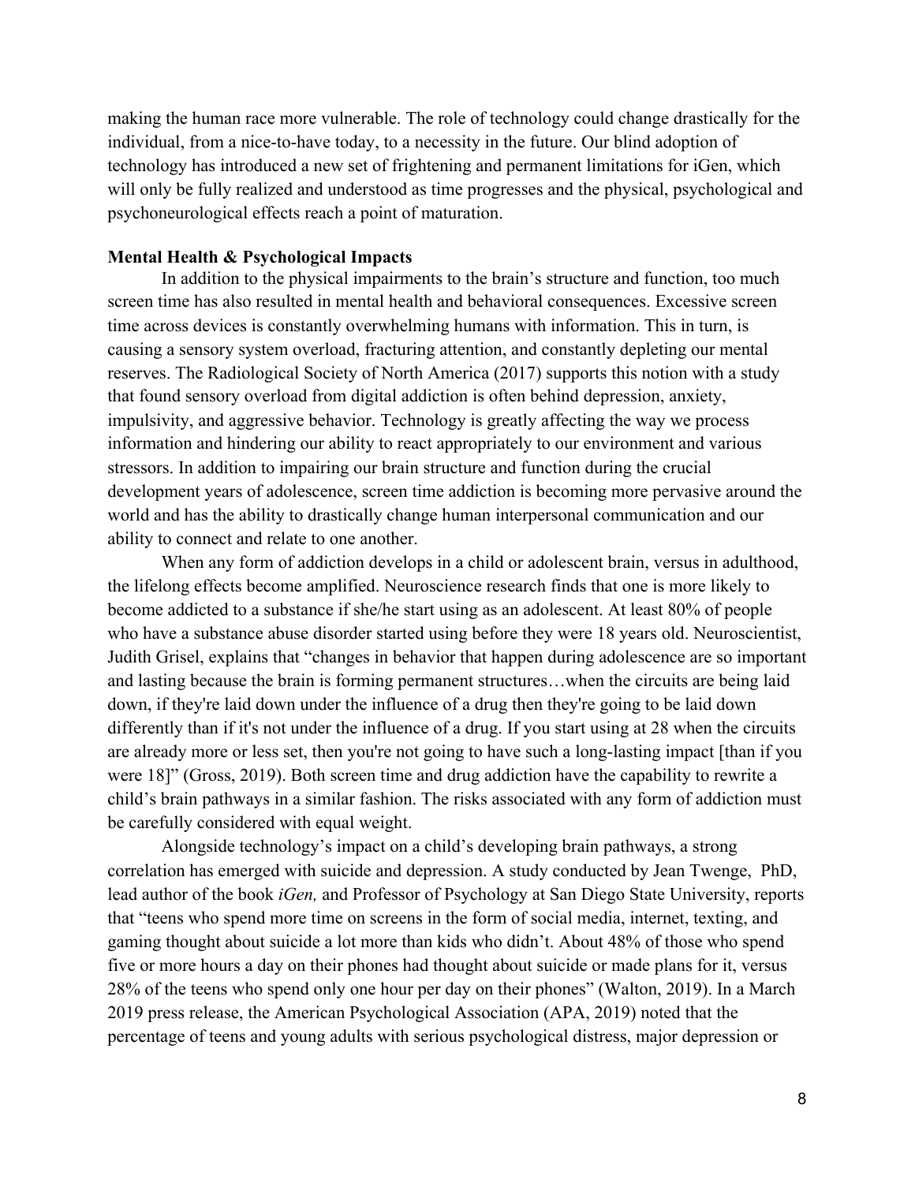making the human race more vulnerable. The role of technology could change drastically for the individual, from a nice-to-have today, to a necessity in the future. Our blind adoption of technology has introduced a new set of frightening and permanent limitations for iGen, which will only be fully realized and understood as time progresses and the physical, psychological and psychoneurological effects reach a point of maturation.

**Mental Health & Psychological Impacts**

In addition to the physical impairments to the brain's structure and function, too much screen time has also resulted in mental health and behavioral consequences. Excessive screen time across devices is constantly overwhelming humans with information. This in turn, is causing a sensory system overload, fracturing attention, and constantly depleting our mental reserves. The Radiological Society of North America (2017) supports this notion with a study that found sensory overload from digital addiction is often behind depression, anxiety, impulsivity, and aggressive behavior. Technology is greatly affecting the way we process information and hindering our ability to react appropriately to our environment and various stressors. In addition to impairing our brain structure and function during the crucial development years of adolescence, screen time addiction is becoming more pervasive around the world and has the ability to drastically change human interpersonal communication and our ability to connect and relate to one another.

When any form of addiction develops in a child or adolescent brain, versus in adulthood, the lifelong effects become amplified. Neuroscience research finds that one is more likely to become addicted to a substance if she/he start using as an adolescent. At least 80% of people who have a substance abuse disorder started using before they were 18 years old. Neuroscientist, Judith Grisel, explains that "changes in behavior that happen during adolescence are so important and lasting because the brain is forming permanent structures…when the circuits are being laid down, if they're laid down under the influence of a drug then they're going to be laid down differently than if it's not under the influence of a drug. If you start using at 28 when the circuits are already more or less set, then you're not going to have such a long-lasting impact [than if you were 18]" (Gross, 2019). Both screen time and drug addiction have the capability to rewrite a child's brain pathways in a similar fashion. The risks associated with any form of addiction must be carefully considered with equal weight.

Alongside technology's impact on a child's developing brain pathways, a strong correlation has emerged with suicide and depression. A study conducted by Jean Twenge, PhD, lead author of the book *iGen,* and Professor of Psychology at San Diego State University, reports that "teens who spend more time on screens in the form of social media, internet, texting, and gaming thought about suicide a lot more than kids who didn't. About 48% of those who spend five or more hours a day on their phones had thought about suicide or made plans for it, versus 28% of the teens who spend only one hour per day on their phones" (Walton, 2019). In a March 2019 press release, the American Psychological Association (APA, 2019) noted that the percentage of teens and young adults with serious psychological distress, major depression or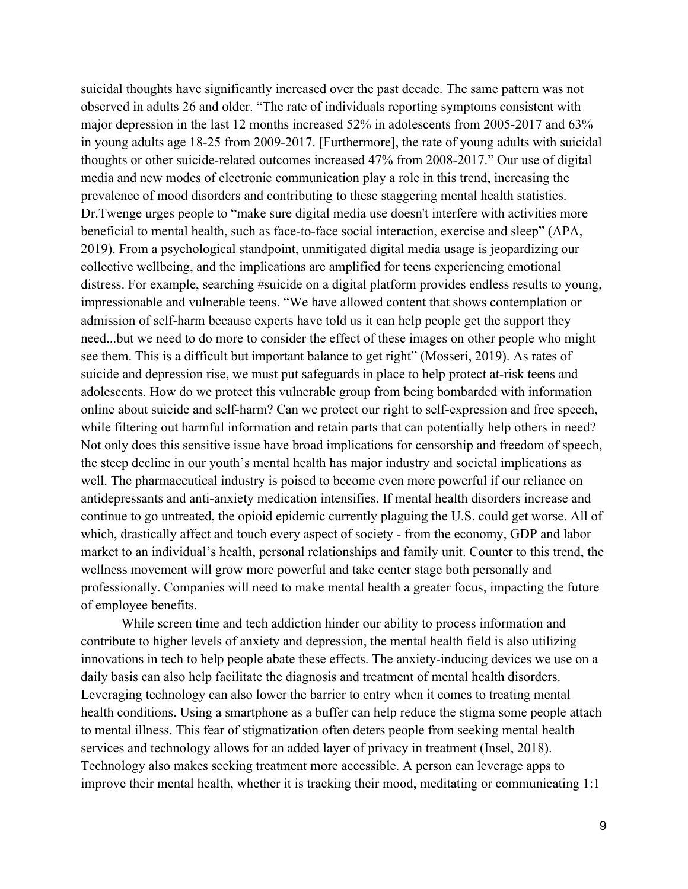suicidal thoughts have significantly increased over the past decade. The same pattern was not observed in adults 26 and older. "The rate of individuals reporting symptoms consistent with major depression in the last 12 months increased 52% in adolescents from 2005-2017 and 63% in young adults age 18-25 from 2009-2017. [Furthermore], the rate of young adults with suicidal thoughts or other suicide-related outcomes increased 47% from 2008-2017." Our use of digital media and new modes of electronic communication play a role in this trend, increasing the prevalence of mood disorders and contributing to these staggering mental health statistics. Dr.Twenge urges people to "make sure digital media use doesn't interfere with activities more beneficial to mental health, such as face-to-face social interaction, exercise and sleep" (APA, 2019). From a psychological standpoint, unmitigated digital media usage is jeopardizing our collective wellbeing, and the implications are amplified for teens experiencing emotional distress. For example, searching #suicide on a digital platform provides endless results to young, impressionable and vulnerable teens. "We have allowed content that shows contemplation or admission of self-harm because experts have told us it can help people get the support they need...but we need to do more to consider the effect of these images on other people who might see them. This is a difficult but important balance to get right" (Mosseri, 2019). As rates of suicide and depression rise, we must put safeguards in place to help protect at-risk teens and adolescents. How do we protect this vulnerable group from being bombarded with information online about suicide and self-harm? Can we protect our right to self-expression and free speech, while filtering out harmful information and retain parts that can potentially help others in need? Not only does this sensitive issue have broad implications for censorship and freedom of speech, the steep decline in our youth's mental health has major industry and societal implications as well. The pharmaceutical industry is poised to become even more powerful if our reliance on antidepressants and anti-anxiety medication intensifies. If mental health disorders increase and continue to go untreated, the opioid epidemic currently plaguing the U.S. could get worse. All of which, drastically affect and touch every aspect of society - from the economy, GDP and labor market to an individual's health, personal relationships and family unit. Counter to this trend, the wellness movement will grow more powerful and take center stage both personally and professionally. Companies will need to make mental health a greater focus, impacting the future of employee benefits.

While screen time and tech addiction hinder our ability to process information and contribute to higher levels of anxiety and depression, the mental health field is also utilizing innovations in tech to help people abate these effects. The anxiety-inducing devices we use on a daily basis can also help facilitate the diagnosis and treatment of mental health disorders. Leveraging technology can also lower the barrier to entry when it comes to treating mental health conditions. Using a smartphone as a buffer can help reduce the stigma some people attach to mental illness. This fear of stigmatization often deters people from seeking mental health services and technology allows for an added layer of privacy in treatment (Insel, 2018). Technology also makes seeking treatment more accessible. A person can leverage apps to improve their mental health, whether it is tracking their mood, meditating or communicating 1:1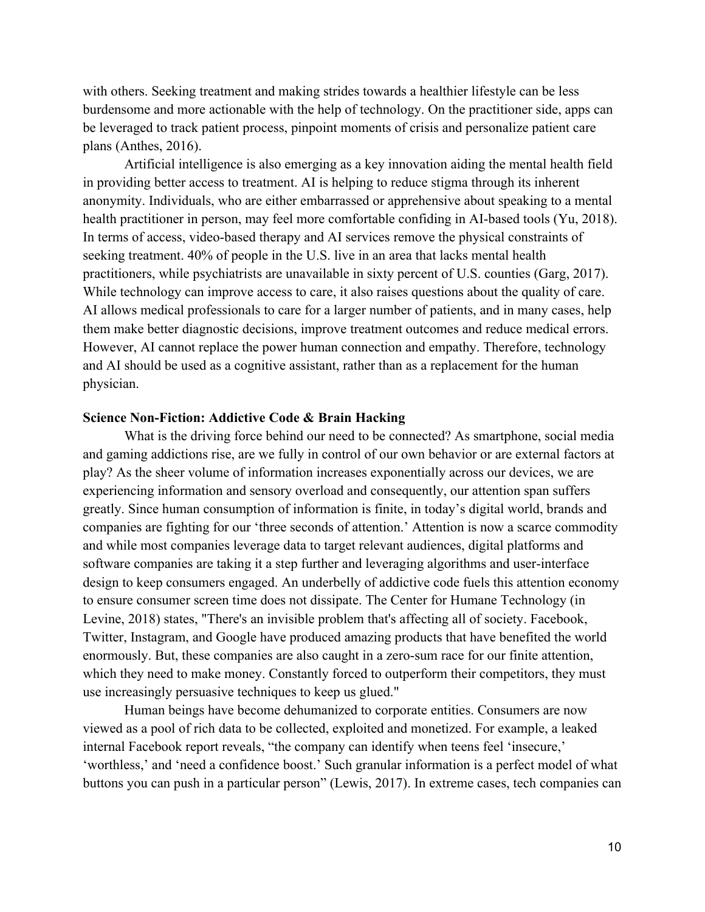with others. Seeking treatment and making strides towards a healthier lifestyle can be less burdensome and more actionable with the help of technology. On the practitioner side, apps can be leveraged to track patient process, pinpoint moments of crisis and personalize patient care plans (Anthes, 2016).

Artificial intelligence is also emerging as a key innovation aiding the mental health field in providing better access to treatment. AI is helping to reduce stigma through its inherent anonymity. Individuals, who are either embarrassed or apprehensive about speaking to a mental health practitioner in person, may feel more comfortable confiding in AI-based tools (Yu, 2018). In terms of access, video-based therapy and AI services remove the physical constraints of seeking treatment. 40% of people in the U.S. live in an area that lacks mental health practitioners, while psychiatrists are unavailable in sixty percent of U.S. counties (Garg, 2017). While technology can improve access to care, it also raises questions about the quality of care. AI allows medical professionals to care for a larger number of patients, and in many cases, help them make better diagnostic decisions, improve treatment outcomes and reduce medical errors. However, AI cannot replace the power human connection and empathy. Therefore, technology and AI should be used as a cognitive assistant, rather than as a replacement for the human physician.

**Science Non-Fiction: Addictive Code & Brain Hacking**

What is the driving force behind our need to be connected? As smartphone, social media and gaming addictions rise, are we fully in control of our own behavior or are external factors at play? As the sheer volume of information increases exponentially across our devices, we are experiencing information and sensory overload and consequently, our attention span suffers greatly. Since human consumption of information is finite, in today's digital world, brands and companies are fighting for our 'three seconds of attention.' Attention is now a scarce commodity and while most companies leverage data to target relevant audiences, digital platforms and software companies are taking it a step further and leveraging algorithms and user-interface design to keep consumers engaged. An underbelly of addictive code fuels this attention economy to ensure consumer screen time does not dissipate. The Center for Humane Technology (in Levine, 2018) states, "There's an invisible problem that's affecting all of society. Facebook, Twitter, Instagram, and Google have produced amazing products that have benefited the world enormously. But, these companies are also caught in a zero-sum race for our finite attention, which they need to make money. Constantly forced to outperform their competitors, they must use increasingly persuasive techniques to keep us glued."

Human beings have become dehumanized to corporate entities. Consumers are now viewed as a pool of rich data to be collected, exploited and monetized. For example, a leaked internal Facebook report reveals, "the company can identify when teens feel 'insecure,' 'worthless,' and 'need a confidence boost.' Such granular information is a perfect model of what buttons you can push in a particular person" (Lewis, 2017). In extreme cases, tech companies can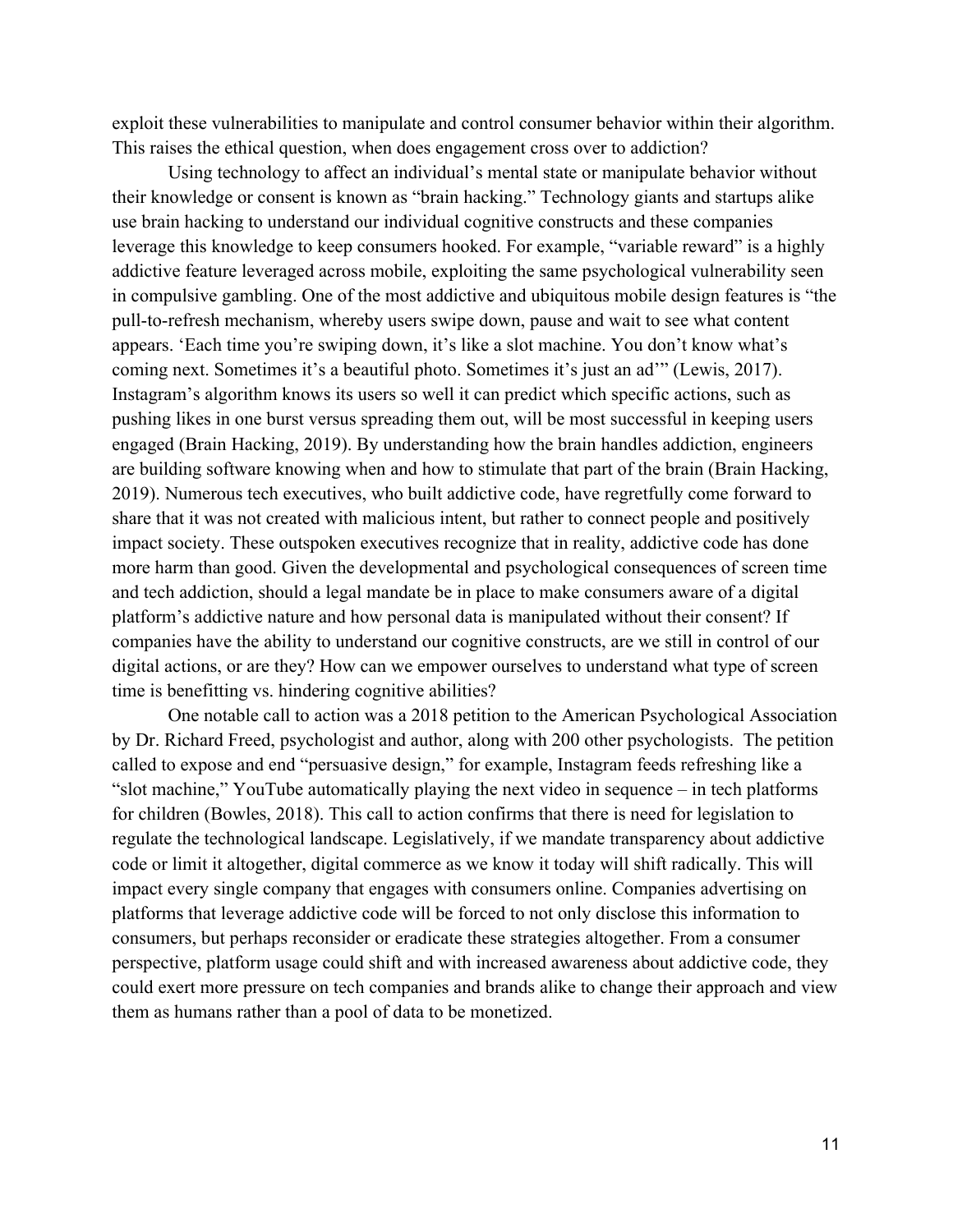exploit these vulnerabilities to manipulate and control consumer behavior within their algorithm. This raises the ethical question, when does engagement cross over to addiction?

Using technology to affect an individual's mental state or manipulate behavior without their knowledge or consent is known as "brain hacking." Technology giants and startups alike use brain hacking to understand our individual cognitive constructs and these companies leverage this knowledge to keep consumers hooked. For example, "variable reward" is a highly addictive feature leveraged across mobile, exploiting the same psychological vulnerability seen in compulsive gambling. One of the most addictive and ubiquitous mobile design features is "the pull-to-refresh mechanism, whereby users swipe down, pause and wait to see what content appears. 'Each time you're swiping down, it's like a slot machine. You don't know what's coming next. Sometimes it's a beautiful photo. Sometimes it's just an ad'" (Lewis, 2017). Instagram's algorithm knows its users so well it can predict which specific actions, such as pushing likes in one burst versus spreading them out, will be most successful in keeping users engaged (Brain Hacking, 2019). By understanding how the brain handles addiction, engineers are building software knowing when and how to stimulate that part of the brain (Brain Hacking, 2019). Numerous tech executives, who built addictive code, have regretfully come forward to share that it was not created with malicious intent, but rather to connect people and positively impact society. These outspoken executives recognize that in reality, addictive code has done more harm than good. Given the developmental and psychological consequences of screen time and tech addiction, should a legal mandate be in place to make consumers aware of a digital platform's addictive nature and how personal data is manipulated without their consent? If companies have the ability to understand our cognitive constructs, are we still in control of our digital actions, or are they? How can we empower ourselves to understand what type of screen time is benefitting vs. hindering cognitive abilities?

One notable call to action was a 2018 petition to the American Psychological Association by Dr. Richard Freed, psychologist and author, along with 200 other psychologists. The petition called to expose and end "persuasive design," for example, Instagram feeds refreshing like a "slot machine," YouTube automatically playing the next video in sequence – in tech platforms for children (Bowles, 2018). This call to action confirms that there is need for legislation to regulate the technological landscape. Legislatively, if we mandate transparency about addictive code or limit it altogether, digital commerce as we know it today will shift radically. This will impact every single company that engages with consumers online. Companies advertising on platforms that leverage addictive code will be forced to not only disclose this information to consumers, but perhaps reconsider or eradicate these strategies altogether. From a consumer perspective, platform usage could shift and with increased awareness about addictive code, they could exert more pressure on tech companies and brands alike to change their approach and view them as humans rather than a pool of data to be monetized.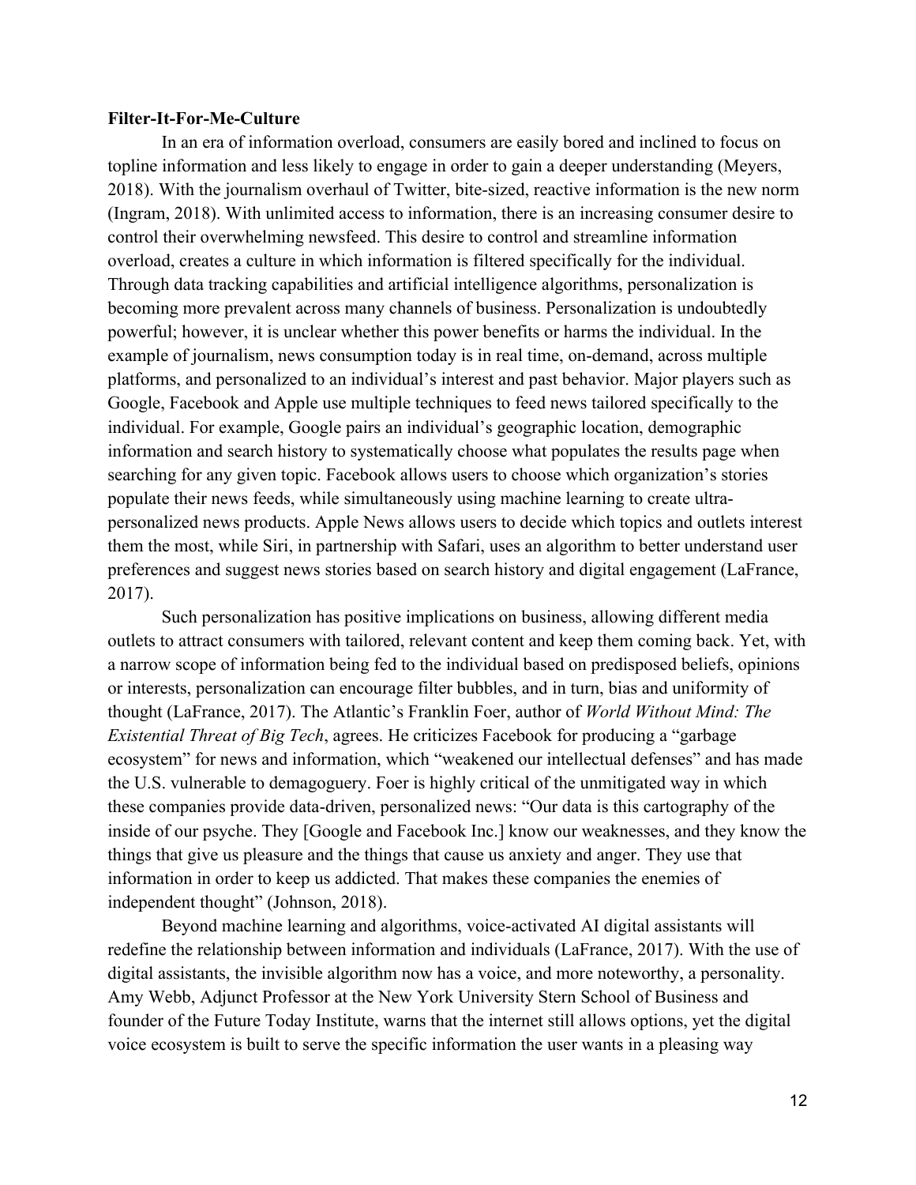**Filter-It-For-Me-Culture**

In an era of information overload, consumers are easily bored and inclined to focus on topline information and less likely to engage in order to gain a deeper understanding (Meyers, 2018). With the journalism overhaul of Twitter, bite-sized, reactive information is the new norm (Ingram, 2018). With unlimited access to information, there is an increasing consumer desire to control their overwhelming newsfeed. This desire to control and streamline information overload, creates a culture in which information is filtered specifically for the individual. Through data tracking capabilities and artificial intelligence algorithms, personalization is becoming more prevalent across many channels of business. Personalization is undoubtedly powerful; however, it is unclear whether this power benefits or harms the individual. In the example of journalism, news consumption today is in real time, on-demand, across multiple platforms, and personalized to an individual's interest and past behavior. Major players such as Google, Facebook and Apple use multiple techniques to feed news tailored specifically to the individual. For example, Google pairs an individual's geographic location, demographic information and search history to systematically choose what populates the results page when searching for any given topic. Facebook allows users to choose which organization's stories populate their news feeds, while simultaneously using machine learning to create ultra-personalized news products. Apple News allows users to decide which topics and outlets interest them the most, while Siri, in partnership with Safari, uses an algorithm to better understand user preferences and suggest news stories based on search history and digital engagement (LaFrance, 2017).

Such personalization has positive implications on business, allowing different media outlets to attract consumers with tailored, relevant content and keep them coming back. Yet, with a narrow scope of information being fed to the individual based on predisposed beliefs, opinions or interests, personalization can encourage filter bubbles, and in turn, bias and uniformity of thought (LaFrance, 2017). The Atlantic's Franklin Foer, author of *World Without Mind: The Existential Threat of Big Tech*, agrees. He criticizes Facebook for producing a "garbage ecosystem" for news and information, which "weakened our intellectual defenses" and has made the U.S. vulnerable to demagoguery. Foer is highly critical of the unmitigated way in which these companies provide data-driven, personalized news: "Our data is this cartography of the inside of our psyche. They [Google and Facebook Inc.] know our weaknesses, and they know the things that give us pleasure and the things that cause us anxiety and anger. They use that information in order to keep us addicted. That makes these companies the enemies of independent thought" (Johnson, 2018).

Beyond machine learning and algorithms, voice-activated AI digital assistants will redefine the relationship between information and individuals (LaFrance, 2017). With the use of digital assistants, the invisible algorithm now has a voice, and more noteworthy, a personality. Amy Webb, Adjunct Professor at the New York University Stern School of Business and founder of the Future Today Institute, warns that the internet still allows options, yet the digital voice ecosystem is built to serve the specific information the user wants in a pleasing way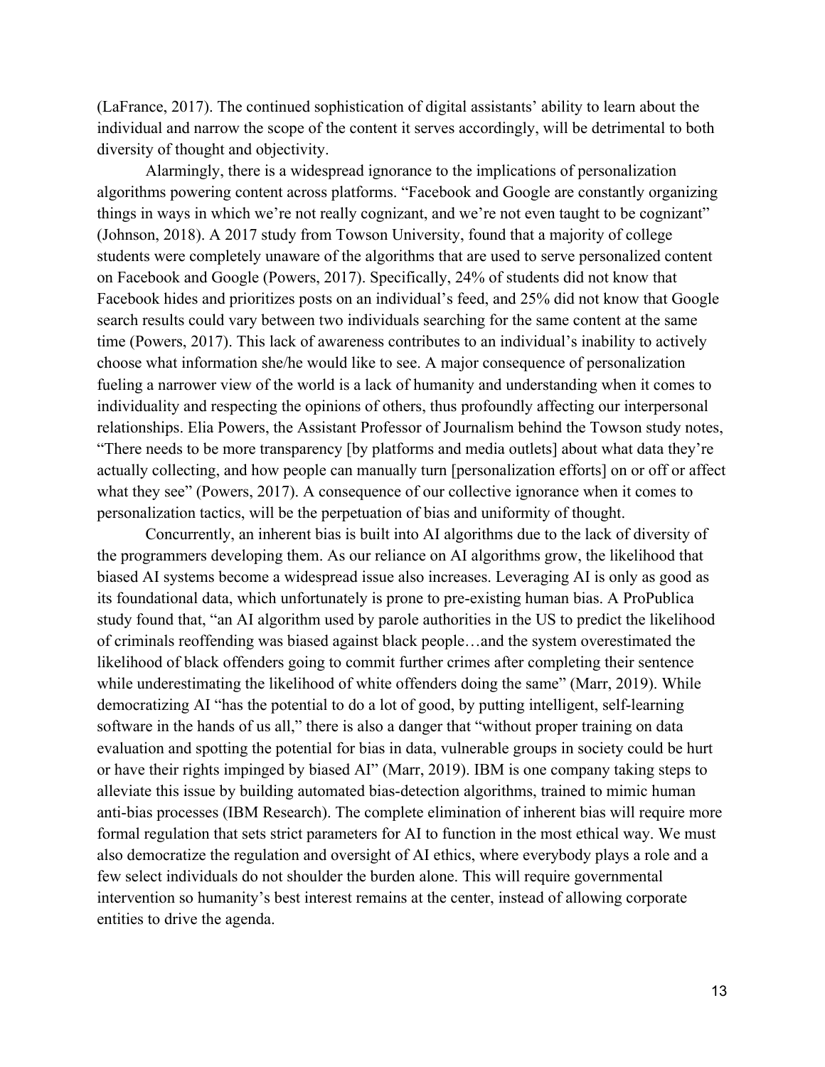(LaFrance, 2017). The continued sophistication of digital assistants' ability to learn about the individual and narrow the scope of the content it serves accordingly, will be detrimental to both diversity of thought and objectivity.

Alarmingly, there is a widespread ignorance to the implications of personalization algorithms powering content across platforms. "Facebook and Google are constantly organizing things in ways in which we're not really cognizant, and we're not even taught to be cognizant" (Johnson, 2018). A 2017 study from Towson University, found that a majority of college students were completely unaware of the algorithms that are used to serve personalized content on Facebook and Google (Powers, 2017). Specifically, 24% of students did not know that Facebook hides and prioritizes posts on an individual's feed, and 25% did not know that Google search results could vary between two individuals searching for the same content at the same time (Powers, 2017). This lack of awareness contributes to an individual's inability to actively choose what information she/he would like to see. A major consequence of personalization fueling a narrower view of the world is a lack of humanity and understanding when it comes to individuality and respecting the opinions of others, thus profoundly affecting our interpersonal relationships. Elia Powers, the Assistant Professor of Journalism behind the Towson study notes, "There needs to be more transparency [by platforms and media outlets] about what data they're actually collecting, and how people can manually turn [personalization efforts] on or off or affect what they see" (Powers, 2017). A consequence of our collective ignorance when it comes to personalization tactics, will be the perpetuation of bias and uniformity of thought.

Concurrently, an inherent bias is built into AI algorithms due to the lack of diversity of the programmers developing them. As our reliance on AI algorithms grow, the likelihood that biased AI systems become a widespread issue also increases. Leveraging AI is only as good as its foundational data, which unfortunately is prone to pre-existing human bias. A ProPublica study found that, "an AI algorithm used by parole authorities in the US to predict the likelihood of criminals reoffending was biased against black people…and the system overestimated the likelihood of black offenders going to commit further crimes after completing their sentence while underestimating the likelihood of white offenders doing the same" (Marr, 2019). While democratizing AI "has the potential to do a lot of good, by putting intelligent, self-learning software in the hands of us all," there is also a danger that "without proper training on data evaluation and spotting the potential for bias in data, vulnerable groups in society could be hurt or have their rights impinged by biased AI" (Marr, 2019). IBM is one company taking steps to alleviate this issue by building automated bias-detection algorithms, trained to mimic human anti-bias processes (IBM Research). The complete elimination of inherent bias will require more formal regulation that sets strict parameters for AI to function in the most ethical way. We must also democratize the regulation and oversight of AI ethics, where everybody plays a role and a few select individuals do not shoulder the burden alone. This will require governmental intervention so humanity's best interest remains at the center, instead of allowing corporate entities to drive the agenda.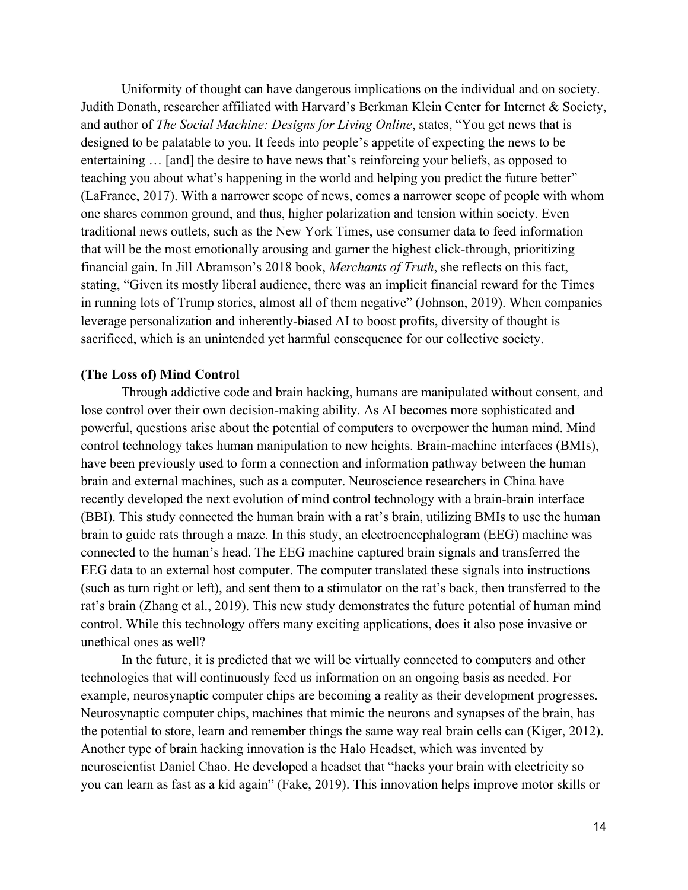Uniformity of thought can have dangerous implications on the individual and on society. Judith Donath, researcher affiliated with Harvard's Berkman Klein Center for Internet & Society, and author of *The Social Machine: Designs for Living Online*, states, "You get news that is designed to be palatable to you. It feeds into people's appetite of expecting the news to be entertaining … [and] the desire to have news that's reinforcing your beliefs, as opposed to teaching you about what's happening in the world and helping you predict the future better" (LaFrance, 2017). With a narrower scope of news, comes a narrower scope of people with whom one shares common ground, and thus, higher polarization and tension within society. Even traditional news outlets, such as the New York Times, use consumer data to feed information that will be the most emotionally arousing and garner the highest click-through, prioritizing financial gain. In Jill Abramson's 2018 book, *Merchants of Truth*, she reflects on this fact, stating, "Given its mostly liberal audience, there was an implicit financial reward for the Times in running lots of Trump stories, almost all of them negative" (Johnson, 2019). When companies leverage personalization and inherently-biased AI to boost profits, diversity of thought is sacrificed, which is an unintended yet harmful consequence for our collective society.

**(The Loss of) Mind Control**

Through addictive code and brain hacking, humans are manipulated without consent, and lose control over their own decision-making ability. As AI becomes more sophisticated and powerful, questions arise about the potential of computers to overpower the human mind. Mind control technology takes human manipulation to new heights. Brain-machine interfaces (BMIs), have been previously used to form a connection and information pathway between the human brain and external machines, such as a computer. Neuroscience researchers in China have recently developed the next evolution of mind control technology with a brain-brain interface (BBI). This study connected the human brain with a rat's brain, utilizing BMIs to use the human brain to guide rats through a maze. In this study, an electroencephalogram (EEG) machine was connected to the human's head. The EEG machine captured brain signals and transferred the EEG data to an external host computer. The computer translated these signals into instructions (such as turn right or left), and sent them to a stimulator on the rat's back, then transferred to the rat's brain (Zhang et al., 2019). This new study demonstrates the future potential of human mind control. While this technology offers many exciting applications, does it also pose invasive or unethical ones as well?

In the future, it is predicted that we will be virtually connected to computers and other technologies that will continuously feed us information on an ongoing basis as needed. For example, neurosynaptic computer chips are becoming a reality as their development progresses. Neurosynaptic computer chips, machines that mimic the neurons and synapses of the brain, has the potential to store, learn and remember things the same way real brain cells can (Kiger, 2012). Another type of brain hacking innovation is the Halo Headset, which was invented by neuroscientist Daniel Chao. He developed a headset that "hacks your brain with electricity so you can learn as fast as a kid again" (Fake, 2019). This innovation helps improve motor skills or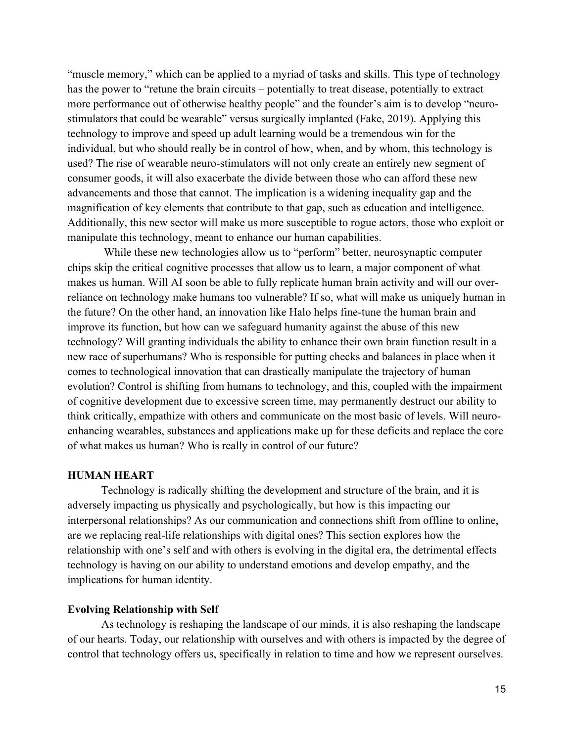"muscle memory," which can be applied to a myriad of tasks and skills. This type of technology has the power to "retune the brain circuits – potentially to treat disease, potentially to extract more performance out of otherwise healthy people" and the founder's aim is to develop "neuro-stimulators that could be wearable" versus surgically implanted (Fake, 2019). Applying this technology to improve and speed up adult learning would be a tremendous win for the individual, but who should really be in control of how, when, and by whom, this technology is used? The rise of wearable neuro-stimulators will not only create an entirely new segment of consumer goods, it will also exacerbate the divide between those who can afford these new advancements and those that cannot. The implication is a widening inequality gap and the magnification of key elements that contribute to that gap, such as education and intelligence. Additionally, this new sector will make us more susceptible to rogue actors, those who exploit or manipulate this technology, meant to enhance our human capabilities.

While these new technologies allow us to "perform" better, neurosynaptic computer chips skip the critical cognitive processes that allow us to learn, a major component of what makes us human. Will AI soon be able to fully replicate human brain activity and will our over-reliance on technology make humans too vulnerable? If so, what will make us uniquely human in the future? On the other hand, an innovation like Halo helps fine-tune the human brain and improve its function, but how can we safeguard humanity against the abuse of this new technology? Will granting individuals the ability to enhance their own brain function result in a new race of superhumans? Who is responsible for putting checks and balances in place when it comes to technological innovation that can drastically manipulate the trajectory of human evolution? Control is shifting from humans to technology, and this, coupled with the impairment of cognitive development due to excessive screen time, may permanently destruct our ability to think critically, empathize with others and communicate on the most basic of levels. Will neuro-enhancing wearables, substances and applications make up for these deficits and replace the core of what makes us human? Who is really in control of our future?

## HUMAN HEART

Technology is radically shifting the development and structure of the brain, and it is adversely impacting us physically and psychologically, but how is this impacting our interpersonal relationships? As our communication and connections shift from offline to online, are we replacing real-life relationships with digital ones? This section explores how the relationship with one's self and with others is evolving in the digital era, the detrimental effects technology is having on our ability to understand emotions and develop empathy, and the implications for human identity.

### Evolving Relationship with Self

As technology is reshaping the landscape of our minds, it is also reshaping the landscape of our hearts. Today, our relationship with ourselves and with others is impacted by the degree of control that technology offers us, specifically in relation to time and how we represent ourselves.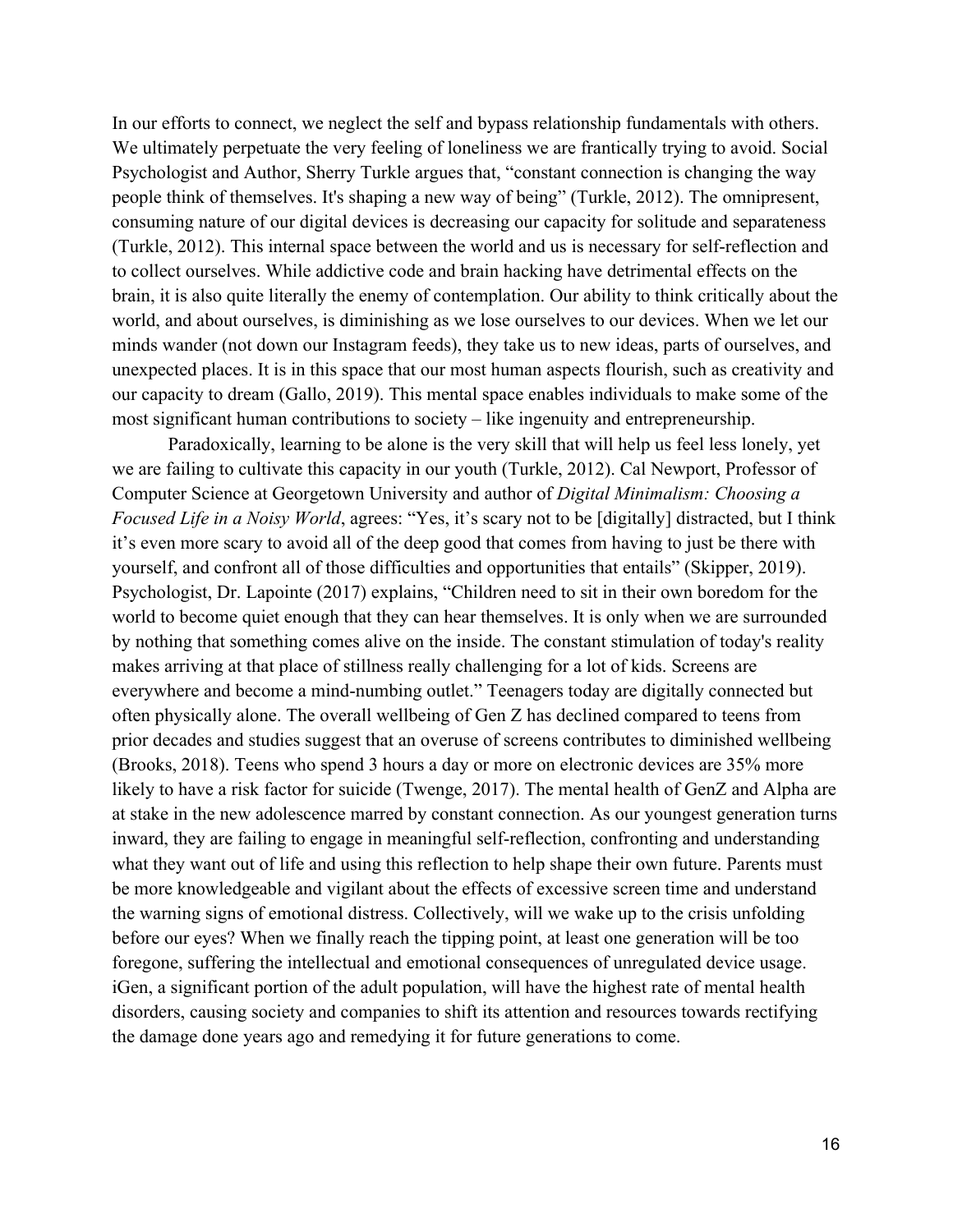In our efforts to connect, we neglect the self and bypass relationship fundamentals with others. We ultimately perpetuate the very feeling of loneliness we are frantically trying to avoid. Social Psychologist and Author, Sherry Turkle argues that, "constant connection is changing the way people think of themselves. It's shaping a new way of being" (Turkle, 2012). The omnipresent, consuming nature of our digital devices is decreasing our capacity for solitude and separateness (Turkle, 2012). This internal space between the world and us is necessary for self-reflection and to collect ourselves. While addictive code and brain hacking have detrimental effects on the brain, it is also quite literally the enemy of contemplation. Our ability to think critically about the world, and about ourselves, is diminishing as we lose ourselves to our devices. When we let our minds wander (not down our Instagram feeds), they take us to new ideas, parts of ourselves, and unexpected places. It is in this space that our most human aspects flourish, such as creativity and our capacity to dream (Gallo, 2019). This mental space enables individuals to make some of the most significant human contributions to society – like ingenuity and entrepreneurship.

Paradoxically, learning to be alone is the very skill that will help us feel less lonely, yet we are failing to cultivate this capacity in our youth (Turkle, 2012). Cal Newport, Professor of Computer Science at Georgetown University and author of *Digital Minimalism: Choosing a Focused Life in a Noisy World*, agrees: "Yes, it's scary not to be [digitally] distracted, but I think it's even more scary to avoid all of the deep good that comes from having to just be there with yourself, and confront all of those difficulties and opportunities that entails" (Skipper, 2019). Psychologist, Dr. Lapointe (2017) explains, "Children need to sit in their own boredom for the world to become quiet enough that they can hear themselves. It is only when we are surrounded by nothing that something comes alive on the inside. The constant stimulation of today's reality makes arriving at that place of stillness really challenging for a lot of kids. Screens are everywhere and become a mind-numbing outlet." Teenagers today are digitally connected but often physically alone. The overall wellbeing of Gen Z has declined compared to teens from prior decades and studies suggest that an overuse of screens contributes to diminished wellbeing (Brooks, 2018). Teens who spend 3 hours a day or more on electronic devices are 35% more likely to have a risk factor for suicide (Twenge, 2017). The mental health of GenZ and Alpha are at stake in the new adolescence marred by constant connection. As our youngest generation turns inward, they are failing to engage in meaningful self-reflection, confronting and understanding what they want out of life and using this reflection to help shape their own future. Parents must be more knowledgeable and vigilant about the effects of excessive screen time and understand the warning signs of emotional distress. Collectively, will we wake up to the crisis unfolding before our eyes? When we finally reach the tipping point, at least one generation will be too foregone, suffering the intellectual and emotional consequences of unregulated device usage. iGen, a significant portion of the adult population, will have the highest rate of mental health disorders, causing society and companies to shift its attention and resources towards rectifying the damage done years ago and remedying it for future generations to come.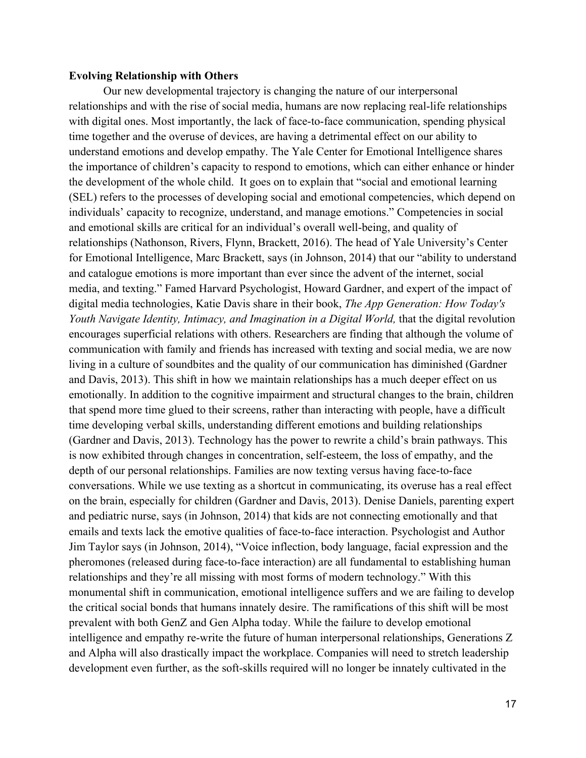**Evolving Relationship with Others**

Our new developmental trajectory is changing the nature of our interpersonal relationships and with the rise of social media, humans are now replacing real-life relationships with digital ones. Most importantly, the lack of face-to-face communication, spending physical time together and the overuse of devices, are having a detrimental effect on our ability to understand emotions and develop empathy. The Yale Center for Emotional Intelligence shares the importance of children's capacity to respond to emotions, which can either enhance or hinder the development of the whole child. It goes on to explain that "social and emotional learning (SEL) refers to the processes of developing social and emotional competencies, which depend on individuals' capacity to recognize, understand, and manage emotions." Competencies in social and emotional skills are critical for an individual's overall well-being, and quality of relationships (Nathonson, Rivers, Flynn, Brackett, 2016). The head of Yale University's Center for Emotional Intelligence, Marc Brackett, says (in Johnson, 2014) that our "ability to understand and catalogue emotions is more important than ever since the advent of the internet, social media, and texting." Famed Harvard Psychologist, Howard Gardner, and expert of the impact of digital media technologies, Katie Davis share in their book, *The App Generation: How Today's Youth Navigate Identity, Intimacy, and Imagination in a Digital World,* that the digital revolution encourages superficial relations with others. Researchers are finding that although the volume of communication with family and friends has increased with texting and social media, we are now living in a culture of soundbites and the quality of our communication has diminished (Gardner and Davis, 2013). This shift in how we maintain relationships has a much deeper effect on us emotionally. In addition to the cognitive impairment and structural changes to the brain, children that spend more time glued to their screens, rather than interacting with people, have a difficult time developing verbal skills, understanding different emotions and building relationships (Gardner and Davis, 2013). Technology has the power to rewrite a child's brain pathways. This is now exhibited through changes in concentration, self-esteem, the loss of empathy, and the depth of our personal relationships. Families are now texting versus having face-to-face conversations. While we use texting as a shortcut in communicating, its overuse has a real effect on the brain, especially for children (Gardner and Davis, 2013). Denise Daniels, parenting expert and pediatric nurse, says (in Johnson, 2014) that kids are not connecting emotionally and that emails and texts lack the emotive qualities of face-to-face interaction. Psychologist and Author Jim Taylor says (in Johnson, 2014), "Voice inflection, body language, facial expression and the pheromones (released during face-to-face interaction) are all fundamental to establishing human relationships and they're all missing with most forms of modern technology." With this monumental shift in communication, emotional intelligence suffers and we are failing to develop the critical social bonds that humans innately desire. The ramifications of this shift will be most prevalent with both GenZ and Gen Alpha today. While the failure to develop emotional intelligence and empathy re-write the future of human interpersonal relationships, Generations Z and Alpha will also drastically impact the workplace. Companies will need to stretch leadership development even further, as the soft-skills required will no longer be innately cultivated in the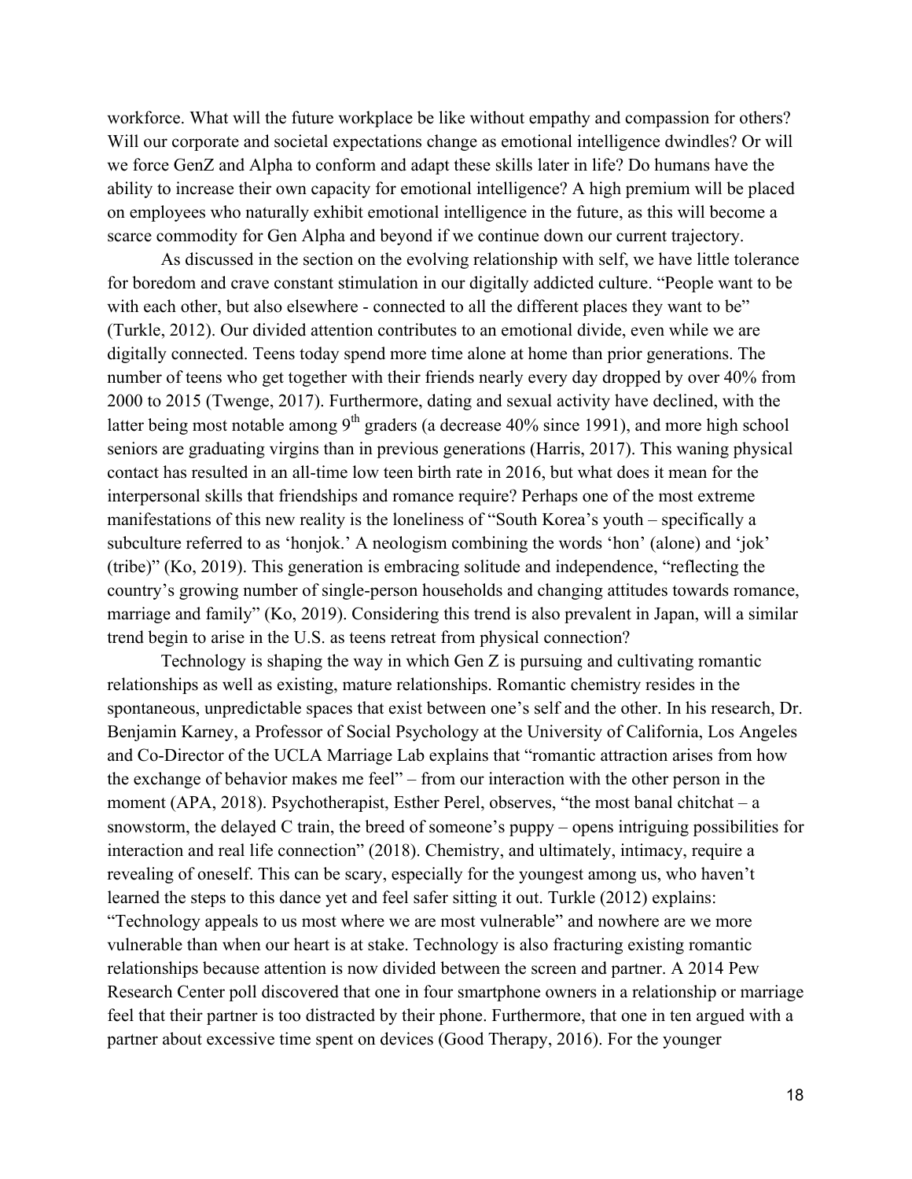workforce. What will the future workplace be like without empathy and compassion for others? Will our corporate and societal expectations change as emotional intelligence dwindles? Or will we force GenZ and Alpha to conform and adapt these skills later in life? Do humans have the ability to increase their own capacity for emotional intelligence? A high premium will be placed on employees who naturally exhibit emotional intelligence in the future, as this will become a scarce commodity for Gen Alpha and beyond if we continue down our current trajectory.

As discussed in the section on the evolving relationship with self, we have little tolerance for boredom and crave constant stimulation in our digitally addicted culture. "People want to be with each other, but also elsewhere - connected to all the different places they want to be" (Turkle, 2012). Our divided attention contributes to an emotional divide, even while we are digitally connected. Teens today spend more time alone at home than prior generations. The number of teens who get together with their friends nearly every day dropped by over 40% from 2000 to 2015 (Twenge, 2017). Furthermore, dating and sexual activity have declined, with the latter being most notable among 9th graders (a decrease 40% since 1991), and more high school seniors are graduating virgins than in previous generations (Harris, 2017). This waning physical contact has resulted in an all-time low teen birth rate in 2016, but what does it mean for the interpersonal skills that friendships and romance require? Perhaps one of the most extreme manifestations of this new reality is the loneliness of "South Korea's youth – specifically a subculture referred to as 'honjok.' A neologism combining the words 'hon' (alone) and 'jok' (tribe)" (Ko, 2019). This generation is embracing solitude and independence, "reflecting the country's growing number of single-person households and changing attitudes towards romance, marriage and family" (Ko, 2019). Considering this trend is also prevalent in Japan, will a similar trend begin to arise in the U.S. as teens retreat from physical connection?

Technology is shaping the way in which Gen Z is pursuing and cultivating romantic relationships as well as existing, mature relationships. Romantic chemistry resides in the spontaneous, unpredictable spaces that exist between one's self and the other. In his research, Dr. Benjamin Karney, a Professor of Social Psychology at the University of California, Los Angeles and Co-Director of the UCLA Marriage Lab explains that "romantic attraction arises from how the exchange of behavior makes me feel" – from our interaction with the other person in the moment (APA, 2018). Psychotherapist, Esther Perel, observes, "the most banal chitchat – a snowstorm, the delayed C train, the breed of someone's puppy – opens intriguing possibilities for interaction and real life connection" (2018). Chemistry, and ultimately, intimacy, require a revealing of oneself. This can be scary, especially for the youngest among us, who haven't learned the steps to this dance yet and feel safer sitting it out. Turkle (2012) explains: "Technology appeals to us most where we are most vulnerable" and nowhere are we more vulnerable than when our heart is at stake. Technology is also fracturing existing romantic relationships because attention is now divided between the screen and partner. A 2014 Pew Research Center poll discovered that one in four smartphone owners in a relationship or marriage feel that their partner is too distracted by their phone. Furthermore, that one in ten argued with a partner about excessive time spent on devices (Good Therapy, 2016). For the younger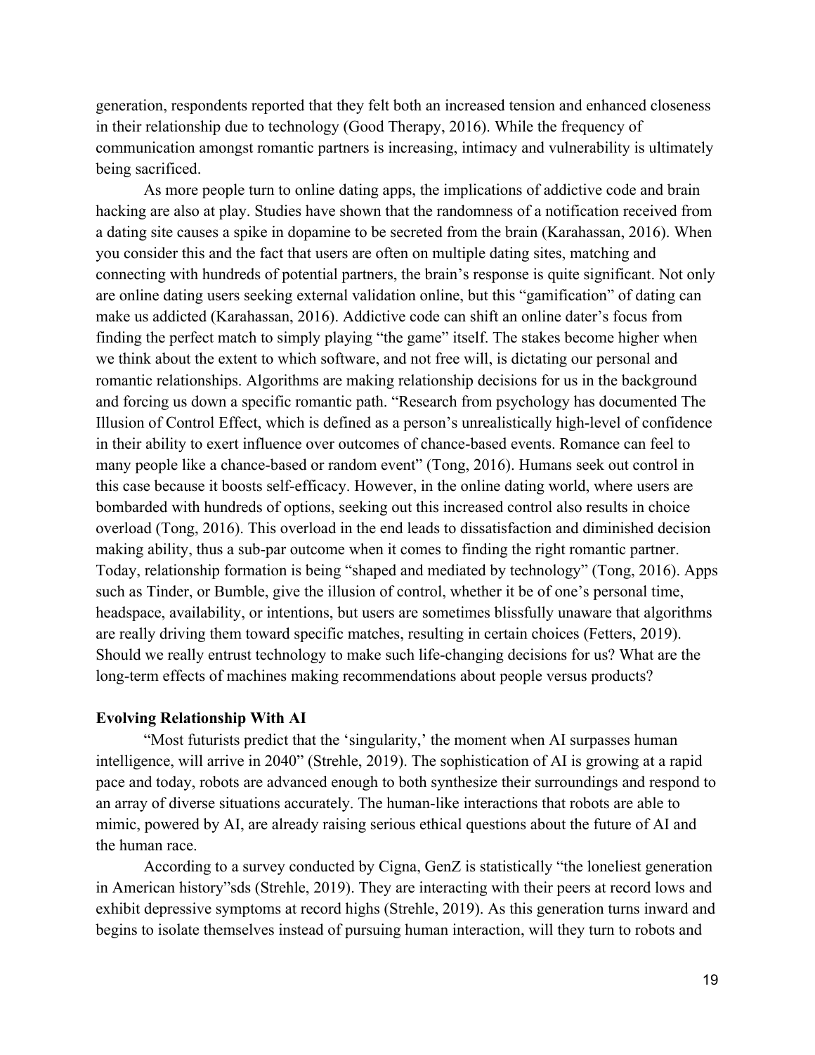generation, respondents reported that they felt both an increased tension and enhanced closeness in their relationship due to technology (Good Therapy, 2016). While the frequency of communication amongst romantic partners is increasing, intimacy and vulnerability is ultimately being sacrificed.

As more people turn to online dating apps, the implications of addictive code and brain hacking are also at play. Studies have shown that the randomness of a notification received from a dating site causes a spike in dopamine to be secreted from the brain (Karahassan, 2016). When you consider this and the fact that users are often on multiple dating sites, matching and connecting with hundreds of potential partners, the brain's response is quite significant. Not only are online dating users seeking external validation online, but this "gamification" of dating can make us addicted (Karahassan, 2016). Addictive code can shift an online dater's focus from finding the perfect match to simply playing "the game" itself. The stakes become higher when we think about the extent to which software, and not free will, is dictating our personal and romantic relationships. Algorithms are making relationship decisions for us in the background and forcing us down a specific romantic path. "Research from psychology has documented The Illusion of Control Effect, which is defined as a person's unrealistically high-level of confidence in their ability to exert influence over outcomes of chance-based events. Romance can feel to many people like a chance-based or random event" (Tong, 2016). Humans seek out control in this case because it boosts self-efficacy. However, in the online dating world, where users are bombarded with hundreds of options, seeking out this increased control also results in choice overload (Tong, 2016). This overload in the end leads to dissatisfaction and diminished decision making ability, thus a sub-par outcome when it comes to finding the right romantic partner. Today, relationship formation is being "shaped and mediated by technology" (Tong, 2016). Apps such as Tinder, or Bumble, give the illusion of control, whether it be of one's personal time, headspace, availability, or intentions, but users are sometimes blissfully unaware that algorithms are really driving them toward specific matches, resulting in certain choices (Fetters, 2019). Should we really entrust technology to make such life-changing decisions for us? What are the long-term effects of machines making recommendations about people versus products?

**Evolving Relationship With AI**

"Most futurists predict that the 'singularity,' the moment when AI surpasses human intelligence, will arrive in 2040" (Strehle, 2019). The sophistication of AI is growing at a rapid pace and today, robots are advanced enough to both synthesize their surroundings and respond to an array of diverse situations accurately. The human-like interactions that robots are able to mimic, powered by AI, are already raising serious ethical questions about the future of AI and the human race.

According to a survey conducted by Cigna, GenZ is statistically "the loneliest generation in American history"sds (Strehle, 2019). They are interacting with their peers at record lows and exhibit depressive symptoms at record highs (Strehle, 2019). As this generation turns inward and begins to isolate themselves instead of pursuing human interaction, will they turn to robots and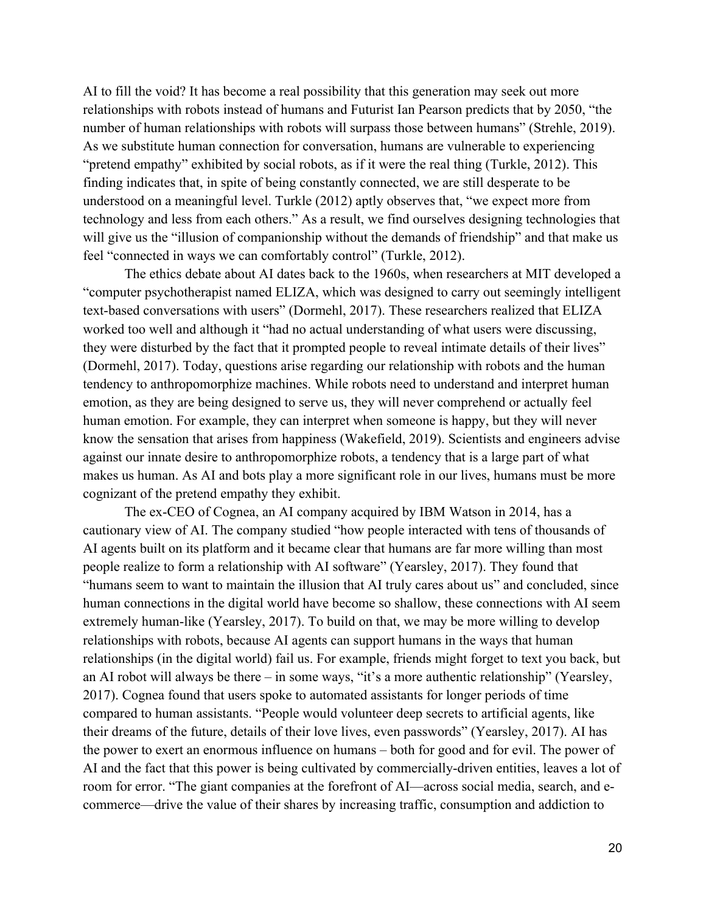AI to fill the void? It has become a real possibility that this generation may seek out more relationships with robots instead of humans and Futurist Ian Pearson predicts that by 2050, "the number of human relationships with robots will surpass those between humans" (Strehle, 2019). As we substitute human connection for conversation, humans are vulnerable to experiencing "pretend empathy" exhibited by social robots, as if it were the real thing (Turkle, 2012). This finding indicates that, in spite of being constantly connected, we are still desperate to be understood on a meaningful level. Turkle (2012) aptly observes that, "we expect more from technology and less from each others." As a result, we find ourselves designing technologies that will give us the "illusion of companionship without the demands of friendship" and that make us feel "connected in ways we can comfortably control" (Turkle, 2012).

The ethics debate about AI dates back to the 1960s, when researchers at MIT developed a "computer psychotherapist named ELIZA, which was designed to carry out seemingly intelligent text-based conversations with users" (Dormehl, 2017). These researchers realized that ELIZA worked too well and although it "had no actual understanding of what users were discussing, they were disturbed by the fact that it prompted people to reveal intimate details of their lives" (Dormehl, 2017). Today, questions arise regarding our relationship with robots and the human tendency to anthropomorphize machines. While robots need to understand and interpret human emotion, as they are being designed to serve us, they will never comprehend or actually feel human emotion. For example, they can interpret when someone is happy, but they will never know the sensation that arises from happiness (Wakefield, 2019). Scientists and engineers advise against our innate desire to anthropomorphize robots, a tendency that is a large part of what makes us human. As AI and bots play a more significant role in our lives, humans must be more cognizant of the pretend empathy they exhibit.

The ex-CEO of Cognea, an AI company acquired by IBM Watson in 2014, has a cautionary view of AI. The company studied "how people interacted with tens of thousands of AI agents built on its platform and it became clear that humans are far more willing than most people realize to form a relationship with AI software" (Yearsley, 2017). They found that "humans seem to want to maintain the illusion that AI truly cares about us" and concluded, since human connections in the digital world have become so shallow, these connections with AI seem extremely human-like (Yearsley, 2017). To build on that, we may be more willing to develop relationships with robots, because AI agents can support humans in the ways that human relationships (in the digital world) fail us. For example, friends might forget to text you back, but an AI robot will always be there – in some ways, "it's a more authentic relationship" (Yearsley, 2017). Cognea found that users spoke to automated assistants for longer periods of time compared to human assistants. "People would volunteer deep secrets to artificial agents, like their dreams of the future, details of their love lives, even passwords" (Yearsley, 2017). AI has the power to exert an enormous influence on humans – both for good and for evil. The power of AI and the fact that this power is being cultivated by commercially-driven entities, leaves a lot of room for error. "The giant companies at the forefront of AI—across social media, search, and e-commerce—drive the value of their shares by increasing traffic, consumption and addiction to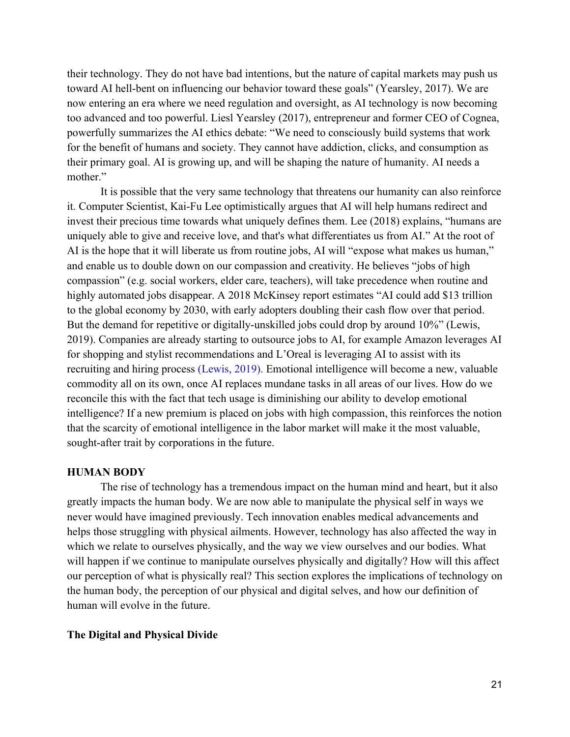their technology. They do not have bad intentions, but the nature of capital markets may push us toward AI hell-bent on influencing our behavior toward these goals" (Yearsley, 2017). We are now entering an era where we need regulation and oversight, as AI technology is now becoming too advanced and too powerful. Liesl Yearsley (2017), entrepreneur and former CEO of Cognea, powerfully summarizes the AI ethics debate: "We need to consciously build systems that work for the benefit of humans and society. They cannot have addiction, clicks, and consumption as their primary goal. AI is growing up, and will be shaping the nature of humanity. AI needs a mother."

It is possible that the very same technology that threatens our humanity can also reinforce it. Computer Scientist, Kai-Fu Lee optimistically argues that AI will help humans redirect and invest their precious time towards what uniquely defines them. Lee (2018) explains, "humans are uniquely able to give and receive love, and that's what differentiates us from AI." At the root of AI is the hope that it will liberate us from routine jobs, AI will "expose what makes us human," and enable us to double down on our compassion and creativity. He believes "jobs of high compassion" (e.g. social workers, elder care, teachers), will take precedence when routine and highly automated jobs disappear. A 2018 McKinsey report estimates "AI could add $13 trillion to the global economy by 2030, with early adopters doubling their cash flow over that period. But the demand for repetitive or digitally-unskilled jobs could drop by around 10%" (Lewis, 2019). Companies are already starting to outsource jobs to AI, for example Amazon leverages AI for shopping and stylist recommendations and L'Oreal is leveraging AI to assist with its recruiting and hiring process (Lewis, 2019). Emotional intelligence will become a new, valuable commodity all on its own, once AI replaces mundane tasks in all areas of our lives. How do we reconcile this with the fact that tech usage is diminishing our ability to develop emotional intelligence? If a new premium is placed on jobs with high compassion, this reinforces the notion that the scarcity of emotional intelligence in the labor market will make it the most valuable, sought-after trait by corporations in the future.

## HUMAN BODY

The rise of technology has a tremendous impact on the human mind and heart, but it also greatly impacts the human body. We are now able to manipulate the physical self in ways we never would have imagined previously. Tech innovation enables medical advancements and helps those struggling with physical ailments. However, technology has also affected the way in which we relate to ourselves physically, and the way we view ourselves and our bodies. What will happen if we continue to manipulate ourselves physically and digitally? How will this affect our perception of what is physically real? This section explores the implications of technology on the human body, the perception of our physical and digital selves, and how our definition of human will evolve in the future.

### The Digital and Physical Divide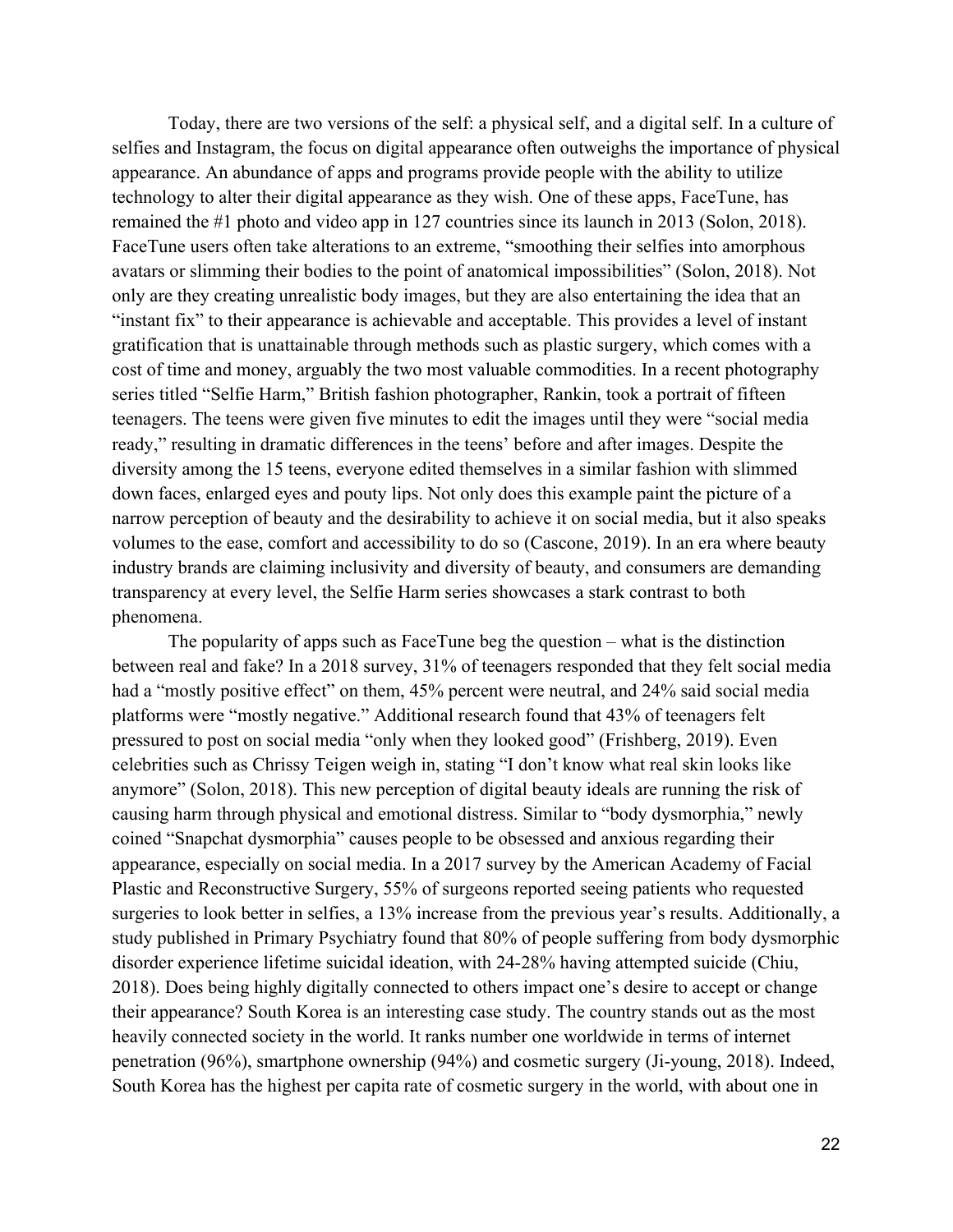Today, there are two versions of the self: a physical self, and a digital self. In a culture of selfies and Instagram, the focus on digital appearance often outweighs the importance of physical appearance. An abundance of apps and programs provide people with the ability to utilize technology to alter their digital appearance as they wish. One of these apps, FaceTune, has remained the #1 photo and video app in 127 countries since its launch in 2013 (Solon, 2018). FaceTune users often take alterations to an extreme, "smoothing their selfies into amorphous avatars or slimming their bodies to the point of anatomical impossibilities" (Solon, 2018). Not only are they creating unrealistic body images, but they are also entertaining the idea that an "instant fix" to their appearance is achievable and acceptable. This provides a level of instant gratification that is unattainable through methods such as plastic surgery, which comes with a cost of time and money, arguably the two most valuable commodities. In a recent photography series titled "Selfie Harm," British fashion photographer, Rankin, took a portrait of fifteen teenagers. The teens were given five minutes to edit the images until they were "social media ready," resulting in dramatic differences in the teens' before and after images. Despite the diversity among the 15 teens, everyone edited themselves in a similar fashion with slimmed down faces, enlarged eyes and pouty lips. Not only does this example paint the picture of a narrow perception of beauty and the desirability to achieve it on social media, but it also speaks volumes to the ease, comfort and accessibility to do so (Cascone, 2019). In an era where beauty industry brands are claiming inclusivity and diversity of beauty, and consumers are demanding transparency at every level, the Selfie Harm series showcases a stark contrast to both phenomena.

The popularity of apps such as FaceTune beg the question – what is the distinction between real and fake? In a 2018 survey, 31% of teenagers responded that they felt social media had a "mostly positive effect" on them, 45% percent were neutral, and 24% said social media platforms were "mostly negative." Additional research found that 43% of teenagers felt pressured to post on social media "only when they looked good" (Frishberg, 2019). Even celebrities such as Chrissy Teigen weigh in, stating "I don't know what real skin looks like anymore" (Solon, 2018). This new perception of digital beauty ideals are running the risk of causing harm through physical and emotional distress. Similar to "body dysmorphia," newly coined "Snapchat dysmorphia" causes people to be obsessed and anxious regarding their appearance, especially on social media. In a 2017 survey by the American Academy of Facial Plastic and Reconstructive Surgery, 55% of surgeons reported seeing patients who requested surgeries to look better in selfies, a 13% increase from the previous year's results. Additionally, a study published in Primary Psychiatry found that 80% of people suffering from body dysmorphic disorder experience lifetime suicidal ideation, with 24-28% having attempted suicide (Chiu, 2018). Does being highly digitally connected to others impact one's desire to accept or change their appearance? South Korea is an interesting case study. The country stands out as the most heavily connected society in the world. It ranks number one worldwide in terms of internet penetration (96%), smartphone ownership (94%) and cosmetic surgery (Ji-young, 2018). Indeed, South Korea has the highest per capita rate of cosmetic surgery in the world, with about one in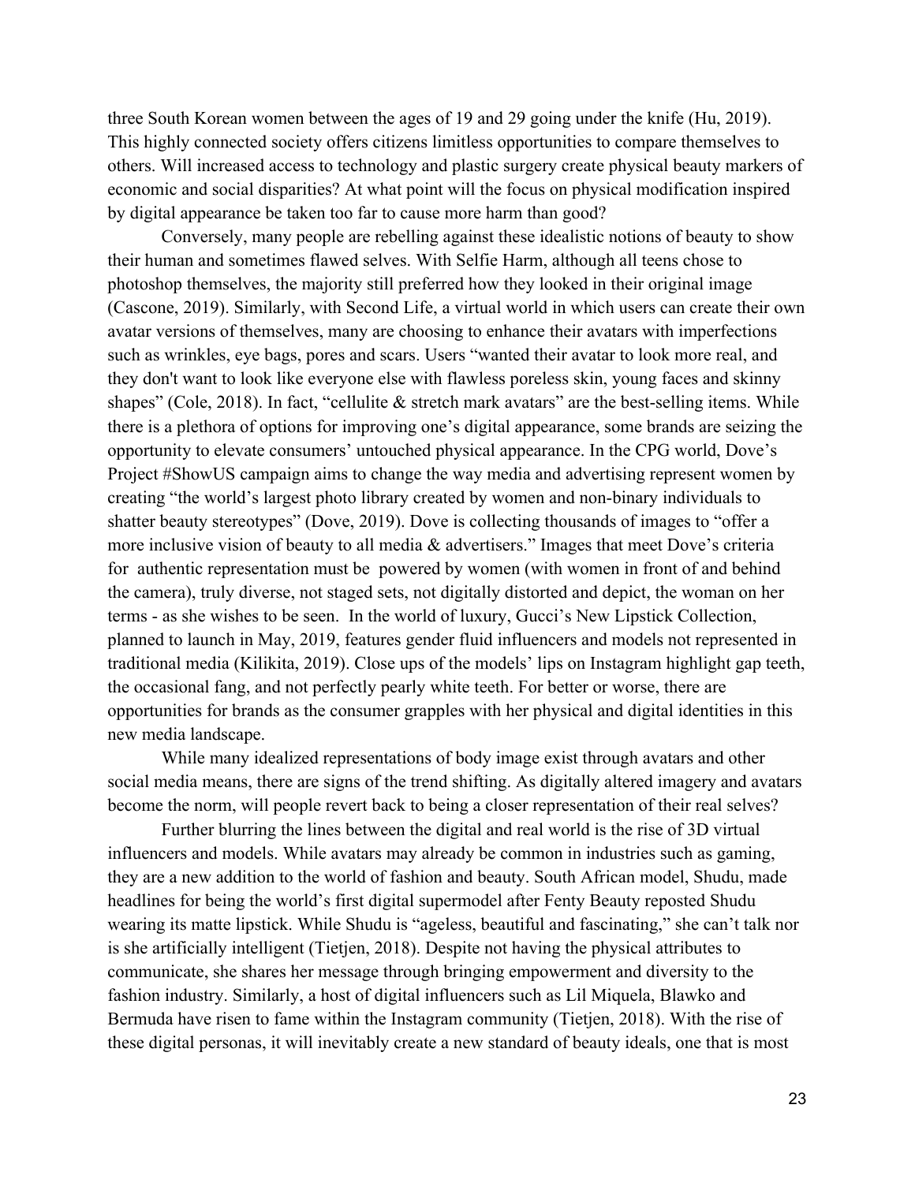three South Korean women between the ages of 19 and 29 going under the knife (Hu, 2019). This highly connected society offers citizens limitless opportunities to compare themselves to others. Will increased access to technology and plastic surgery create physical beauty markers of economic and social disparities? At what point will the focus on physical modification inspired by digital appearance be taken too far to cause more harm than good?

Conversely, many people are rebelling against these idealistic notions of beauty to show their human and sometimes flawed selves. With Selfie Harm, although all teens chose to photoshop themselves, the majority still preferred how they looked in their original image (Cascone, 2019). Similarly, with Second Life, a virtual world in which users can create their own avatar versions of themselves, many are choosing to enhance their avatars with imperfections such as wrinkles, eye bags, pores and scars. Users "wanted their avatar to look more real, and they don't want to look like everyone else with flawless poreless skin, young faces and skinny shapes" (Cole, 2018). In fact, "cellulite & stretch mark avatars" are the best-selling items. While there is a plethora of options for improving one's digital appearance, some brands are seizing the opportunity to elevate consumers' untouched physical appearance. In the CPG world, Dove's Project #ShowUS campaign aims to change the way media and advertising represent women by creating "the world's largest photo library created by women and non-binary individuals to shatter beauty stereotypes" (Dove, 2019). Dove is collecting thousands of images to "offer a more inclusive vision of beauty to all media & advertisers." Images that meet Dove's criteria for authentic representation must be powered by women (with women in front of and behind the camera), truly diverse, not staged sets, not digitally distorted and depict, the woman on her terms - as she wishes to be seen. In the world of luxury, Gucci's New Lipstick Collection, planned to launch in May, 2019, features gender fluid influencers and models not represented in traditional media (Kilikita, 2019). Close ups of the models' lips on Instagram highlight gap teeth, the occasional fang, and not perfectly pearly white teeth. For better or worse, there are opportunities for brands as the consumer grapples with her physical and digital identities in this new media landscape.

While many idealized representations of body image exist through avatars and other social media means, there are signs of the trend shifting. As digitally altered imagery and avatars become the norm, will people revert back to being a closer representation of their real selves?

Further blurring the lines between the digital and real world is the rise of 3D virtual influencers and models. While avatars may already be common in industries such as gaming, they are a new addition to the world of fashion and beauty. South African model, Shudu, made headlines for being the world's first digital supermodel after Fenty Beauty reposted Shudu wearing its matte lipstick. While Shudu is "ageless, beautiful and fascinating," she can't talk nor is she artificially intelligent (Tietjen, 2018). Despite not having the physical attributes to communicate, she shares her message through bringing empowerment and diversity to the fashion industry. Similarly, a host of digital influencers such as Lil Miquela, Blawko and Bermuda have risen to fame within the Instagram community (Tietjen, 2018). With the rise of these digital personas, it will inevitably create a new standard of beauty ideals, one that is most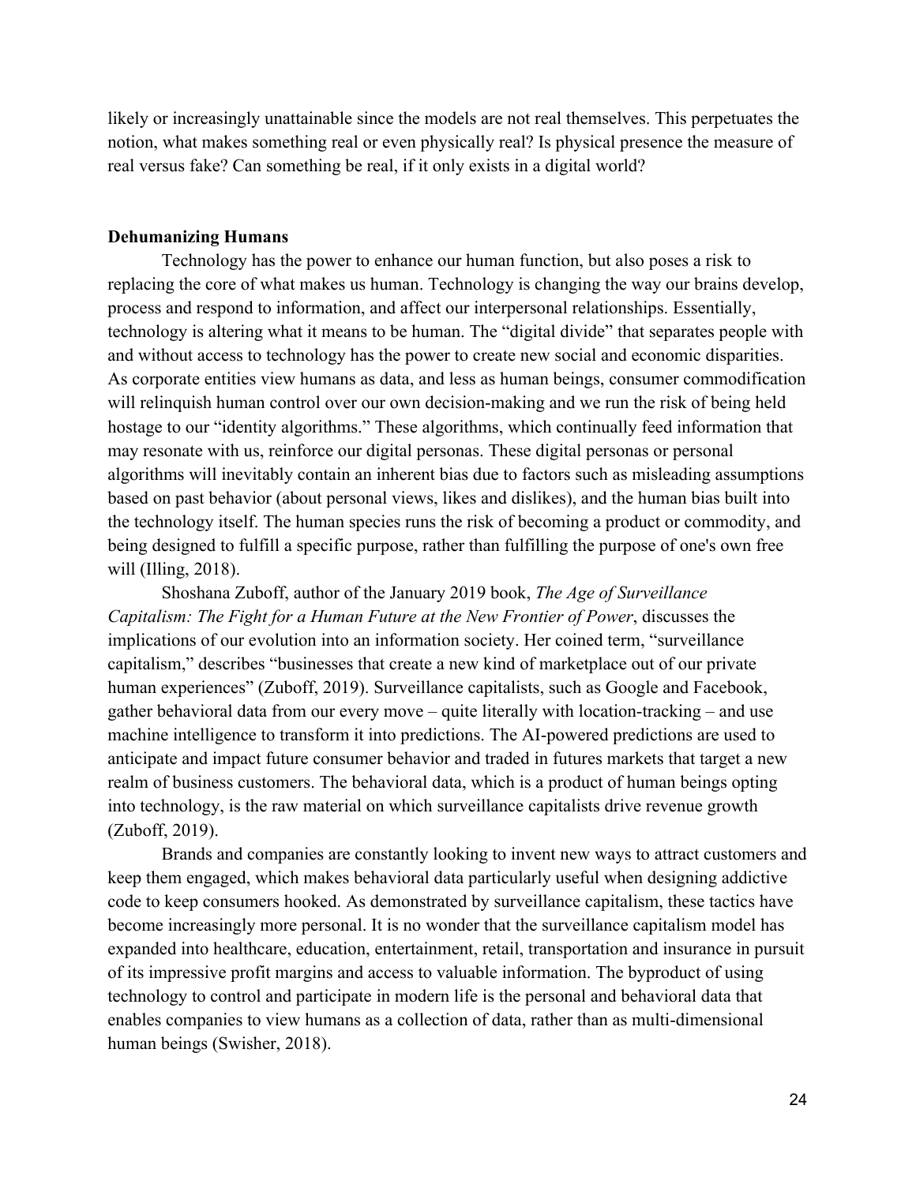likely or increasingly unattainable since the models are not real themselves. This perpetuates the notion, what makes something real or even physically real? Is physical presence the measure of real versus fake? Can something be real, if it only exists in a digital world?

**Dehumanizing Humans**

Technology has the power to enhance our human function, but also poses a risk to replacing the core of what makes us human. Technology is changing the way our brains develop, process and respond to information, and affect our interpersonal relationships. Essentially, technology is altering what it means to be human. The "digital divide" that separates people with and without access to technology has the power to create new social and economic disparities. As corporate entities view humans as data, and less as human beings, consumer commodification will relinquish human control over our own decision-making and we run the risk of being held hostage to our "identity algorithms." These algorithms, which continually feed information that may resonate with us, reinforce our digital personas. These digital personas or personal algorithms will inevitably contain an inherent bias due to factors such as misleading assumptions based on past behavior (about personal views, likes and dislikes), and the human bias built into the technology itself. The human species runs the risk of becoming a product or commodity, and being designed to fulfill a specific purpose, rather than fulfilling the purpose of one's own free will (Illing, 2018).

Shoshana Zuboff, author of the January 2019 book, *The Age of Surveillance Capitalism: The Fight for a Human Future at the New Frontier of Power*, discusses the implications of our evolution into an information society. Her coined term, "surveillance capitalism," describes "businesses that create a new kind of marketplace out of our private human experiences" (Zuboff, 2019). Surveillance capitalists, such as Google and Facebook, gather behavioral data from our every move – quite literally with location-tracking – and use machine intelligence to transform it into predictions. The AI-powered predictions are used to anticipate and impact future consumer behavior and traded in futures markets that target a new realm of business customers. The behavioral data, which is a product of human beings opting into technology, is the raw material on which surveillance capitalists drive revenue growth (Zuboff, 2019).

Brands and companies are constantly looking to invent new ways to attract customers and keep them engaged, which makes behavioral data particularly useful when designing addictive code to keep consumers hooked. As demonstrated by surveillance capitalism, these tactics have become increasingly more personal. It is no wonder that the surveillance capitalism model has expanded into healthcare, education, entertainment, retail, transportation and insurance in pursuit of its impressive profit margins and access to valuable information. The byproduct of using technology to control and participate in modern life is the personal and behavioral data that enables companies to view humans as a collection of data, rather than as multi-dimensional human beings (Swisher, 2018).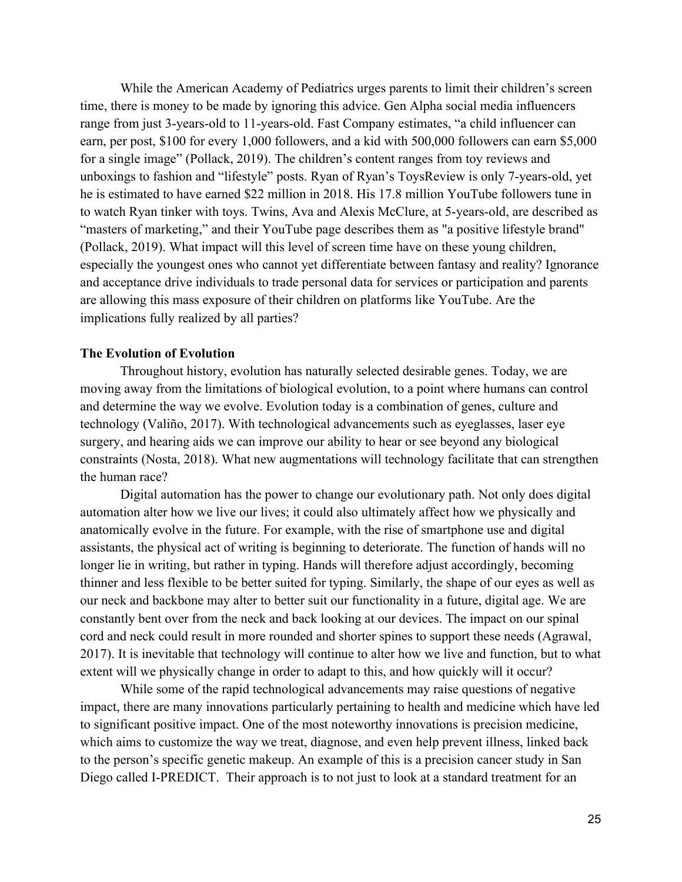While the American Academy of Pediatrics urges parents to limit their children's screen time, there is money to be made by ignoring this advice. Gen Alpha social media influencers range from just 3-years-old to 11-years-old. Fast Company estimates, "a child influencer can earn, per post, $100 for every 1,000 followers, and a kid with 500,000 followers can earn $5,000 for a single image" (Pollack, 2019). The children's content ranges from toy reviews and unboxings to fashion and "lifestyle" posts. Ryan of Ryan's ToysReview is only 7-years-old, yet he is estimated to have earned $22 million in 2018. His 17.8 million YouTube followers tune in to watch Ryan tinker with toys. Twins, Ava and Alexis McClure, at 5-years-old, are described as "masters of marketing," and their YouTube page describes them as "a positive lifestyle brand" (Pollack, 2019). What impact will this level of screen time have on these young children, especially the youngest ones who cannot yet differentiate between fantasy and reality? Ignorance and acceptance drive individuals to trade personal data for services or participation and parents are allowing this mass exposure of their children on platforms like YouTube. Are the implications fully realized by all parties?

**The Evolution of Evolution**

Throughout history, evolution has naturally selected desirable genes. Today, we are moving away from the limitations of biological evolution, to a point where humans can control and determine the way we evolve. Evolution today is a combination of genes, culture and technology (Valiño, 2017). With technological advancements such as eyeglasses, laser eye surgery, and hearing aids we can improve our ability to hear or see beyond any biological constraints (Nosta, 2018). What new augmentations will technology facilitate that can strengthen the human race?

Digital automation has the power to change our evolutionary path. Not only does digital automation alter how we live our lives; it could also ultimately affect how we physically and anatomically evolve in the future. For example, with the rise of smartphone use and digital assistants, the physical act of writing is beginning to deteriorate. The function of hands will no longer lie in writing, but rather in typing. Hands will therefore adjust accordingly, becoming thinner and less flexible to be better suited for typing. Similarly, the shape of our eyes as well as our neck and backbone may alter to better suit our functionality in a future, digital age. We are constantly bent over from the neck and back looking at our devices. The impact on our spinal cord and neck could result in more rounded and shorter spines to support these needs (Agrawal, 2017). It is inevitable that technology will continue to alter how we live and function, but to what extent will we physically change in order to adapt to this, and how quickly will it occur?

While some of the rapid technological advancements may raise questions of negative impact, there are many innovations particularly pertaining to health and medicine which have led to significant positive impact. One of the most noteworthy innovations is precision medicine, which aims to customize the way we treat, diagnose, and even help prevent illness, linked back to the person's specific genetic makeup. An example of this is a precision cancer study in San Diego called I-PREDICT. Their approach is to not just to look at a standard treatment for an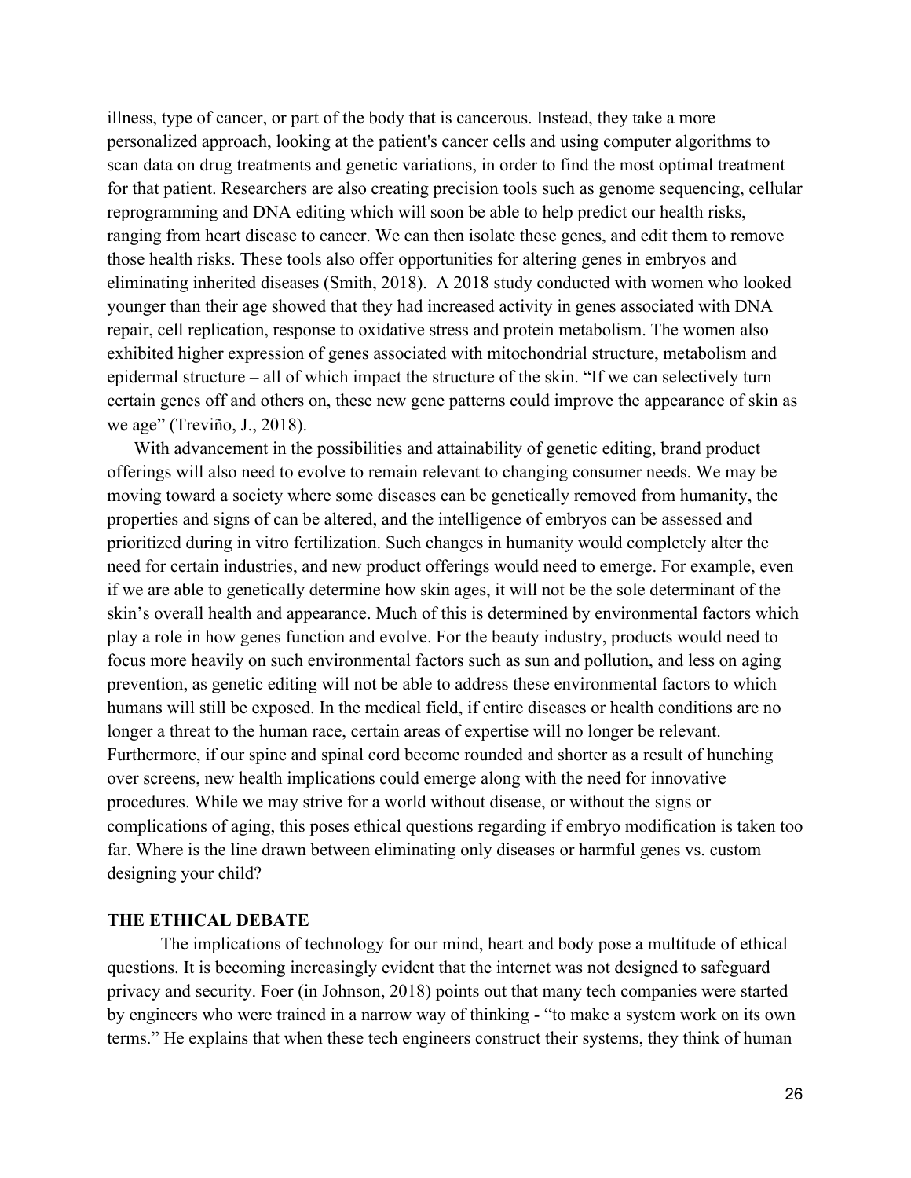illness, type of cancer, or part of the body that is cancerous. Instead, they take a more personalized approach, looking at the patient's cancer cells and using computer algorithms to scan data on drug treatments and genetic variations, in order to find the most optimal treatment for that patient. Researchers are also creating precision tools such as genome sequencing, cellular reprogramming and DNA editing which will soon be able to help predict our health risks, ranging from heart disease to cancer. We can then isolate these genes, and edit them to remove those health risks. These tools also offer opportunities for altering genes in embryos and eliminating inherited diseases (Smith, 2018). A 2018 study conducted with women who looked younger than their age showed that they had increased activity in genes associated with DNA repair, cell replication, response to oxidative stress and protein metabolism. The women also exhibited higher expression of genes associated with mitochondrial structure, metabolism and epidermal structure – all of which impact the structure of the skin. "If we can selectively turn certain genes off and others on, these new gene patterns could improve the appearance of skin as we age" (Treviño, J., 2018).

With advancement in the possibilities and attainability of genetic editing, brand product offerings will also need to evolve to remain relevant to changing consumer needs. We may be moving toward a society where some diseases can be genetically removed from humanity, the properties and signs of can be altered, and the intelligence of embryos can be assessed and prioritized during in vitro fertilization. Such changes in humanity would completely alter the need for certain industries, and new product offerings would need to emerge. For example, even if we are able to genetically determine how skin ages, it will not be the sole determinant of the skin's overall health and appearance. Much of this is determined by environmental factors which play a role in how genes function and evolve. For the beauty industry, products would need to focus more heavily on such environmental factors such as sun and pollution, and less on aging prevention, as genetic editing will not be able to address these environmental factors to which humans will still be exposed. In the medical field, if entire diseases or health conditions are no longer a threat to the human race, certain areas of expertise will no longer be relevant. Furthermore, if our spine and spinal cord become rounded and shorter as a result of hunching over screens, new health implications could emerge along with the need for innovative procedures. While we may strive for a world without disease, or without the signs or complications of aging, this poses ethical questions regarding if embryo modification is taken too far. Where is the line drawn between eliminating only diseases or harmful genes vs. custom designing your child?

## THE ETHICAL DEBATE

The implications of technology for our mind, heart and body pose a multitude of ethical questions. It is becoming increasingly evident that the internet was not designed to safeguard privacy and security. Foer (in Johnson, 2018) points out that many tech companies were started by engineers who were trained in a narrow way of thinking - "to make a system work on its own terms." He explains that when these tech engineers construct their systems, they think of human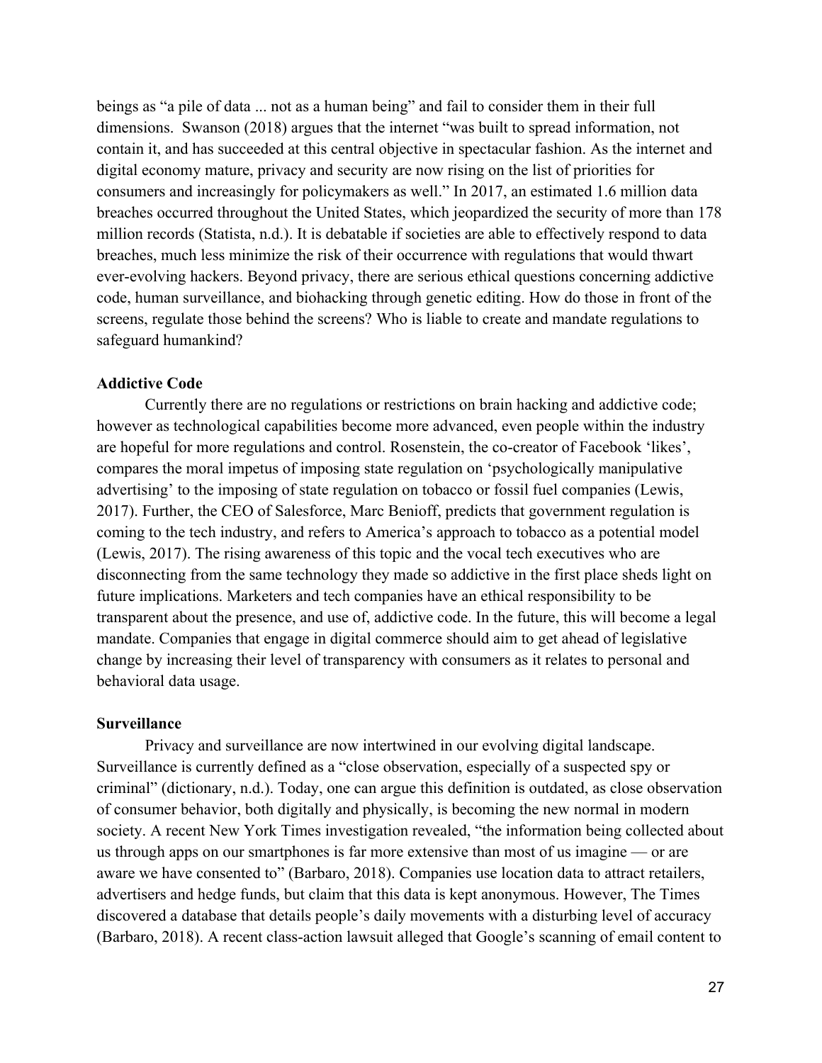beings as "a pile of data ... not as a human being" and fail to consider them in their full dimensions. Swanson (2018) argues that the internet "was built to spread information, not contain it, and has succeeded at this central objective in spectacular fashion. As the internet and digital economy mature, privacy and security are now rising on the list of priorities for consumers and increasingly for policymakers as well." In 2017, an estimated 1.6 million data breaches occurred throughout the United States, which jeopardized the security of more than 178 million records (Statista, n.d.). It is debatable if societies are able to effectively respond to data breaches, much less minimize the risk of their occurrence with regulations that would thwart ever-evolving hackers. Beyond privacy, there are serious ethical questions concerning addictive code, human surveillance, and biohacking through genetic editing. How do those in front of the screens, regulate those behind the screens? Who is liable to create and mandate regulations to safeguard humankind?

**Addictive Code**

Currently there are no regulations or restrictions on brain hacking and addictive code; however as technological capabilities become more advanced, even people within the industry are hopeful for more regulations and control. Rosenstein, the co-creator of Facebook 'likes', compares the moral impetus of imposing state regulation on 'psychologically manipulative advertising' to the imposing of state regulation on tobacco or fossil fuel companies (Lewis, 2017). Further, the CEO of Salesforce, Marc Benioff, predicts that government regulation is coming to the tech industry, and refers to America's approach to tobacco as a potential model (Lewis, 2017). The rising awareness of this topic and the vocal tech executives who are disconnecting from the same technology they made so addictive in the first place sheds light on future implications. Marketers and tech companies have an ethical responsibility to be transparent about the presence, and use of, addictive code. In the future, this will become a legal mandate. Companies that engage in digital commerce should aim to get ahead of legislative change by increasing their level of transparency with consumers as it relates to personal and behavioral data usage.

**Surveillance**

Privacy and surveillance are now intertwined in our evolving digital landscape. Surveillance is currently defined as a "close observation, especially of a suspected spy or criminal" (dictionary, n.d.). Today, one can argue this definition is outdated, as close observation of consumer behavior, both digitally and physically, is becoming the new normal in modern society. A recent New York Times investigation revealed, "the information being collected about us through apps on our smartphones is far more extensive than most of us imagine — or are aware we have consented to" (Barbaro, 2018). Companies use location data to attract retailers, advertisers and hedge funds, but claim that this data is kept anonymous. However, The Times discovered a database that details people's daily movements with a disturbing level of accuracy (Barbaro, 2018). A recent class-action lawsuit alleged that Google's scanning of email content to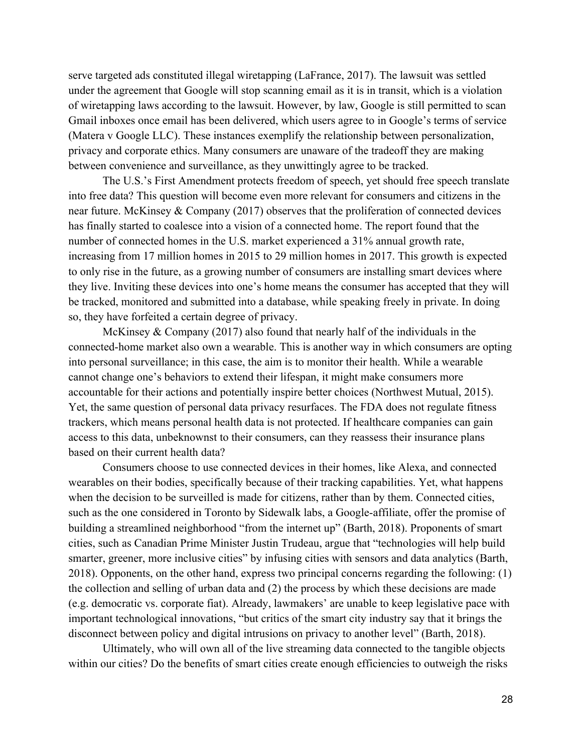serve targeted ads constituted illegal wiretapping (LaFrance, 2017). The lawsuit was settled under the agreement that Google will stop scanning email as it is in transit, which is a violation of wiretapping laws according to the lawsuit. However, by law, Google is still permitted to scan Gmail inboxes once email has been delivered, which users agree to in Google's terms of service (Matera v Google LLC). These instances exemplify the relationship between personalization, privacy and corporate ethics. Many consumers are unaware of the tradeoff they are making between convenience and surveillance, as they unwittingly agree to be tracked.

The U.S.'s First Amendment protects freedom of speech, yet should free speech translate into free data? This question will become even more relevant for consumers and citizens in the near future. McKinsey & Company (2017) observes that the proliferation of connected devices has finally started to coalesce into a vision of a connected home. The report found that the number of connected homes in the U.S. market experienced a 31% annual growth rate, increasing from 17 million homes in 2015 to 29 million homes in 2017. This growth is expected to only rise in the future, as a growing number of consumers are installing smart devices where they live. Inviting these devices into one's home means the consumer has accepted that they will be tracked, monitored and submitted into a database, while speaking freely in private. In doing so, they have forfeited a certain degree of privacy.

McKinsey & Company (2017) also found that nearly half of the individuals in the connected-home market also own a wearable. This is another way in which consumers are opting into personal surveillance; in this case, the aim is to monitor their health. While a wearable cannot change one's behaviors to extend their lifespan, it might make consumers more accountable for their actions and potentially inspire better choices (Northwest Mutual, 2015). Yet, the same question of personal data privacy resurfaces. The FDA does not regulate fitness trackers, which means personal health data is not protected. If healthcare companies can gain access to this data, unbeknownst to their consumers, can they reassess their insurance plans based on their current health data?

Consumers choose to use connected devices in their homes, like Alexa, and connected wearables on their bodies, specifically because of their tracking capabilities. Yet, what happens when the decision to be surveilled is made for citizens, rather than by them. Connected cities, such as the one considered in Toronto by Sidewalk labs, a Google-affiliate, offer the promise of building a streamlined neighborhood "from the internet up" (Barth, 2018). Proponents of smart cities, such as Canadian Prime Minister Justin Trudeau, argue that "technologies will help build smarter, greener, more inclusive cities" by infusing cities with sensors and data analytics (Barth, 2018). Opponents, on the other hand, express two principal concerns regarding the following: (1) the collection and selling of urban data and (2) the process by which these decisions are made (e.g. democratic vs. corporate fiat). Already, lawmakers' are unable to keep legislative pace with important technological innovations, "but critics of the smart city industry say that it brings the disconnect between policy and digital intrusions on privacy to another level" (Barth, 2018).

Ultimately, who will own all of the live streaming data connected to the tangible objects within our cities? Do the benefits of smart cities create enough efficiencies to outweigh the risks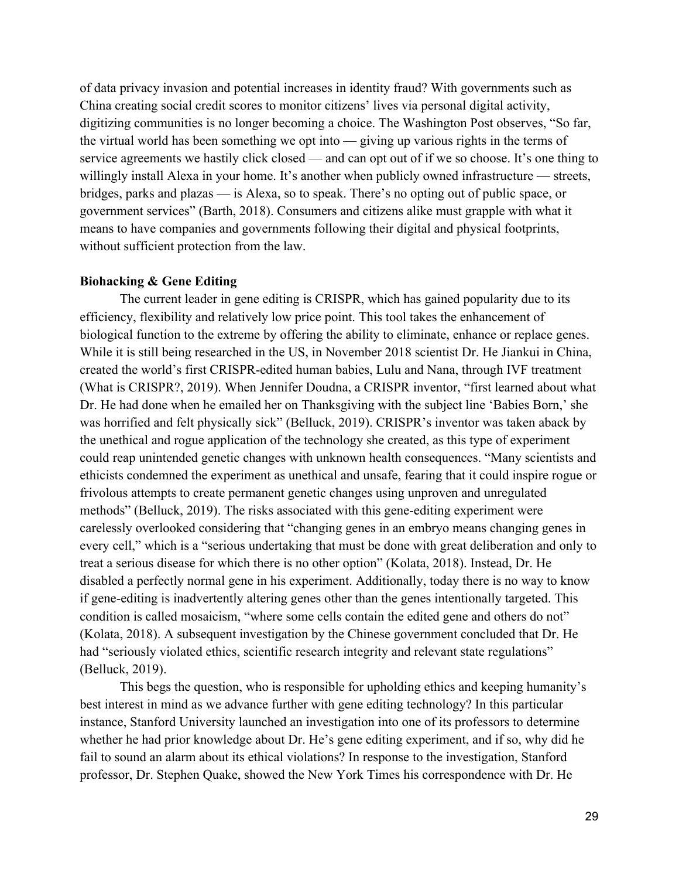of data privacy invasion and potential increases in identity fraud? With governments such as China creating social credit scores to monitor citizens' lives via personal digital activity, digitizing communities is no longer becoming a choice. The Washington Post observes, "So far, the virtual world has been something we opt into — giving up various rights in the terms of service agreements we hastily click closed — and can opt out of if we so choose. It's one thing to willingly install Alexa in your home. It's another when publicly owned infrastructure — streets, bridges, parks and plazas — is Alexa, so to speak. There's no opting out of public space, or government services" (Barth, 2018). Consumers and citizens alike must grapple with what it means to have companies and governments following their digital and physical footprints, without sufficient protection from the law.

**Biohacking & Gene Editing**

The current leader in gene editing is CRISPR, which has gained popularity due to its efficiency, flexibility and relatively low price point. This tool takes the enhancement of biological function to the extreme by offering the ability to eliminate, enhance or replace genes. While it is still being researched in the US, in November 2018 scientist Dr. He Jiankui in China, created the world's first CRISPR-edited human babies, Lulu and Nana, through IVF treatment (What is CRISPR?, 2019). When Jennifer Doudna, a CRISPR inventor, "first learned about what Dr. He had done when he emailed her on Thanksgiving with the subject line 'Babies Born,' she was horrified and felt physically sick" (Belluck, 2019). CRISPR's inventor was taken aback by the unethical and rogue application of the technology she created, as this type of experiment could reap unintended genetic changes with unknown health consequences. "Many scientists and ethicists condemned the experiment as unethical and unsafe, fearing that it could inspire rogue or frivolous attempts to create permanent genetic changes using unproven and unregulated methods" (Belluck, 2019). The risks associated with this gene-editing experiment were carelessly overlooked considering that "changing genes in an embryo means changing genes in every cell," which is a "serious undertaking that must be done with great deliberation and only to treat a serious disease for which there is no other option" (Kolata, 2018). Instead, Dr. He disabled a perfectly normal gene in his experiment. Additionally, today there is no way to know if gene-editing is inadvertently altering genes other than the genes intentionally targeted. This condition is called mosaicism, "where some cells contain the edited gene and others do not" (Kolata, 2018). A subsequent investigation by the Chinese government concluded that Dr. He had "seriously violated ethics, scientific research integrity and relevant state regulations" (Belluck, 2019).

This begs the question, who is responsible for upholding ethics and keeping humanity's best interest in mind as we advance further with gene editing technology? In this particular instance, Stanford University launched an investigation into one of its professors to determine whether he had prior knowledge about Dr. He's gene editing experiment, and if so, why did he fail to sound an alarm about its ethical violations? In response to the investigation, Stanford professor, Dr. Stephen Quake, showed the New York Times his correspondence with Dr. He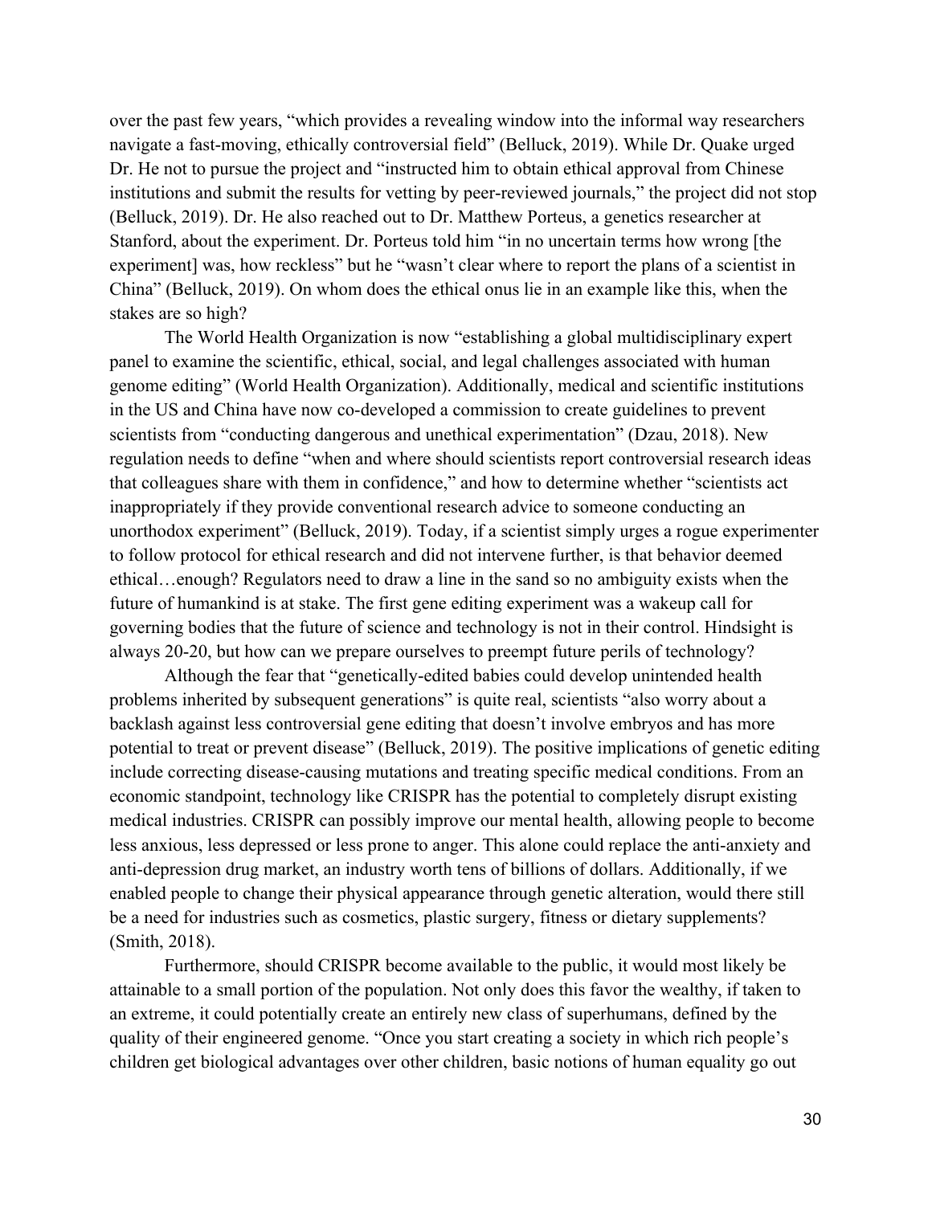over the past few years, "which provides a revealing window into the informal way researchers navigate a fast-moving, ethically controversial field" (Belluck, 2019). While Dr. Quake urged Dr. He not to pursue the project and "instructed him to obtain ethical approval from Chinese institutions and submit the results for vetting by peer-reviewed journals," the project did not stop (Belluck, 2019). Dr. He also reached out to Dr. Matthew Porteus, a genetics researcher at Stanford, about the experiment. Dr. Porteus told him "in no uncertain terms how wrong [the experiment] was, how reckless" but he "wasn't clear where to report the plans of a scientist in China" (Belluck, 2019). On whom does the ethical onus lie in an example like this, when the stakes are so high?

The World Health Organization is now "establishing a global multidisciplinary expert panel to examine the scientific, ethical, social, and legal challenges associated with human genome editing" (World Health Organization). Additionally, medical and scientific institutions in the US and China have now co-developed a commission to create guidelines to prevent scientists from "conducting dangerous and unethical experimentation" (Dzau, 2018). New regulation needs to define "when and where should scientists report controversial research ideas that colleagues share with them in confidence," and how to determine whether "scientists act inappropriately if they provide conventional research advice to someone conducting an unorthodox experiment" (Belluck, 2019). Today, if a scientist simply urges a rogue experimenter to follow protocol for ethical research and did not intervene further, is that behavior deemed ethical…enough? Regulators need to draw a line in the sand so no ambiguity exists when the future of humankind is at stake. The first gene editing experiment was a wakeup call for governing bodies that the future of science and technology is not in their control. Hindsight is always 20-20, but how can we prepare ourselves to preempt future perils of technology?

Although the fear that "genetically-edited babies could develop unintended health problems inherited by subsequent generations" is quite real, scientists "also worry about a backlash against less controversial gene editing that doesn't involve embryos and has more potential to treat or prevent disease" (Belluck, 2019). The positive implications of genetic editing include correcting disease-causing mutations and treating specific medical conditions. From an economic standpoint, technology like CRISPR has the potential to completely disrupt existing medical industries. CRISPR can possibly improve our mental health, allowing people to become less anxious, less depressed or less prone to anger. This alone could replace the anti-anxiety and anti-depression drug market, an industry worth tens of billions of dollars. Additionally, if we enabled people to change their physical appearance through genetic alteration, would there still be a need for industries such as cosmetics, plastic surgery, fitness or dietary supplements? (Smith, 2018).

Furthermore, should CRISPR become available to the public, it would most likely be attainable to a small portion of the population. Not only does this favor the wealthy, if taken to an extreme, it could potentially create an entirely new class of superhumans, defined by the quality of their engineered genome. "Once you start creating a society in which rich people's children get biological advantages over other children, basic notions of human equality go out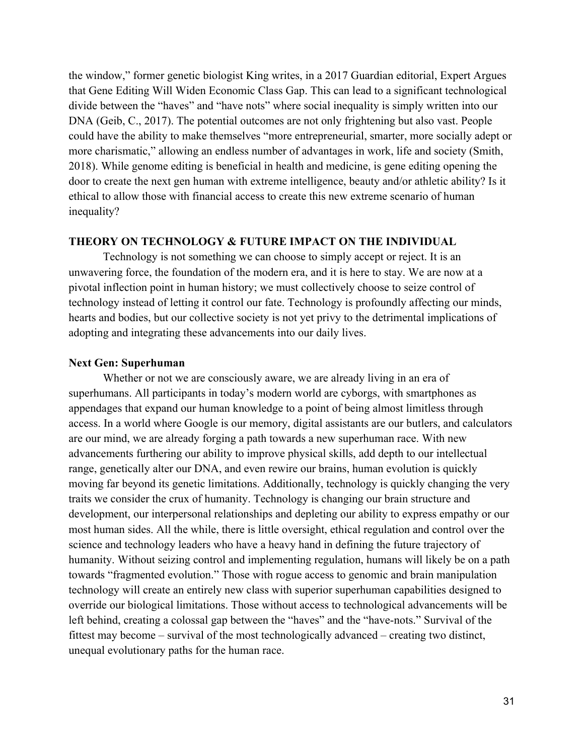the window," former genetic biologist King writes, in a 2017 Guardian editorial, Expert Argues that Gene Editing Will Widen Economic Class Gap. This can lead to a significant technological divide between the "haves" and "have nots" where social inequality is simply written into our DNA (Geib, C., 2017). The potential outcomes are not only frightening but also vast. People could have the ability to make themselves "more entrepreneurial, smarter, more socially adept or more charismatic," allowing an endless number of advantages in work, life and society (Smith, 2018). While genome editing is beneficial in health and medicine, is gene editing opening the door to create the next gen human with extreme intelligence, beauty and/or athletic ability? Is it ethical to allow those with financial access to create this new extreme scenario of human inequality?

## THEORY ON TECHNOLOGY & FUTURE IMPACT ON THE INDIVIDUAL

Technology is not something we can choose to simply accept or reject. It is an unwavering force, the foundation of the modern era, and it is here to stay. We are now at a pivotal inflection point in human history; we must collectively choose to seize control of technology instead of letting it control our fate. Technology is profoundly affecting our minds, hearts and bodies, but our collective society is not yet privy to the detrimental implications of adopting and integrating these advancements into our daily lives.

### Next Gen: Superhuman

Whether or not we are consciously aware, we are already living in an era of superhumans. All participants in today's modern world are cyborgs, with smartphones as appendages that expand our human knowledge to a point of being almost limitless through access. In a world where Google is our memory, digital assistants are our butlers, and calculators are our mind, we are already forging a path towards a new superhuman race. With new advancements furthering our ability to improve physical skills, add depth to our intellectual range, genetically alter our DNA, and even rewire our brains, human evolution is quickly moving far beyond its genetic limitations. Additionally, technology is quickly changing the very traits we consider the crux of humanity. Technology is changing our brain structure and development, our interpersonal relationships and depleting our ability to express empathy or our most human sides. All the while, there is little oversight, ethical regulation and control over the science and technology leaders who have a heavy hand in defining the future trajectory of humanity. Without seizing control and implementing regulation, humans will likely be on a path towards "fragmented evolution." Those with rogue access to genomic and brain manipulation technology will create an entirely new class with superior superhuman capabilities designed to override our biological limitations. Those without access to technological advancements will be left behind, creating a colossal gap between the "haves" and the "have-nots." Survival of the fittest may become – survival of the most technologically advanced – creating two distinct, unequal evolutionary paths for the human race.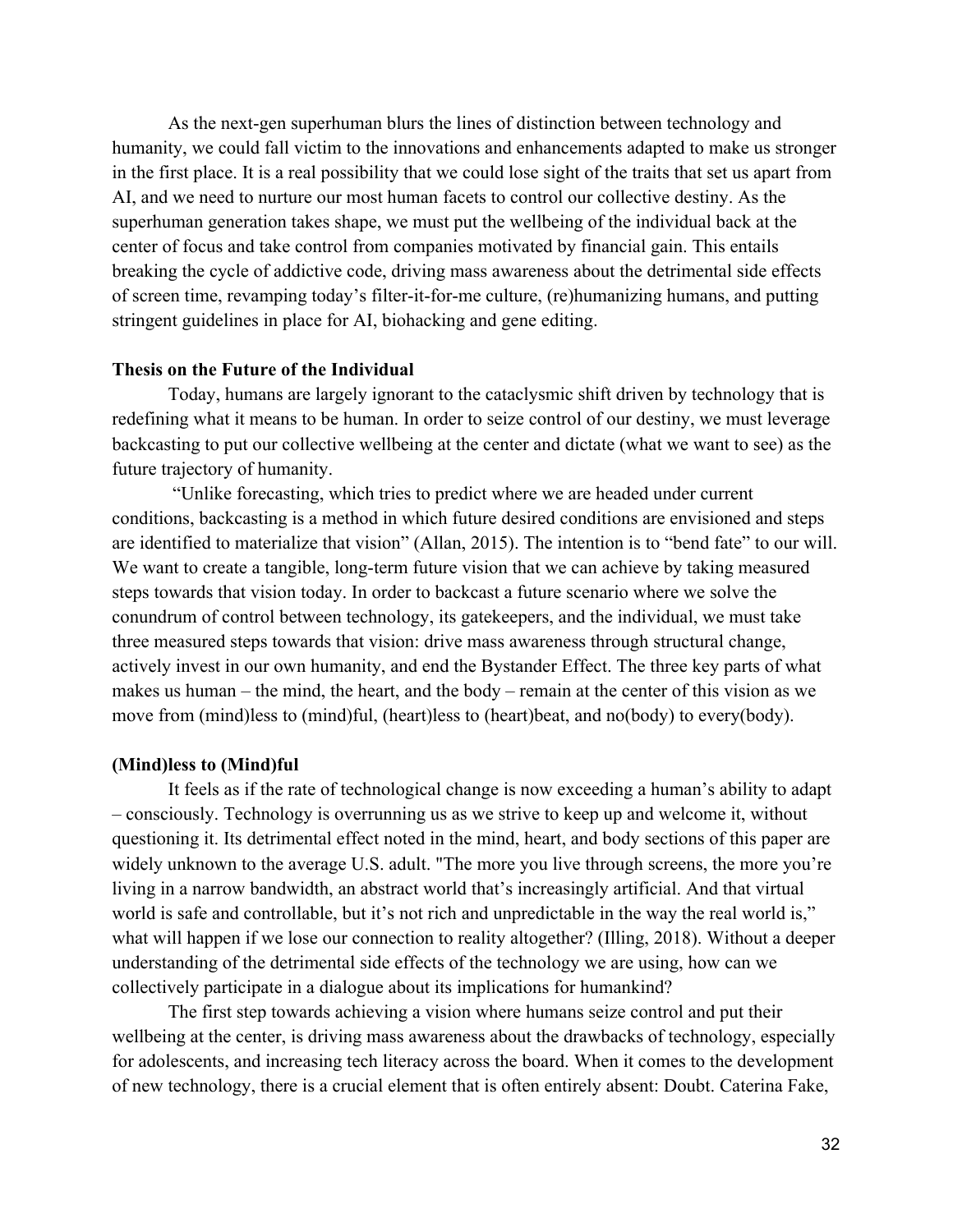As the next-gen superhuman blurs the lines of distinction between technology and humanity, we could fall victim to the innovations and enhancements adapted to make us stronger in the first place. It is a real possibility that we could lose sight of the traits that set us apart from AI, and we need to nurture our most human facets to control our collective destiny. As the superhuman generation takes shape, we must put the wellbeing of the individual back at the center of focus and take control from companies motivated by financial gain. This entails breaking the cycle of addictive code, driving mass awareness about the detrimental side effects of screen time, revamping today's filter-it-for-me culture, (re)humanizing humans, and putting stringent guidelines in place for AI, biohacking and gene editing.

**Thesis on the Future of the Individual**

Today, humans are largely ignorant to the cataclysmic shift driven by technology that is redefining what it means to be human. In order to seize control of our destiny, we must leverage backcasting to put our collective wellbeing at the center and dictate (what we want to see) as the future trajectory of humanity.

"Unlike forecasting, which tries to predict where we are headed under current conditions, backcasting is a method in which future desired conditions are envisioned and steps are identified to materialize that vision" (Allan, 2015). The intention is to "bend fate" to our will. We want to create a tangible, long-term future vision that we can achieve by taking measured steps towards that vision today. In order to backcast a future scenario where we solve the conundrum of control between technology, its gatekeepers, and the individual, we must take three measured steps towards that vision: drive mass awareness through structural change, actively invest in our own humanity, and end the Bystander Effect. The three key parts of what makes us human – the mind, the heart, and the body – remain at the center of this vision as we move from (mind)less to (mind)ful, (heart)less to (heart)beat, and no(body) to every(body).

**(Mind)less to (Mind)ful**

It feels as if the rate of technological change is now exceeding a human's ability to adapt – consciously. Technology is overrunning us as we strive to keep up and welcome it, without questioning it. Its detrimental effect noted in the mind, heart, and body sections of this paper are widely unknown to the average U.S. adult. "The more you live through screens, the more you're living in a narrow bandwidth, an abstract world that's increasingly artificial. And that virtual world is safe and controllable, but it's not rich and unpredictable in the way the real world is," what will happen if we lose our connection to reality altogether? (Illing, 2018). Without a deeper understanding of the detrimental side effects of the technology we are using, how can we collectively participate in a dialogue about its implications for humankind?

The first step towards achieving a vision where humans seize control and put their wellbeing at the center, is driving mass awareness about the drawbacks of technology, especially for adolescents, and increasing tech literacy across the board. When it comes to the development of new technology, there is a crucial element that is often entirely absent: Doubt. Caterina Fake,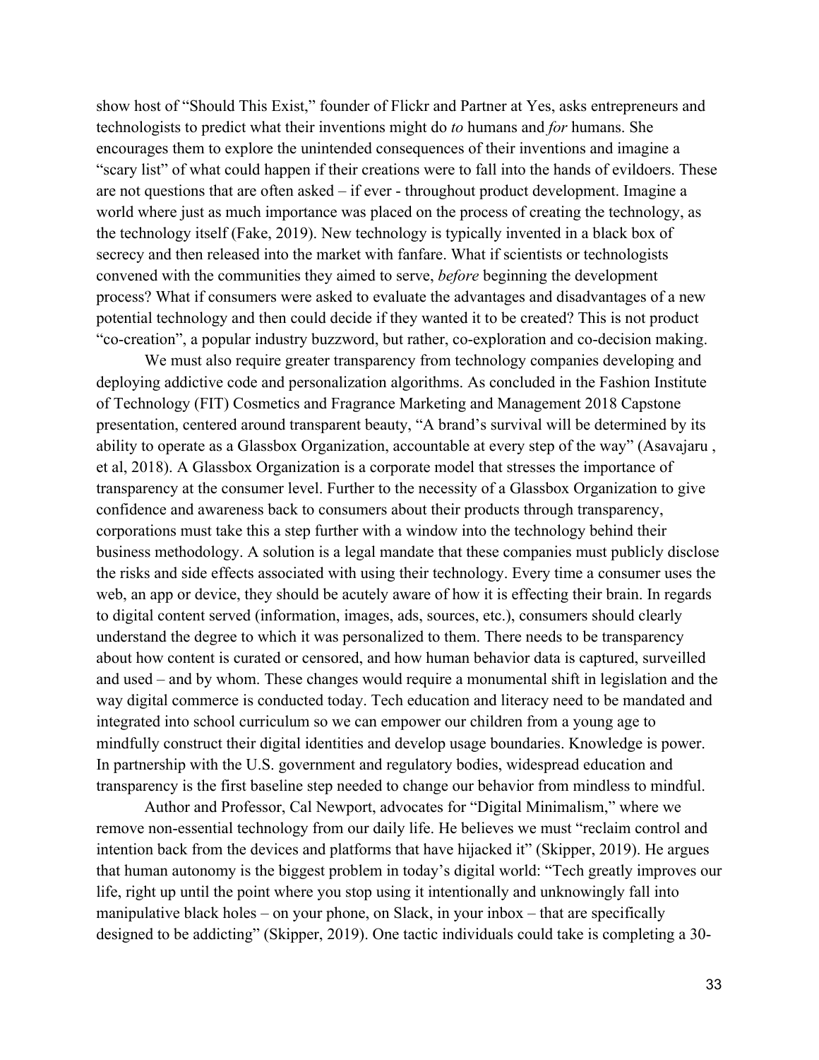show host of "Should This Exist," founder of Flickr and Partner at Yes, asks entrepreneurs and technologists to predict what their inventions might do *to* humans and *for* humans. She encourages them to explore the unintended consequences of their inventions and imagine a "scary list" of what could happen if their creations were to fall into the hands of evildoers. These are not questions that are often asked – if ever - throughout product development. Imagine a world where just as much importance was placed on the process of creating the technology, as the technology itself (Fake, 2019). New technology is typically invented in a black box of secrecy and then released into the market with fanfare. What if scientists or technologists convened with the communities they aimed to serve, *before* beginning the development process? What if consumers were asked to evaluate the advantages and disadvantages of a new potential technology and then could decide if they wanted it to be created? This is not product "co-creation", a popular industry buzzword, but rather, co-exploration and co-decision making.

We must also require greater transparency from technology companies developing and deploying addictive code and personalization algorithms. As concluded in the Fashion Institute of Technology (FIT) Cosmetics and Fragrance Marketing and Management 2018 Capstone presentation, centered around transparent beauty, "A brand's survival will be determined by its ability to operate as a Glassbox Organization, accountable at every step of the way" (Asavajaru , et al, 2018). A Glassbox Organization is a corporate model that stresses the importance of transparency at the consumer level. Further to the necessity of a Glassbox Organization to give confidence and awareness back to consumers about their products through transparency, corporations must take this a step further with a window into the technology behind their business methodology. A solution is a legal mandate that these companies must publicly disclose the risks and side effects associated with using their technology. Every time a consumer uses the web, an app or device, they should be acutely aware of how it is effecting their brain. In regards to digital content served (information, images, ads, sources, etc.), consumers should clearly understand the degree to which it was personalized to them. There needs to be transparency about how content is curated or censored, and how human behavior data is captured, surveilled and used – and by whom. These changes would require a monumental shift in legislation and the way digital commerce is conducted today. Tech education and literacy need to be mandated and integrated into school curriculum so we can empower our children from a young age to mindfully construct their digital identities and develop usage boundaries. Knowledge is power. In partnership with the U.S. government and regulatory bodies, widespread education and transparency is the first baseline step needed to change our behavior from mindless to mindful.

Author and Professor, Cal Newport, advocates for "Digital Minimalism," where we remove non-essential technology from our daily life. He believes we must "reclaim control and intention back from the devices and platforms that have hijacked it" (Skipper, 2019). He argues that human autonomy is the biggest problem in today's digital world: "Tech greatly improves our life, right up until the point where you stop using it intentionally and unknowingly fall into manipulative black holes – on your phone, on Slack, in your inbox – that are specifically designed to be addicting" (Skipper, 2019). One tactic individuals could take is completing a 30-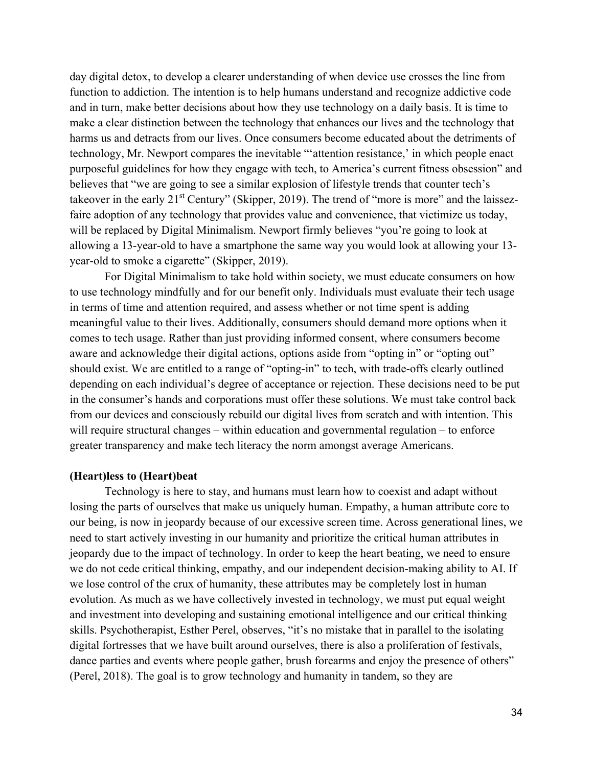day digital detox, to develop a clearer understanding of when device use crosses the line from function to addiction. The intention is to help humans understand and recognize addictive code and in turn, make better decisions about how they use technology on a daily basis. It is time to make a clear distinction between the technology that enhances our lives and the technology that harms us and detracts from our lives. Once consumers become educated about the detriments of technology, Mr. Newport compares the inevitable "'attention resistance,' in which people enact purposeful guidelines for how they engage with tech, to America's current fitness obsession" and believes that "we are going to see a similar explosion of lifestyle trends that counter tech's takeover in the early 21st Century" (Skipper, 2019). The trend of "more is more" and the laissez-faire adoption of any technology that provides value and convenience, that victimize us today, will be replaced by Digital Minimalism. Newport firmly believes "you're going to look at allowing a 13-year-old to have a smartphone the same way you would look at allowing your 13-year-old to smoke a cigarette" (Skipper, 2019).

For Digital Minimalism to take hold within society, we must educate consumers on how to use technology mindfully and for our benefit only. Individuals must evaluate their tech usage in terms of time and attention required, and assess whether or not time spent is adding meaningful value to their lives. Additionally, consumers should demand more options when it comes to tech usage. Rather than just providing informed consent, where consumers become aware and acknowledge their digital actions, options aside from "opting in" or "opting out" should exist. We are entitled to a range of "opting-in" to tech, with trade-offs clearly outlined depending on each individual's degree of acceptance or rejection. These decisions need to be put in the consumer's hands and corporations must offer these solutions. We must take control back from our devices and consciously rebuild our digital lives from scratch and with intention. This will require structural changes – within education and governmental regulation – to enforce greater transparency and make tech literacy the norm amongst average Americans.

**(Heart)less to (Heart)beat**

Technology is here to stay, and humans must learn how to coexist and adapt without losing the parts of ourselves that make us uniquely human. Empathy, a human attribute core to our being, is now in jeopardy because of our excessive screen time. Across generational lines, we need to start actively investing in our humanity and prioritize the critical human attributes in jeopardy due to the impact of technology. In order to keep the heart beating, we need to ensure we do not cede critical thinking, empathy, and our independent decision-making ability to AI. If we lose control of the crux of humanity, these attributes may be completely lost in human evolution. As much as we have collectively invested in technology, we must put equal weight and investment into developing and sustaining emotional intelligence and our critical thinking skills. Psychotherapist, Esther Perel, observes, "it's no mistake that in parallel to the isolating digital fortresses that we have built around ourselves, there is also a proliferation of festivals, dance parties and events where people gather, brush forearms and enjoy the presence of others" (Perel, 2018). The goal is to grow technology and humanity in tandem, so they are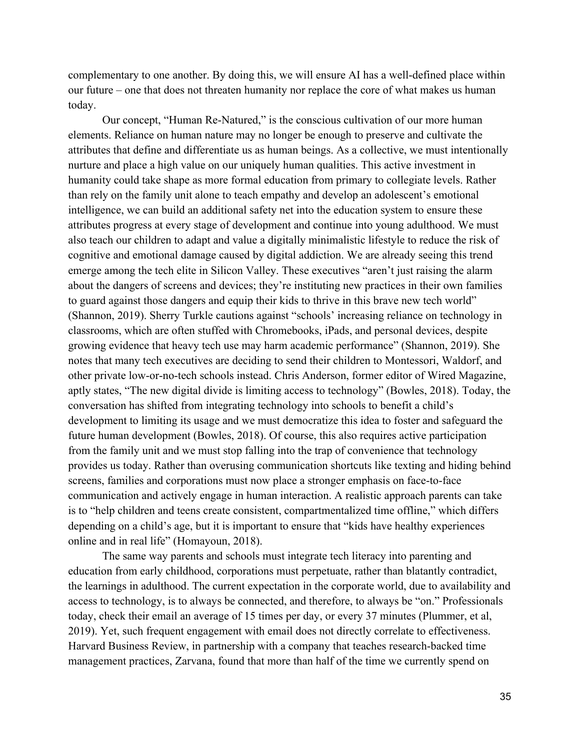complementary to one another. By doing this, we will ensure AI has a well-defined place within our future – one that does not threaten humanity nor replace the core of what makes us human today.

Our concept, "Human Re-Natured," is the conscious cultivation of our more human elements. Reliance on human nature may no longer be enough to preserve and cultivate the attributes that define and differentiate us as human beings. As a collective, we must intentionally nurture and place a high value on our uniquely human qualities. This active investment in humanity could take shape as more formal education from primary to collegiate levels. Rather than rely on the family unit alone to teach empathy and develop an adolescent's emotional intelligence, we can build an additional safety net into the education system to ensure these attributes progress at every stage of development and continue into young adulthood. We must also teach our children to adapt and value a digitally minimalistic lifestyle to reduce the risk of cognitive and emotional damage caused by digital addiction. We are already seeing this trend emerge among the tech elite in Silicon Valley. These executives "aren't just raising the alarm about the dangers of screens and devices; they're instituting new practices in their own families to guard against those dangers and equip their kids to thrive in this brave new tech world" (Shannon, 2019). Sherry Turkle cautions against "schools' increasing reliance on technology in classrooms, which are often stuffed with Chromebooks, iPads, and personal devices, despite growing evidence that heavy tech use may harm academic performance" (Shannon, 2019). She notes that many tech executives are deciding to send their children to Montessori, Waldorf, and other private low-or-no-tech schools instead. Chris Anderson, former editor of Wired Magazine, aptly states, "The new digital divide is limiting access to technology" (Bowles, 2018). Today, the conversation has shifted from integrating technology into schools to benefit a child's development to limiting its usage and we must democratize this idea to foster and safeguard the future human development (Bowles, 2018). Of course, this also requires active participation from the family unit and we must stop falling into the trap of convenience that technology provides us today. Rather than overusing communication shortcuts like texting and hiding behind screens, families and corporations must now place a stronger emphasis on face-to-face communication and actively engage in human interaction. A realistic approach parents can take is to "help children and teens create consistent, compartmentalized time offline," which differs depending on a child's age, but it is important to ensure that "kids have healthy experiences online and in real life" (Homayoun, 2018).

The same way parents and schools must integrate tech literacy into parenting and education from early childhood, corporations must perpetuate, rather than blatantly contradict, the learnings in adulthood. The current expectation in the corporate world, due to availability and access to technology, is to always be connected, and therefore, to always be "on." Professionals today, check their email an average of 15 times per day, or every 37 minutes (Plummer, et al, 2019). Yet, such frequent engagement with email does not directly correlate to effectiveness. Harvard Business Review, in partnership with a company that teaches research-backed time management practices, Zarvana, found that more than half of the time we currently spend on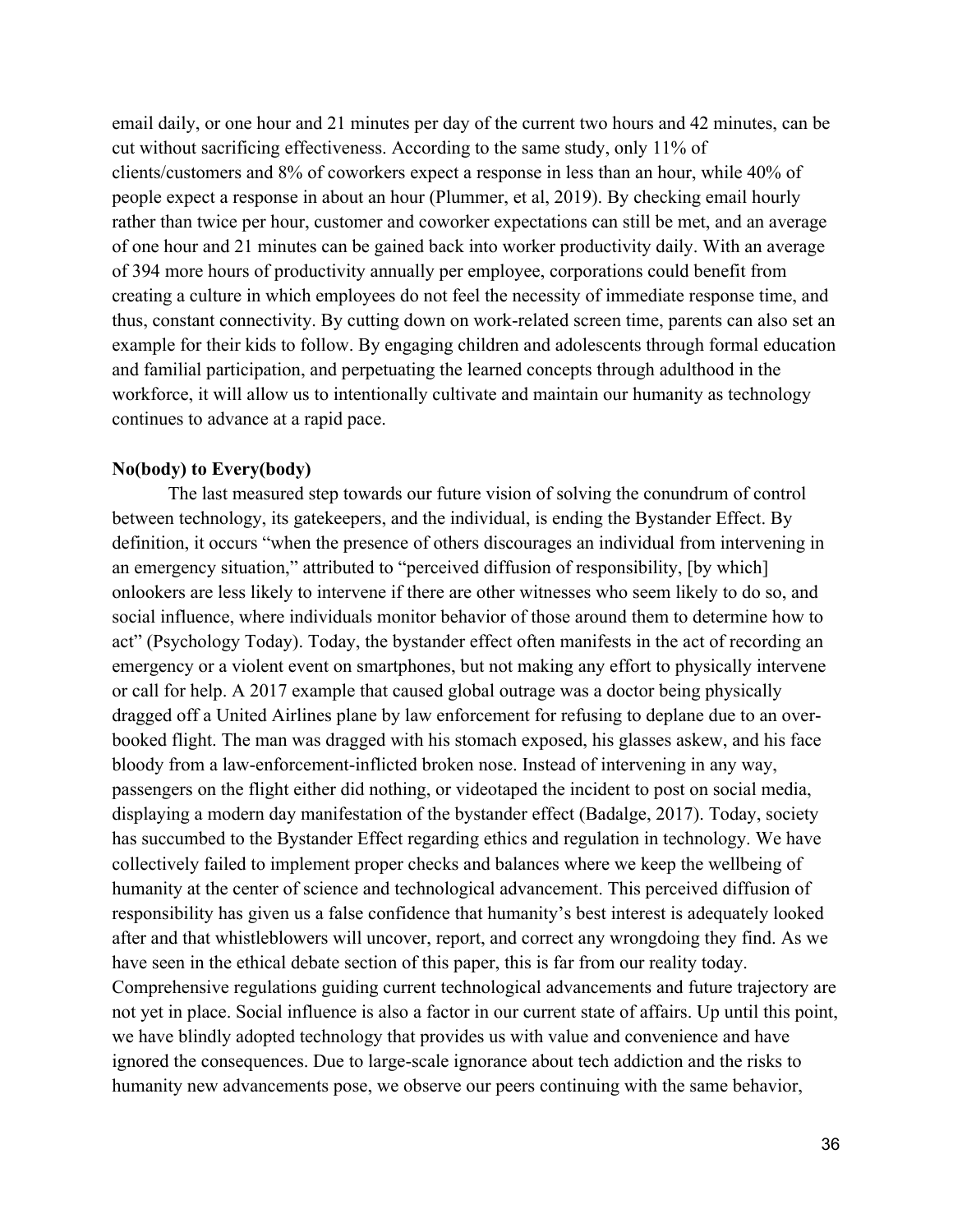email daily, or one hour and 21 minutes per day of the current two hours and 42 minutes, can be cut without sacrificing effectiveness. According to the same study, only 11% of clients/customers and 8% of coworkers expect a response in less than an hour, while 40% of people expect a response in about an hour (Plummer, et al, 2019). By checking email hourly rather than twice per hour, customer and coworker expectations can still be met, and an average of one hour and 21 minutes can be gained back into worker productivity daily. With an average of 394 more hours of productivity annually per employee, corporations could benefit from creating a culture in which employees do not feel the necessity of immediate response time, and thus, constant connectivity. By cutting down on work-related screen time, parents can also set an example for their kids to follow. By engaging children and adolescents through formal education and familial participation, and perpetuating the learned concepts through adulthood in the workforce, it will allow us to intentionally cultivate and maintain our humanity as technology continues to advance at a rapid pace.

**No(body) to Every(body)**

The last measured step towards our future vision of solving the conundrum of control between technology, its gatekeepers, and the individual, is ending the Bystander Effect. By definition, it occurs "when the presence of others discourages an individual from intervening in an emergency situation," attributed to "perceived diffusion of responsibility, [by which] onlookers are less likely to intervene if there are other witnesses who seem likely to do so, and social influence, where individuals monitor behavior of those around them to determine how to act" (Psychology Today). Today, the bystander effect often manifests in the act of recording an emergency or a violent event on smartphones, but not making any effort to physically intervene or call for help. A 2017 example that caused global outrage was a doctor being physically dragged off a United Airlines plane by law enforcement for refusing to deplane due to an over-booked flight. The man was dragged with his stomach exposed, his glasses askew, and his face bloody from a law-enforcement-inflicted broken nose. Instead of intervening in any way, passengers on the flight either did nothing, or videotaped the incident to post on social media, displaying a modern day manifestation of the bystander effect (Badalge, 2017). Today, society has succumbed to the Bystander Effect regarding ethics and regulation in technology. We have collectively failed to implement proper checks and balances where we keep the wellbeing of humanity at the center of science and technological advancement. This perceived diffusion of responsibility has given us a false confidence that humanity's best interest is adequately looked after and that whistleblowers will uncover, report, and correct any wrongdoing they find. As we have seen in the ethical debate section of this paper, this is far from our reality today. Comprehensive regulations guiding current technological advancements and future trajectory are not yet in place. Social influence is also a factor in our current state of affairs. Up until this point, we have blindly adopted technology that provides us with value and convenience and have ignored the consequences. Due to large-scale ignorance about tech addiction and the risks to humanity new advancements pose, we observe our peers continuing with the same behavior,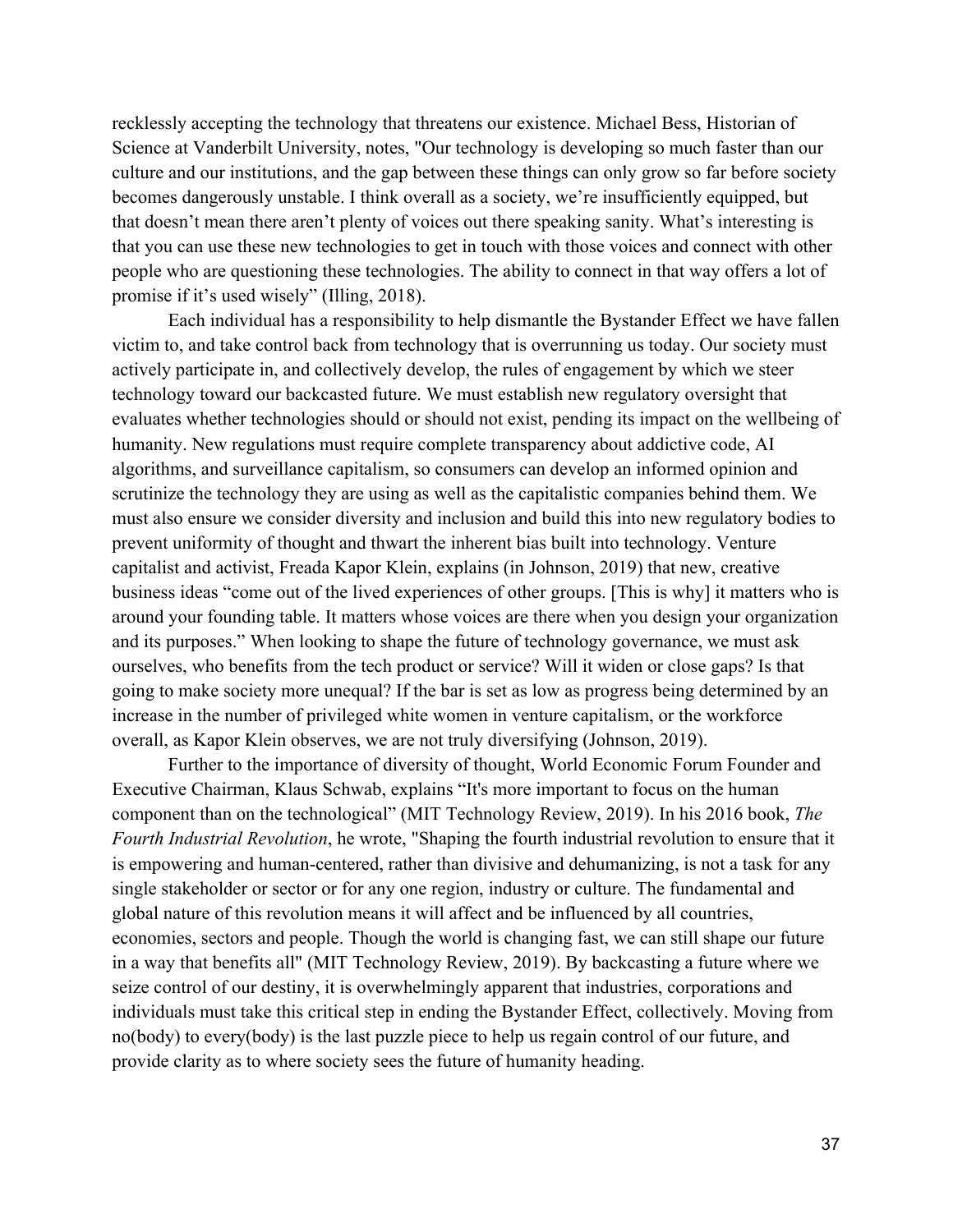recklessly accepting the technology that threatens our existence. Michael Bess, Historian of Science at Vanderbilt University, notes, "Our technology is developing so much faster than our culture and our institutions, and the gap between these things can only grow so far before society becomes dangerously unstable. I think overall as a society, we're insufficiently equipped, but that doesn't mean there aren't plenty of voices out there speaking sanity. What's interesting is that you can use these new technologies to get in touch with those voices and connect with other people who are questioning these technologies. The ability to connect in that way offers a lot of promise if it's used wisely" (Illing, 2018).

Each individual has a responsibility to help dismantle the Bystander Effect we have fallen victim to, and take control back from technology that is overrunning us today. Our society must actively participate in, and collectively develop, the rules of engagement by which we steer technology toward our backcasted future. We must establish new regulatory oversight that evaluates whether technologies should or should not exist, pending its impact on the wellbeing of humanity. New regulations must require complete transparency about addictive code, AI algorithms, and surveillance capitalism, so consumers can develop an informed opinion and scrutinize the technology they are using as well as the capitalistic companies behind them. We must also ensure we consider diversity and inclusion and build this into new regulatory bodies to prevent uniformity of thought and thwart the inherent bias built into technology. Venture capitalist and activist, Freada Kapor Klein, explains (in Johnson, 2019) that new, creative business ideas "come out of the lived experiences of other groups. [This is why] it matters who is around your founding table. It matters whose voices are there when you design your organization and its purposes." When looking to shape the future of technology governance, we must ask ourselves, who benefits from the tech product or service? Will it widen or close gaps? Is that going to make society more unequal? If the bar is set as low as progress being determined by an increase in the number of privileged white women in venture capitalism, or the workforce overall, as Kapor Klein observes, we are not truly diversifying (Johnson, 2019).

Further to the importance of diversity of thought, World Economic Forum Founder and Executive Chairman, Klaus Schwab, explains "It's more important to focus on the human component than on the technological" (MIT Technology Review, 2019). In his 2016 book, *The Fourth Industrial Revolution*, he wrote, "Shaping the fourth industrial revolution to ensure that it is empowering and human-centered, rather than divisive and dehumanizing, is not a task for any single stakeholder or sector or for any one region, industry or culture. The fundamental and global nature of this revolution means it will affect and be influenced by all countries, economies, sectors and people. Though the world is changing fast, we can still shape our future in a way that benefits all" (MIT Technology Review, 2019). By backcasting a future where we seize control of our destiny, it is overwhelmingly apparent that industries, corporations and individuals must take this critical step in ending the Bystander Effect, collectively. Moving from no(body) to every(body) is the last puzzle piece to help us regain control of our future, and provide clarity as to where society sees the future of humanity heading.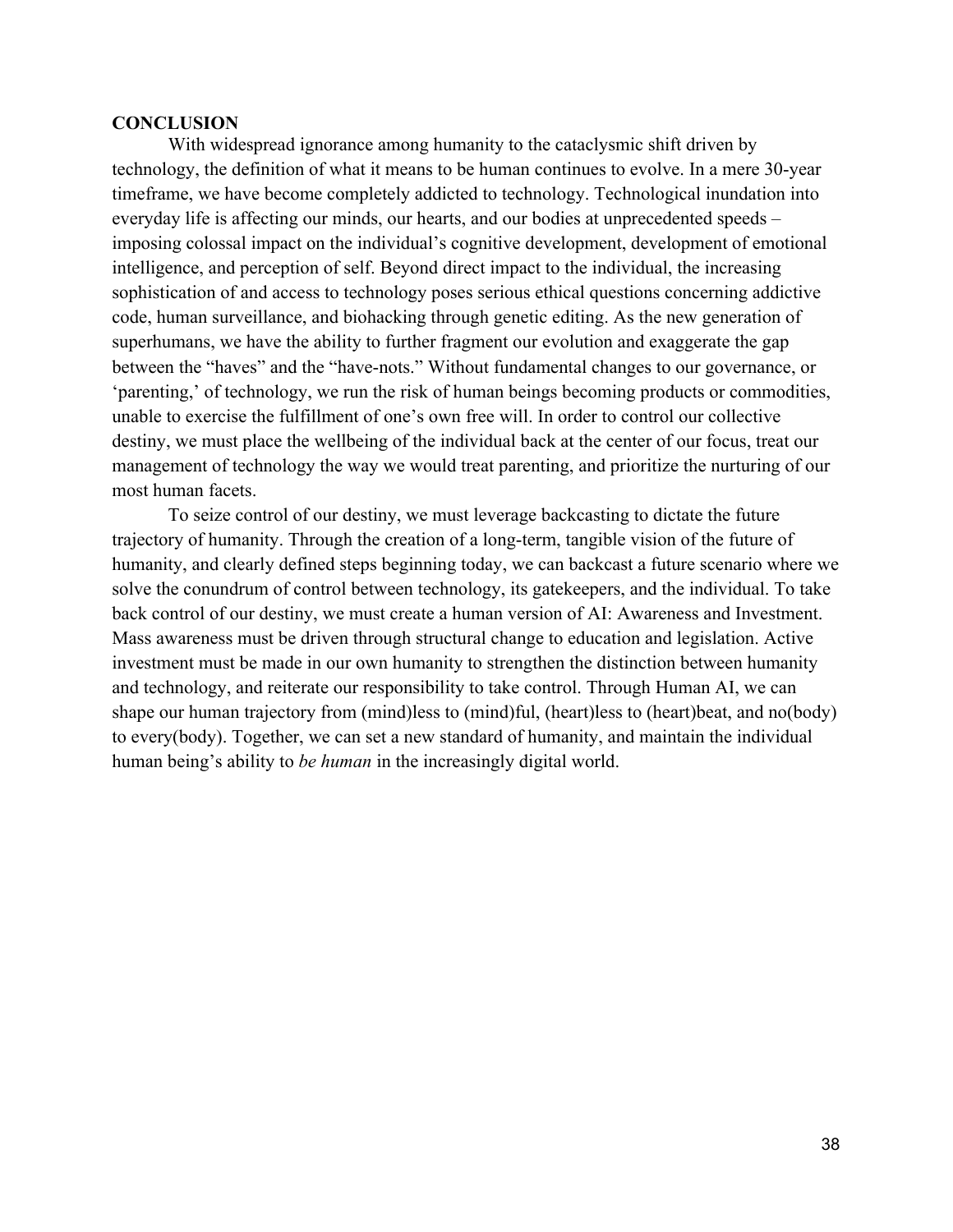## CONCLUSION

With widespread ignorance among humanity to the cataclysmic shift driven by technology, the definition of what it means to be human continues to evolve. In a mere 30-year timeframe, we have become completely addicted to technology. Technological inundation into everyday life is affecting our minds, our hearts, and our bodies at unprecedented speeds – imposing colossal impact on the individual's cognitive development, development of emotional intelligence, and perception of self. Beyond direct impact to the individual, the increasing sophistication of and access to technology poses serious ethical questions concerning addictive code, human surveillance, and biohacking through genetic editing. As the new generation of superhumans, we have the ability to further fragment our evolution and exaggerate the gap between the "haves" and the "have-nots." Without fundamental changes to our governance, or 'parenting,' of technology, we run the risk of human beings becoming products or commodities, unable to exercise the fulfillment of one's own free will. In order to control our collective destiny, we must place the wellbeing of the individual back at the center of our focus, treat our management of technology the way we would treat parenting, and prioritize the nurturing of our most human facets.

To seize control of our destiny, we must leverage backcasting to dictate the future trajectory of humanity. Through the creation of a long-term, tangible vision of the future of humanity, and clearly defined steps beginning today, we can backcast a future scenario where we solve the conundrum of control between technology, its gatekeepers, and the individual. To take back control of our destiny, we must create a human version of AI: Awareness and Investment. Mass awareness must be driven through structural change to education and legislation. Active investment must be made in our own humanity to strengthen the distinction between humanity and technology, and reiterate our responsibility to take control. Through Human AI, we can shape our human trajectory from (mind)less to (mind)ful, (heart)less to (heart)beat, and no(body) to every(body). Together, we can set a new standard of humanity, and maintain the individual human being's ability to *be human* in the increasingly digital world.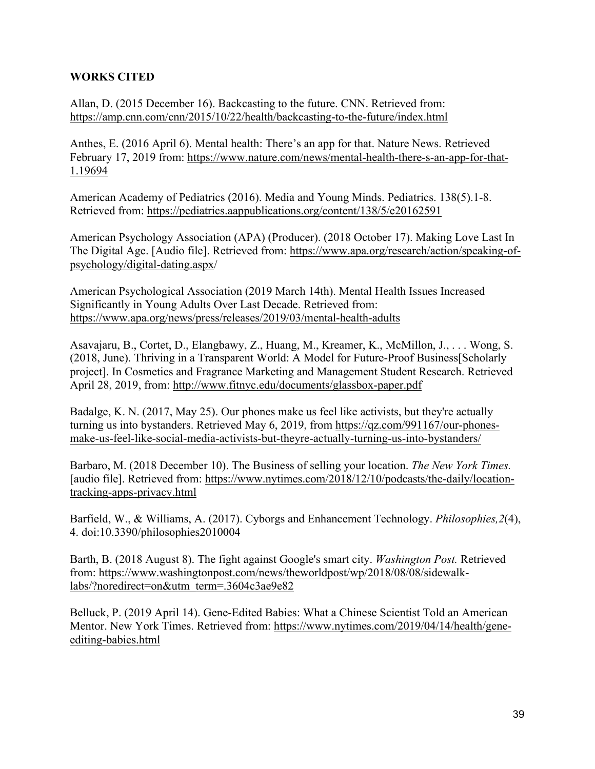**WORKS CITED**

Allan, D. (2015 December 16). Backcasting to the future. CNN. Retrieved from: https://amp.cnn.com/cnn/2015/10/22/health/backcasting-to-the-future/index.html

Anthes, E. (2016 April 6). Mental health: There's an app for that. Nature News. Retrieved February 17, 2019 from: https://www.nature.com/news/mental-health-there-s-an-app-for-that-1.19694

American Academy of Pediatrics (2016). Media and Young Minds. Pediatrics. 138(5).1-8. Retrieved from: https://pediatrics.aappublications.org/content/138/5/e20162591

American Psychology Association (APA) (Producer). (2018 October 17). Making Love Last In The Digital Age. [Audio file]. Retrieved from: https://www.apa.org/research/action/speaking-of-psychology/digital-dating.aspx/

American Psychological Association (2019 March 14th). Mental Health Issues Increased Significantly in Young Adults Over Last Decade. Retrieved from: https://www.apa.org/news/press/releases/2019/03/mental-health-adults

Asavajaru, B., Cortet, D., Elangbawy, Z., Huang, M., Kreamer, K., McMillon, J., . . . Wong, S. (2018, June). Thriving in a Transparent World: A Model for Future-Proof Business[Scholarly project]. In Cosmetics and Fragrance Marketing and Management Student Research. Retrieved April 28, 2019, from: http://www.fitnyc.edu/documents/glassbox-paper.pdf

Badalge, K. N. (2017, May 25). Our phones make us feel like activists, but they're actually turning us into bystanders. Retrieved May 6, 2019, from https://qz.com/991167/our-phones-make-us-feel-like-social-media-activists-but-theyre-actually-turning-us-into-bystanders/

Barbaro, M. (2018 December 10). The Business of selling your location. *The New York Times.* [audio file]. Retrieved from: https://www.nytimes.com/2018/12/10/podcasts/the-daily/location-tracking-apps-privacy.html

Barfield, W., & Williams, A. (2017). Cyborgs and Enhancement Technology. *Philosophies,2*(4), 4. doi:10.3390/philosophies2010004

Barth, B. (2018 August 8). The fight against Google's smart city. *Washington Post.* Retrieved from: https://www.washingtonpost.com/news/theworldpost/wp/2018/08/08/sidewalk-labs/?noredirect=on&utm_term=.3604c3ae9e82

Belluck, P. (2019 April 14). Gene-Edited Babies: What a Chinese Scientist Told an American Mentor. New York Times. Retrieved from: https://www.nytimes.com/2019/04/14/health/gene-editing-babies.html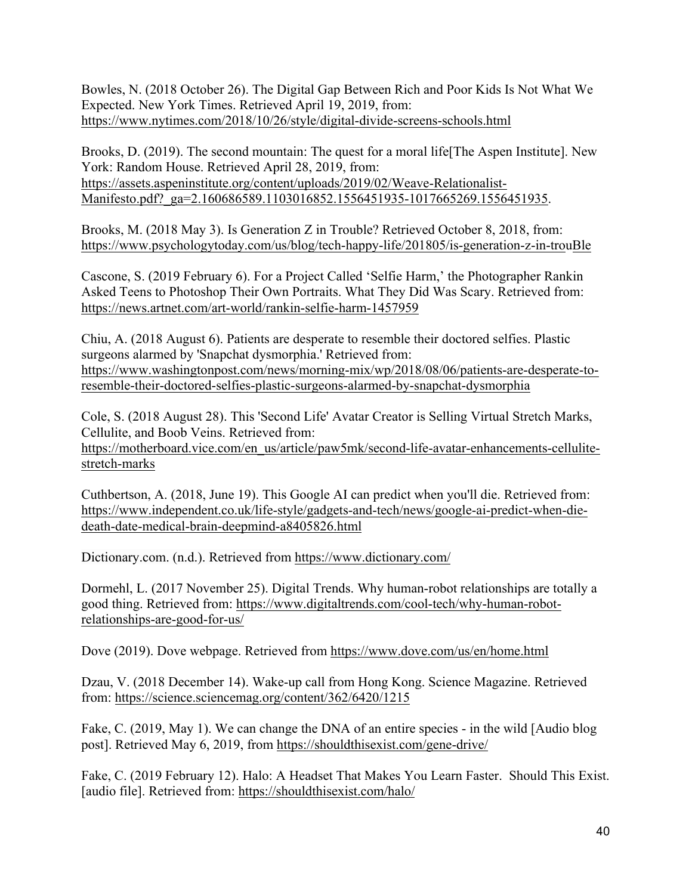Bowles, N. (2018 October 26). The Digital Gap Between Rich and Poor Kids Is Not What We Expected. New York Times. Retrieved April 19, 2019, from: https://www.nytimes.com/2018/10/26/style/digital-divide-screens-schools.html

Brooks, D. (2019). The second mountain: The quest for a moral life[The Aspen Institute]. New York: Random House. Retrieved April 28, 2019, from: https://assets.aspeninstitute.org/content/uploads/2019/02/Weave-Relationalist-Manifesto.pdf?_ga=2.160686589.1103016852.1556451935-1017665269.1556451935.

Brooks, M. (2018 May 3). Is Generation Z in Trouble? Retrieved October 8, 2018, from: https://www.psychologytoday.com/us/blog/tech-happy-life/201805/is-generation-z-in-trouBle

Cascone, S. (2019 February 6). For a Project Called 'Selfie Harm,' the Photographer Rankin Asked Teens to Photoshop Their Own Portraits. What They Did Was Scary. Retrieved from: https://news.artnet.com/art-world/rankin-selfie-harm-1457959

Chiu, A. (2018 August 6). Patients are desperate to resemble their doctored selfies. Plastic surgeons alarmed by 'Snapchat dysmorphia.' Retrieved from: https://www.washingtonpost.com/news/morning-mix/wp/2018/08/06/patients-are-desperate-to-resemble-their-doctored-selfies-plastic-surgeons-alarmed-by-snapchat-dysmorphia

Cole, S. (2018 August 28). This 'Second Life' Avatar Creator is Selling Virtual Stretch Marks, Cellulite, and Boob Veins. Retrieved from: https://motherboard.vice.com/en_us/article/paw5mk/second-life-avatar-enhancements-cellulite-stretch-marks

Cuthbertson, A. (2018, June 19). This Google AI can predict when you'll die. Retrieved from: https://www.independent.co.uk/life-style/gadgets-and-tech/news/google-ai-predict-when-die-death-date-medical-brain-deepmind-a8405826.html

Dictionary.com. (n.d.). Retrieved from https://www.dictionary.com/

Dormehl, L. (2017 November 25). Digital Trends. Why human-robot relationships are totally a good thing. Retrieved from: https://www.digitaltrends.com/cool-tech/why-human-robot-relationships-are-good-for-us/

Dove (2019). Dove webpage. Retrieved from https://www.dove.com/us/en/home.html

Dzau, V. (2018 December 14). Wake-up call from Hong Kong. Science Magazine. Retrieved from: https://science.sciencemag.org/content/362/6420/1215

Fake, C. (2019, May 1). We can change the DNA of an entire species - in the wild [Audio blog post]. Retrieved May 6, 2019, from https://shouldthisexist.com/gene-drive/

Fake, C. (2019 February 12). Halo: A Headset That Makes You Learn Faster. Should This Exist. [audio file]. Retrieved from: https://shouldthisexist.com/halo/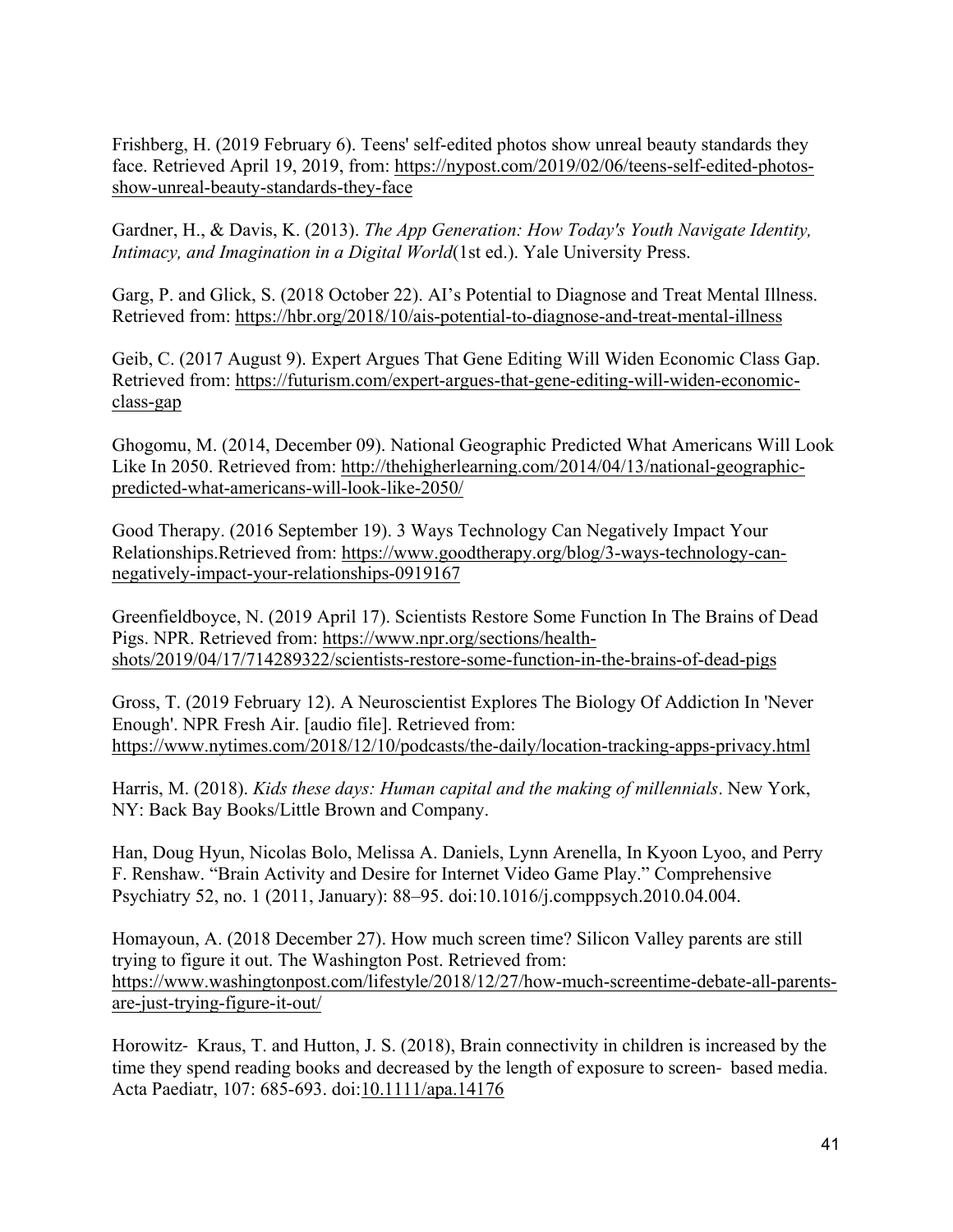Frishberg, H. (2019 February 6). Teens' self-edited photos show unreal beauty standards they face. Retrieved April 19, 2019, from: https://nypost.com/2019/02/06/teens-self-edited-photos-show-unreal-beauty-standards-they-face

Gardner, H., & Davis, K. (2013). *The App Generation: How Today's Youth Navigate Identity, Intimacy, and Imagination in a Digital World*(1st ed.). Yale University Press.

Garg, P. and Glick, S. (2018 October 22). AI's Potential to Diagnose and Treat Mental Illness. Retrieved from: https://hbr.org/2018/10/ais-potential-to-diagnose-and-treat-mental-illness

Geib, C. (2017 August 9). Expert Argues That Gene Editing Will Widen Economic Class Gap. Retrieved from: https://futurism.com/expert-argues-that-gene-editing-will-widen-economic-class-gap

Ghogomu, M. (2014, December 09). National Geographic Predicted What Americans Will Look Like In 2050. Retrieved from: http://thehigherlearning.com/2014/04/13/national-geographic-predicted-what-americans-will-look-like-2050/

Good Therapy. (2016 September 19). 3 Ways Technology Can Negatively Impact Your Relationships.Retrieved from: https://www.goodtherapy.org/blog/3-ways-technology-can-negatively-impact-your-relationships-0919167

Greenfieldboyce, N. (2019 April 17). Scientists Restore Some Function In The Brains of Dead Pigs. NPR. Retrieved from: https://www.npr.org/sections/health-shots/2019/04/17/714289322/scientists-restore-some-function-in-the-brains-of-dead-pigs

Gross, T. (2019 February 12). A Neuroscientist Explores The Biology Of Addiction In 'Never Enough'. NPR Fresh Air. [audio file]. Retrieved from: https://www.nytimes.com/2018/12/10/podcasts/the-daily/location-tracking-apps-privacy.html

Harris, M. (2018). *Kids these days: Human capital and the making of millennials*. New York, NY: Back Bay Books/Little Brown and Company.

Han, Doug Hyun, Nicolas Bolo, Melissa A. Daniels, Lynn Arenella, In Kyoon Lyoo, and Perry F. Renshaw. "Brain Activity and Desire for Internet Video Game Play." Comprehensive Psychiatry 52, no. 1 (2011, January): 88–95. doi:10.1016/j.comppsych.2010.04.004.

Homayoun, A. (2018 December 27). How much screen time? Silicon Valley parents are still trying to figure it out. The Washington Post. Retrieved from: https://www.washingtonpost.com/lifestyle/2018/12/27/how-much-screentime-debate-all-parents-are-just-trying-figure-it-out/

Horowitz‐ Kraus, T. and Hutton, J. S. (2018), Brain connectivity in children is increased by the time they spend reading books and decreased by the length of exposure to screen‐ based media. Acta Paediatr, 107: 685-693. doi:10.1111/apa.14176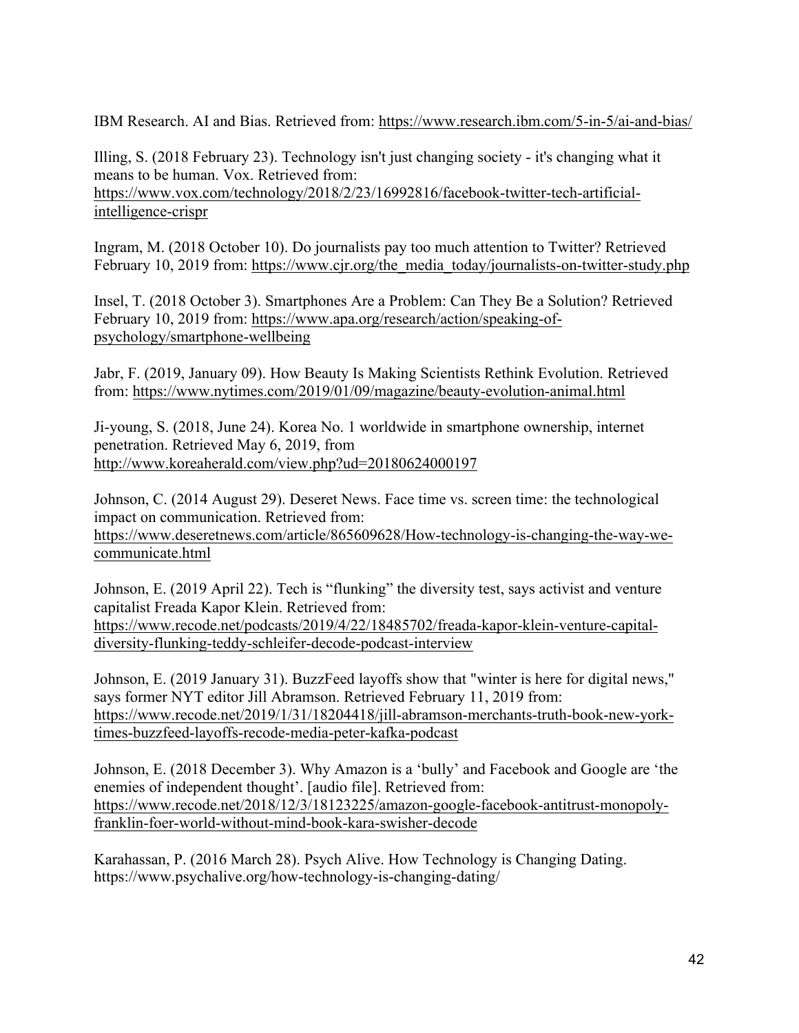IBM Research. AI and Bias. Retrieved from: https://www.research.ibm.com/5-in-5/ai-and-bias/

Illing, S. (2018 February 23). Technology isn't just changing society - it's changing what it means to be human. Vox. Retrieved from: https://www.vox.com/technology/2018/2/23/16992816/facebook-twitter-tech-artificial-intelligence-crispr

Ingram, M. (2018 October 10). Do journalists pay too much attention to Twitter? Retrieved February 10, 2019 from: https://www.cjr.org/the_media_today/journalists-on-twitter-study.php

Insel, T. (2018 October 3). Smartphones Are a Problem: Can They Be a Solution? Retrieved February 10, 2019 from: https://www.apa.org/research/action/speaking-of-psychology/smartphone-wellbeing

Jabr, F. (2019, January 09). How Beauty Is Making Scientists Rethink Evolution. Retrieved from: https://www.nytimes.com/2019/01/09/magazine/beauty-evolution-animal.html

Ji-young, S. (2018, June 24). Korea No. 1 worldwide in smartphone ownership, internet penetration. Retrieved May 6, 2019, from http://www.koreaherald.com/view.php?ud=20180624000197

Johnson, C. (2014 August 29). Deseret News. Face time vs. screen time: the technological impact on communication. Retrieved from: https://www.deseretnews.com/article/865609628/How-technology-is-changing-the-way-we-communicate.html

Johnson, E. (2019 April 22). Tech is "flunking" the diversity test, says activist and venture capitalist Freada Kapor Klein. Retrieved from: https://www.recode.net/podcasts/2019/4/22/18485702/freada-kapor-klein-venture-capital-diversity-flunking-teddy-schleifer-decode-podcast-interview

Johnson, E. (2019 January 31). BuzzFeed layoffs show that "winter is here for digital news," says former NYT editor Jill Abramson. Retrieved February 11, 2019 from: https://www.recode.net/2019/1/31/18204418/jill-abramson-merchants-truth-book-new-york-times-buzzfeed-layoffs-recode-media-peter-kafka-podcast

Johnson, E. (2018 December 3). Why Amazon is a 'bully' and Facebook and Google are 'the enemies of independent thought'. [audio file]. Retrieved from: https://www.recode.net/2018/12/3/18123225/amazon-google-facebook-antitrust-monopoly-franklin-foer-world-without-mind-book-kara-swisher-decode

Karahassan, P. (2016 March 28). Psych Alive. How Technology is Changing Dating. https://www.psychalive.org/how-technology-is-changing-dating/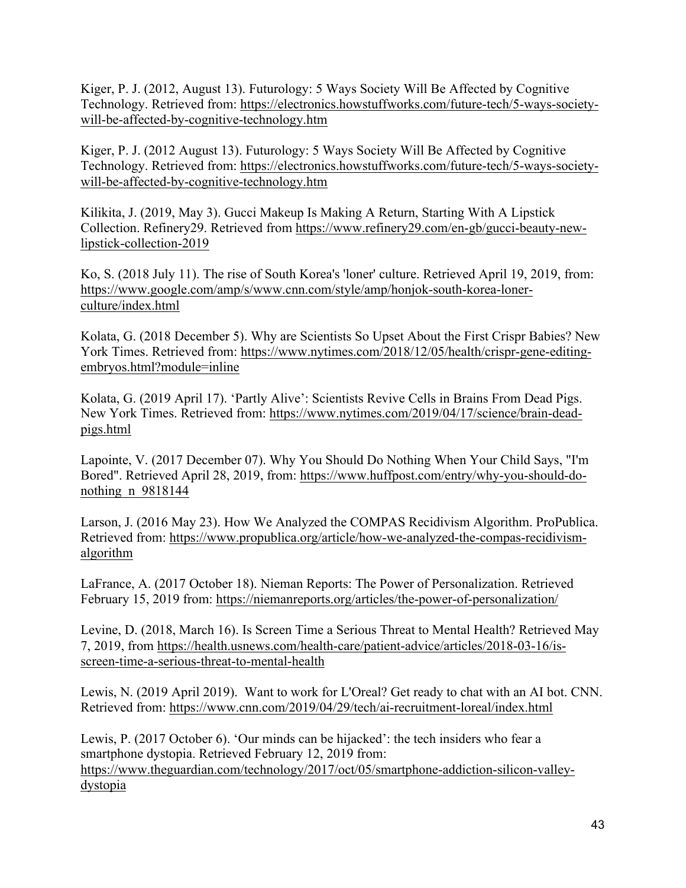Kiger, P. J. (2012, August 13). Futurology: 5 Ways Society Will Be Affected by Cognitive Technology. Retrieved from: https://electronics.howstuffworks.com/future-tech/5-ways-society-will-be-affected-by-cognitive-technology.htm

Kiger, P. J. (2012 August 13). Futurology: 5 Ways Society Will Be Affected by Cognitive Technology. Retrieved from: https://electronics.howstuffworks.com/future-tech/5-ways-society-will-be-affected-by-cognitive-technology.htm

Kilikita, J. (2019, May 3). Gucci Makeup Is Making A Return, Starting With A Lipstick Collection. Refinery29. Retrieved from https://www.refinery29.com/en-gb/gucci-beauty-new-lipstick-collection-2019

Ko, S. (2018 July 11). The rise of South Korea's 'loner' culture. Retrieved April 19, 2019, from: https://www.google.com/amp/s/www.cnn.com/style/amp/honjok-south-korea-loner-culture/index.html

Kolata, G. (2018 December 5). Why are Scientists So Upset About the First Crispr Babies? New York Times. Retrieved from: https://www.nytimes.com/2018/12/05/health/crispr-gene-editing-embryos.html?module=inline

Kolata, G. (2019 April 17). 'Partly Alive': Scientists Revive Cells in Brains From Dead Pigs. New York Times. Retrieved from: https://www.nytimes.com/2019/04/17/science/brain-dead-pigs.html

Lapointe, V. (2017 December 07). Why You Should Do Nothing When Your Child Says, "I'm Bored". Retrieved April 28, 2019, from: https://www.huffpost.com/entry/why-you-should-do-nothing_n_9818144

Larson, J. (2016 May 23). How We Analyzed the COMPAS Recidivism Algorithm. ProPublica. Retrieved from: https://www.propublica.org/article/how-we-analyzed-the-compas-recidivism-algorithm

LaFrance, A. (2017 October 18). Nieman Reports: The Power of Personalization. Retrieved February 15, 2019 from: https://niemanreports.org/articles/the-power-of-personalization/

Levine, D. (2018, March 16). Is Screen Time a Serious Threat to Mental Health? Retrieved May 7, 2019, from https://health.usnews.com/health-care/patient-advice/articles/2018-03-16/is-screen-time-a-serious-threat-to-mental-health

Lewis, N. (2019 April 2019). Want to work for L'Oreal? Get ready to chat with an AI bot. CNN. Retrieved from: https://www.cnn.com/2019/04/29/tech/ai-recruitment-loreal/index.html

Lewis, P. (2017 October 6). 'Our minds can be hijacked': the tech insiders who fear a smartphone dystopia. Retrieved February 12, 2019 from: https://www.theguardian.com/technology/2017/oct/05/smartphone-addiction-silicon-valley-dystopia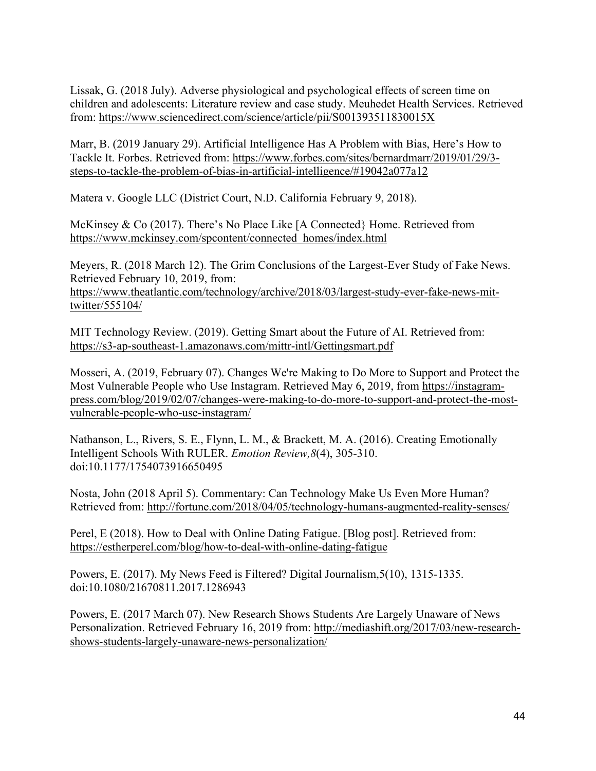Lissak, G. (2018 July). Adverse physiological and psychological effects of screen time on children and adolescents: Literature review and case study. Meuhedet Health Services. Retrieved from: https://www.sciencedirect.com/science/article/pii/S001393511830015X

Marr, B. (2019 January 29). Artificial Intelligence Has A Problem with Bias, Here's How to Tackle It. Forbes. Retrieved from: https://www.forbes.com/sites/bernardmarr/2019/01/29/3-steps-to-tackle-the-problem-of-bias-in-artificial-intelligence/#19042a077a12

Matera v. Google LLC (District Court, N.D. California February 9, 2018).

McKinsey & Co (2017). There's No Place Like [A Connected} Home. Retrieved from https://www.mckinsey.com/spcontent/connected_homes/index.html

Meyers, R. (2018 March 12). The Grim Conclusions of the Largest-Ever Study of Fake News. Retrieved February 10, 2019, from: https://www.theatlantic.com/technology/archive/2018/03/largest-study-ever-fake-news-mit-twitter/555104/

MIT Technology Review. (2019). Getting Smart about the Future of AI. Retrieved from: https://s3-ap-southeast-1.amazonaws.com/mittr-intl/Gettingsmart.pdf

Mosseri, A. (2019, February 07). Changes We're Making to Do More to Support and Protect the Most Vulnerable People who Use Instagram. Retrieved May 6, 2019, from https://instagram-press.com/blog/2019/02/07/changes-were-making-to-do-more-to-support-and-protect-the-most-vulnerable-people-who-use-instagram/

Nathanson, L., Rivers, S. E., Flynn, L. M., & Brackett, M. A. (2016). Creating Emotionally Intelligent Schools With RULER. *Emotion Review,8*(4), 305-310. doi:10.1177/1754073916650495

Nosta, John (2018 April 5). Commentary: Can Technology Make Us Even More Human? Retrieved from: http://fortune.com/2018/04/05/technology-humans-augmented-reality-senses/

Perel, E (2018). How to Deal with Online Dating Fatigue. [Blog post]. Retrieved from: https://estherperel.com/blog/how-to-deal-with-online-dating-fatigue

Powers, E. (2017). My News Feed is Filtered? Digital Journalism,5(10), 1315-1335. doi:10.1080/21670811.2017.1286943

Powers, E. (2017 March 07). New Research Shows Students Are Largely Unaware of News Personalization. Retrieved February 16, 2019 from: http://mediashift.org/2017/03/new-research-shows-students-largely-unaware-news-personalization/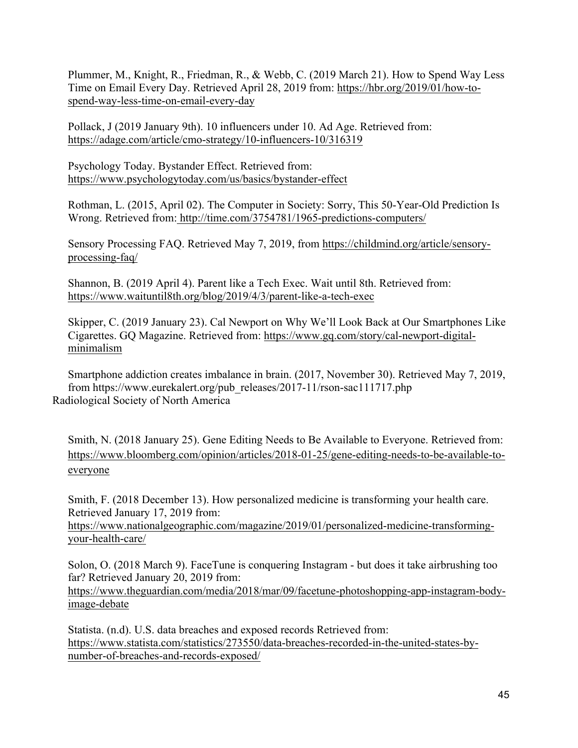Plummer, M., Knight, R., Friedman, R., & Webb, C. (2019 March 21). How to Spend Way Less Time on Email Every Day. Retrieved April 28, 2019 from: https://hbr.org/2019/01/how-to-spend-way-less-time-on-email-every-day

Pollack, J (2019 January 9th). 10 influencers under 10. Ad Age. Retrieved from: https://adage.com/article/cmo-strategy/10-influencers-10/316319

Psychology Today. Bystander Effect. Retrieved from: https://www.psychologytoday.com/us/basics/bystander-effect

Rothman, L. (2015, April 02). The Computer in Society: Sorry, This 50-Year-Old Prediction Is Wrong. Retrieved from: http://time.com/3754781/1965-predictions-computers/

Sensory Processing FAQ. Retrieved May 7, 2019, from https://childmind.org/article/sensory-processing-faq/

Shannon, B. (2019 April 4). Parent like a Tech Exec. Wait until 8th. Retrieved from: https://www.waituntil8th.org/blog/2019/4/3/parent-like-a-tech-exec

Skipper, C. (2019 January 23). Cal Newport on Why We'll Look Back at Our Smartphones Like Cigarettes. GQ Magazine. Retrieved from: https://www.gq.com/story/cal-newport-digital-minimalism

Smartphone addiction creates imbalance in brain. (2017, November 30). Retrieved May 7, 2019, from https://www.eurekalert.org/pub_releases/2017-11/rson-sac111717.php
Radiological Society of North America

Smith, N. (2018 January 25). Gene Editing Needs to Be Available to Everyone. Retrieved from: https://www.bloomberg.com/opinion/articles/2018-01-25/gene-editing-needs-to-be-available-to-everyone

Smith, F. (2018 December 13). How personalized medicine is transforming your health care. Retrieved January 17, 2019 from: https://www.nationalgeographic.com/magazine/2019/01/personalized-medicine-transforming-your-health-care/

Solon, O. (2018 March 9). FaceTune is conquering Instagram - but does it take airbrushing too far? Retrieved January 20, 2019 from: https://www.theguardian.com/media/2018/mar/09/facetune-photoshopping-app-instagram-body-image-debate

Statista. (n.d). U.S. data breaches and exposed records Retrieved from: https://www.statista.com/statistics/273550/data-breaches-recorded-in-the-united-states-by-number-of-breaches-and-records-exposed/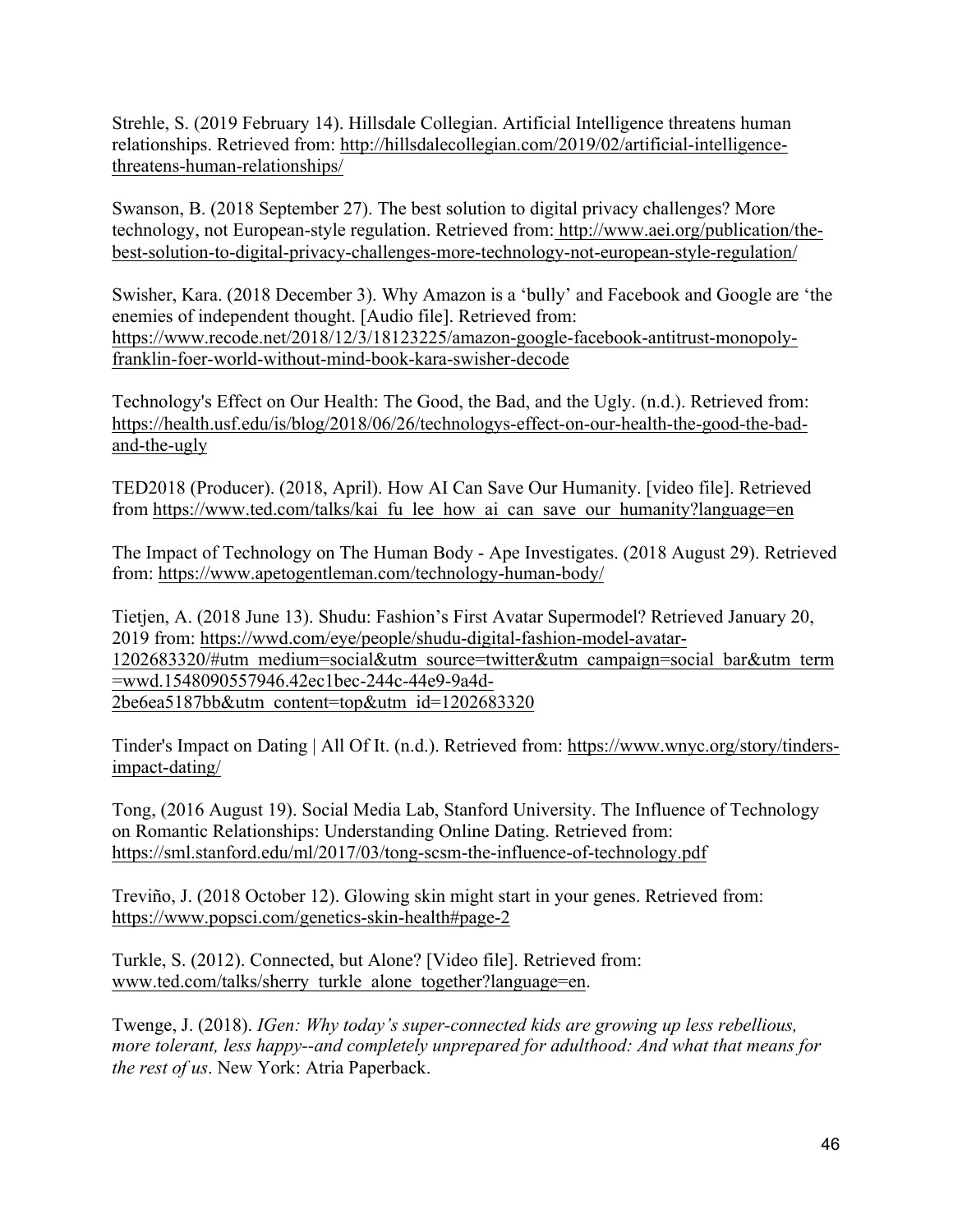Strehle, S. (2019 February 14). Hillsdale Collegian. Artificial Intelligence threatens human relationships. Retrieved from: http://hillsdalecollegian.com/2019/02/artificial-intelligence-threatens-human-relationships/

Swanson, B. (2018 September 27). The best solution to digital privacy challenges? More technology, not European-style regulation. Retrieved from: http://www.aei.org/publication/the-best-solution-to-digital-privacy-challenges-more-technology-not-european-style-regulation/

Swisher, Kara. (2018 December 3). Why Amazon is a 'bully' and Facebook and Google are 'the enemies of independent thought. [Audio file]. Retrieved from: https://www.recode.net/2018/12/3/18123225/amazon-google-facebook-antitrust-monopoly-franklin-foer-world-without-mind-book-kara-swisher-decode

Technology's Effect on Our Health: The Good, the Bad, and the Ugly. (n.d.). Retrieved from: https://health.usf.edu/is/blog/2018/06/26/technologys-effect-on-our-health-the-good-the-bad-and-the-ugly

TED2018 (Producer). (2018, April). How AI Can Save Our Humanity. [video file]. Retrieved from https://www.ted.com/talks/kai_fu_lee_how_ai_can_save_our_humanity?language=en

The Impact of Technology on The Human Body - Ape Investigates. (2018 August 29). Retrieved from: https://www.apetogentleman.com/technology-human-body/

Tietjen, A. (2018 June 13). Shudu: Fashion's First Avatar Supermodel? Retrieved January 20, 2019 from: https://wwd.com/eye/people/shudu-digital-fashion-model-avatar-1202683320/#utm_medium=social&utm_source=twitter&utm_campaign=social_bar&utm_term=wwd.1548090557946.42ec1bec-244c-44e9-9a4d-2be6ea5187bb&utm_content=top&utm_id=1202683320

Tinder's Impact on Dating | All Of It. (n.d.). Retrieved from: https://www.wnyc.org/story/tinders-impact-dating/

Tong, (2016 August 19). Social Media Lab, Stanford University. The Influence of Technology on Romantic Relationships: Understanding Online Dating. Retrieved from: https://sml.stanford.edu/ml/2017/03/tong-scsm-the-influence-of-technology.pdf

Treviño, J. (2018 October 12). Glowing skin might start in your genes. Retrieved from: https://www.popsci.com/genetics-skin-health#page-2

Turkle, S. (2012). Connected, but Alone? [Video file]. Retrieved from: www.ted.com/talks/sherry_turkle_alone_together?language=en.

Twenge, J. (2018). *IGen: Why today's super-connected kids are growing up less rebellious, more tolerant, less happy--and completely unprepared for adulthood: And what that means for the rest of us*. New York: Atria Paperback.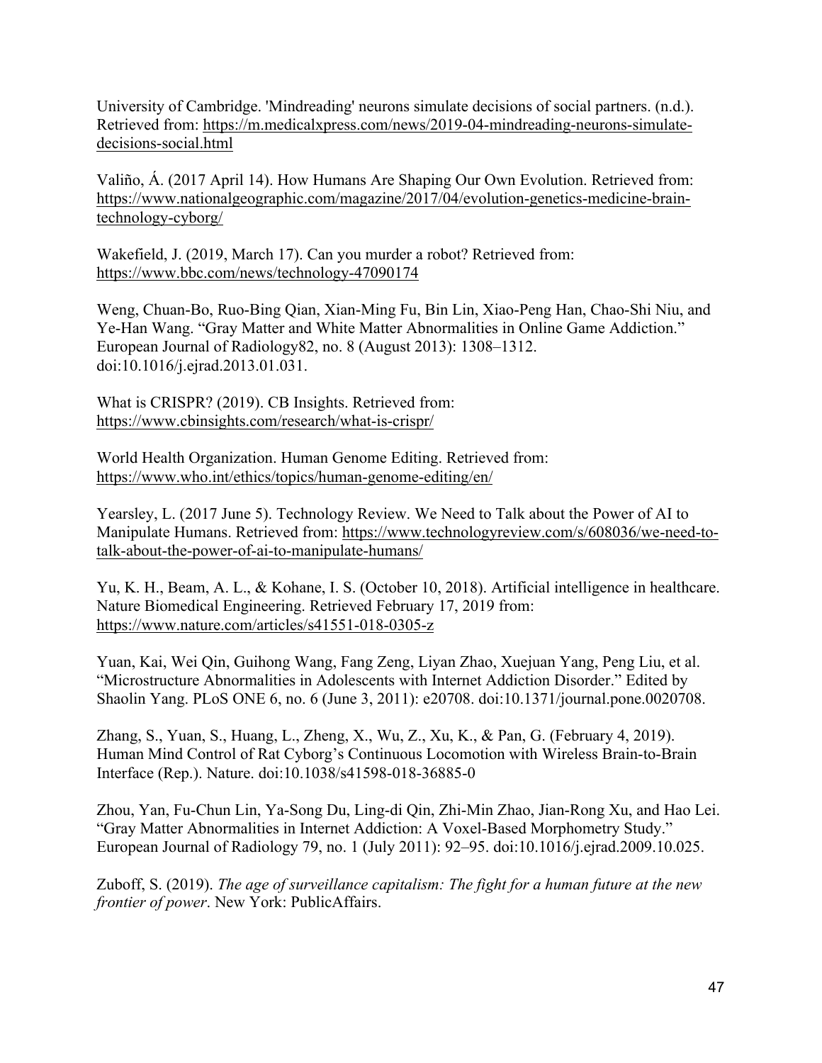University of Cambridge. 'Mindreading' neurons simulate decisions of social partners. (n.d.). Retrieved from: https://m.medicalxpress.com/news/2019-04-mindreading-neurons-simulate-decisions-social.html

Valiño, Á. (2017 April 14). How Humans Are Shaping Our Own Evolution. Retrieved from: https://www.nationalgeographic.com/magazine/2017/04/evolution-genetics-medicine-brain-technology-cyborg/

Wakefield, J. (2019, March 17). Can you murder a robot? Retrieved from: https://www.bbc.com/news/technology-47090174

Weng, Chuan-Bo, Ruo-Bing Qian, Xian-Ming Fu, Bin Lin, Xiao-Peng Han, Chao-Shi Niu, and Ye-Han Wang. "Gray Matter and White Matter Abnormalities in Online Game Addiction." European Journal of Radiology82, no. 8 (August 2013): 1308–1312. doi:10.1016/j.ejrad.2013.01.031.

What is CRISPR? (2019). CB Insights. Retrieved from: https://www.cbinsights.com/research/what-is-crispr/

World Health Organization. Human Genome Editing. Retrieved from: https://www.who.int/ethics/topics/human-genome-editing/en/

Yearsley, L. (2017 June 5). Technology Review. We Need to Talk about the Power of AI to Manipulate Humans. Retrieved from: https://www.technologyreview.com/s/608036/we-need-to-talk-about-the-power-of-ai-to-manipulate-humans/

Yu, K. H., Beam, A. L., & Kohane, I. S. (October 10, 2018). Artificial intelligence in healthcare. Nature Biomedical Engineering. Retrieved February 17, 2019 from: https://www.nature.com/articles/s41551-018-0305-z

Yuan, Kai, Wei Qin, Guihong Wang, Fang Zeng, Liyan Zhao, Xuejuan Yang, Peng Liu, et al. "Microstructure Abnormalities in Adolescents with Internet Addiction Disorder." Edited by Shaolin Yang. PLoS ONE 6, no. 6 (June 3, 2011): e20708. doi:10.1371/journal.pone.0020708.

Zhang, S., Yuan, S., Huang, L., Zheng, X., Wu, Z., Xu, K., & Pan, G. (February 4, 2019). Human Mind Control of Rat Cyborg's Continuous Locomotion with Wireless Brain-to-Brain Interface (Rep.). Nature. doi:10.1038/s41598-018-36885-0

Zhou, Yan, Fu-Chun Lin, Ya-Song Du, Ling-di Qin, Zhi-Min Zhao, Jian-Rong Xu, and Hao Lei. "Gray Matter Abnormalities in Internet Addiction: A Voxel-Based Morphometry Study." European Journal of Radiology 79, no. 1 (July 2011): 92–95. doi:10.1016/j.ejrad.2009.10.025.

Zuboff, S. (2019). *The age of surveillance capitalism: The fight for a human future at the new frontier of power*. New York: PublicAffairs.